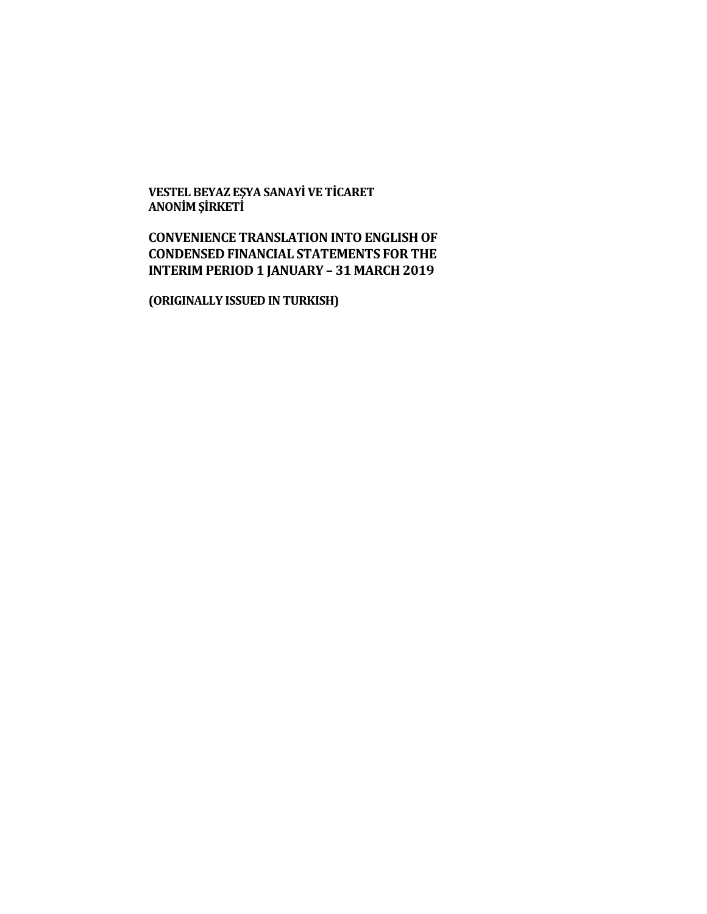**VESTEL BEYAZ EŞYA SANAYİ VE TİCARET ANONİM ŞİRKETİ**

**CONVENIENCE TRANSLATION INTO ENGLISH OF CONDENSED FINANCIAL STATEMENTS FOR THE INTERIM PERIOD 1 JANUARY – 31 MARCH 2019**

**(ORIGINALLY ISSUED IN TURKISH)**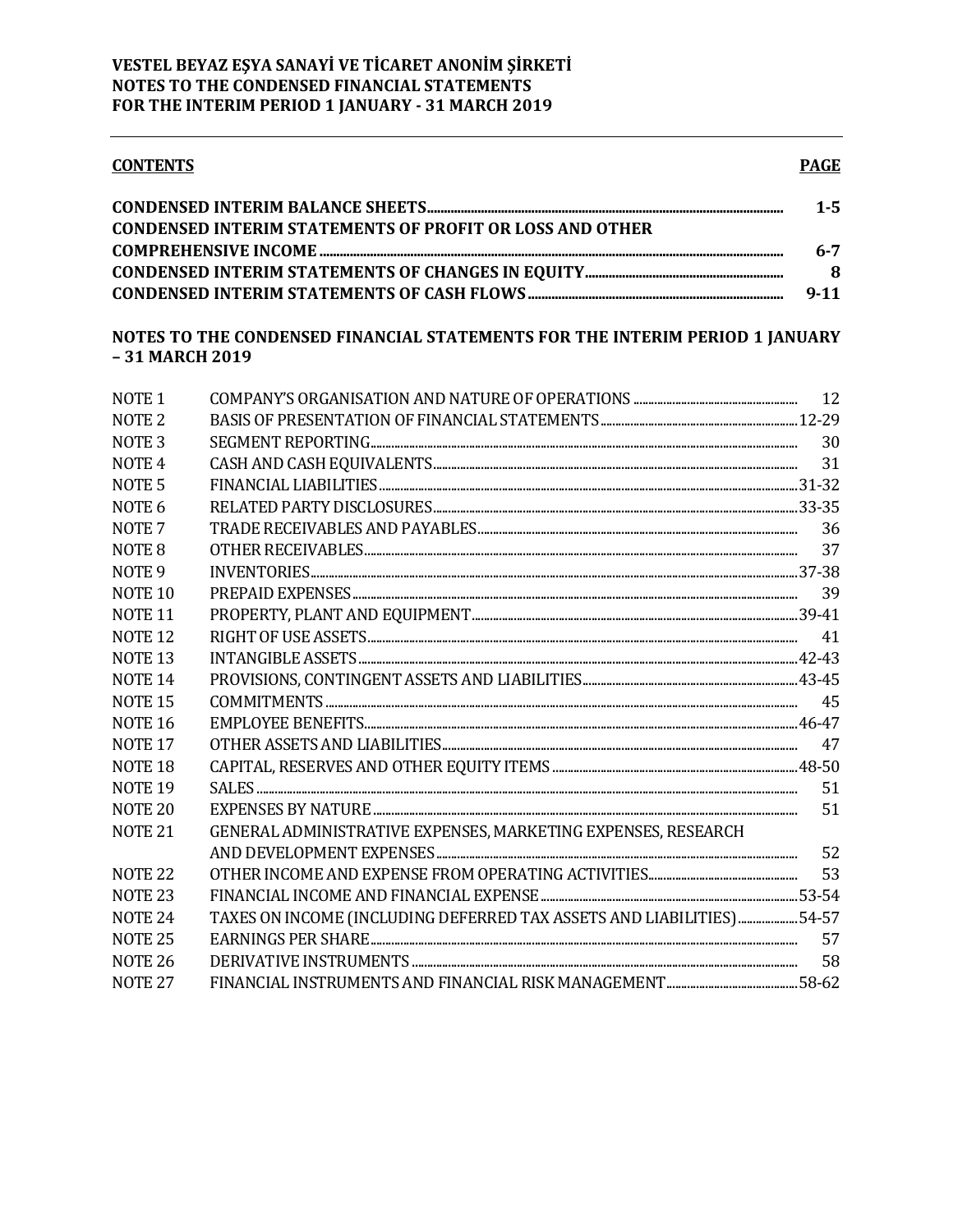**VESTEL BEYAZ EŞYA SANAYİ VE TİCARET ANONİM ŞİRKETİ**
**NOTES TO THE CONDENSED FINANCIAL STATEMENTS**
**FOR THE INTERIM PERIOD 1 JANUARY - 31 MARCH 2019**

| **CONTENTS** | **PAGE** |
|---|---|
| **CONDENSED INTERIM BALANCE SHEETS** | **1-5** |
| **CONDENSED INTERIM STATEMENTS OF PROFIT OR LOSS AND OTHER COMPREHENSIVE INCOME** | **6-7** |
| **CONDENSED INTERIM STATEMENTS OF CHANGES IN EQUITY** | **8** |
| **CONDENSED INTERIM STATEMENTS OF CASH FLOWS** | **9-11** |

**NOTES TO THE CONDENSED FINANCIAL STATEMENTS FOR THE INTERIM PERIOD 1 JANUARY – 31 MARCH 2019**

| | | |
|---|---|---|
| NOTE 1 | COMPANY'S ORGANISATION AND NATURE OF OPERATIONS | 12 |
| NOTE 2 | BASIS OF PRESENTATION OF FINANCIAL STATEMENTS | 12-29 |
| NOTE 3 | SEGMENT REPORTING | 30 |
| NOTE 4 | CASH AND CASH EQUIVALENTS | 31 |
| NOTE 5 | FINANCIAL LIABILITIES | 31-32 |
| NOTE 6 | RELATED PARTY DISCLOSURES | 33-35 |
| NOTE 7 | TRADE RECEIVABLES AND PAYABLES | 36 |
| NOTE 8 | OTHER RECEIVABLES | 37 |
| NOTE 9 | INVENTORIES | 37-38 |
| NOTE 10 | PREPAID EXPENSES | 39 |
| NOTE 11 | PROPERTY, PLANT AND EQUIPMENT | 39-41 |
| NOTE 12 | RIGHT OF USE ASSETS | 41 |
| NOTE 13 | INTANGIBLE ASSETS | 42-43 |
| NOTE 14 | PROVISIONS, CONTINGENT ASSETS AND LIABILITIES | 43-45 |
| NOTE 15 | COMMITMENTS | 45 |
| NOTE 16 | EMPLOYEE BENEFITS | 46-47 |
| NOTE 17 | OTHER ASSETS AND LIABILITIES | 47 |
| NOTE 18 | CAPITAL, RESERVES AND OTHER EQUITY ITEMS | 48-50 |
| NOTE 19 | SALES | 51 |
| NOTE 20 | EXPENSES BY NATURE | 51 |
| NOTE 21 | GENERAL ADMINISTRATIVE EXPENSES, MARKETING EXPENSES, RESEARCH AND DEVELOPMENT EXPENSES | 52 |
| NOTE 22 | OTHER INCOME AND EXPENSE FROM OPERATING ACTIVITIES | 53 |
| NOTE 23 | FINANCIAL INCOME AND FINANCIAL EXPENSE | 53-54 |
| NOTE 24 | TAXES ON INCOME (INCLUDING DEFERRED TAX ASSETS AND LIABILITIES) | 54-57 |
| NOTE 25 | EARNINGS PER SHARE | 57 |
| NOTE 26 | DERIVATIVE INSTRUMENTS | 58 |
| NOTE 27 | FINANCIAL INSTRUMENTS AND FINANCIAL RISK MANAGEMENT | 58-62 |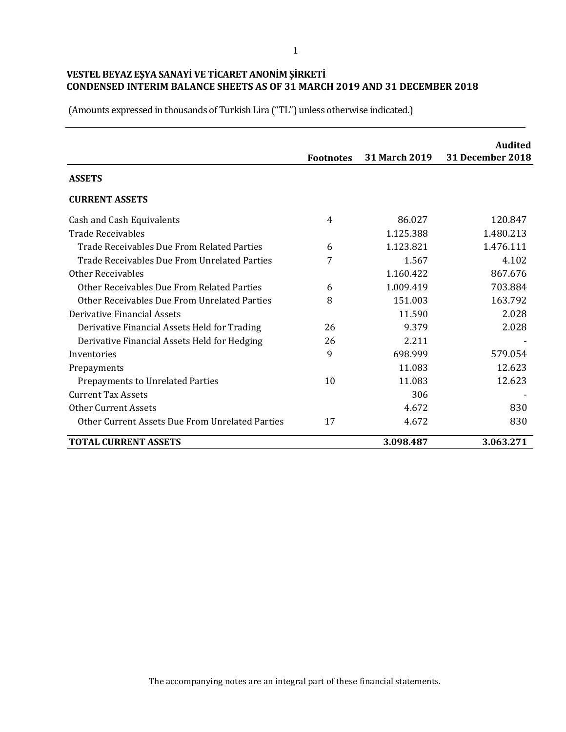**VESTEL BEYAZ EŞYA SANAYİ VE TİCARET ANONİM ŞİRKETİ**
**CONDENSED INTERIM BALANCE SHEETS AS OF 31 MARCH 2019 AND 31 DECEMBER 2018**

(Amounts expressed in thousands of Turkish Lira ("TL") unless otherwise indicated.)

| | Footnotes | 31 March 2019 | Audited 31 December 2018 |
|---|---|---|---|
| **ASSETS** | | | |
| **CURRENT ASSETS** | | | |
| Cash and Cash Equivalents | 4 | 86.027 | 120.847 |
| Trade Receivables | | 1.125.388 | 1.480.213 |
| Trade Receivables Due From Related Parties | 6 | 1.123.821 | 1.476.111 |
| Trade Receivables Due From Unrelated Parties | 7 | 1.567 | 4.102 |
| Other Receivables | | 1.160.422 | 867.676 |
| Other Receivables Due From Related Parties | 6 | 1.009.419 | 703.884 |
| Other Receivables Due From Unrelated Parties | 8 | 151.003 | 163.792 |
| Derivative Financial Assets | | 11.590 | 2.028 |
| Derivative Financial Assets Held for Trading | 26 | 9.379 | 2.028 |
| Derivative Financial Assets Held for Hedging | 26 | 2.211 | - |
| Inventories | 9 | 698.999 | 579.054 |
| Prepayments | | 11.083 | 12.623 |
| Prepayments to Unrelated Parties | 10 | 11.083 | 12.623 |
| Current Tax Assets | | 306 | - |
| Other Current Assets | | 4.672 | 830 |
| Other Current Assets Due From Unrelated Parties | 17 | 4.672 | 830 |
| **TOTAL CURRENT ASSETS** | | **3.098.487** | **3.063.271** |

The accompanying notes are an integral part of these financial statements.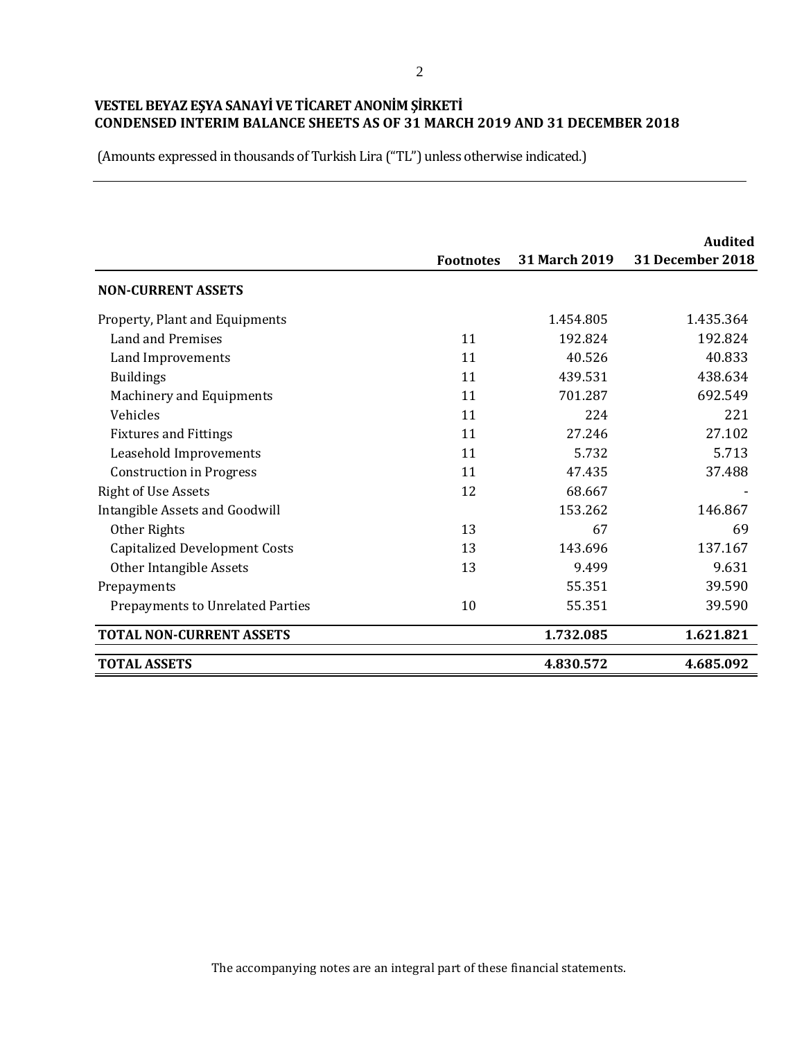**VESTEL BEYAZ EŞYA SANAYİ VE TİCARET ANONİM ŞİRKETİ**
**CONDENSED INTERIM BALANCE SHEETS AS OF 31 MARCH 2019 AND 31 DECEMBER 2018**

(Amounts expressed in thousands of Turkish Lira ("TL") unless otherwise indicated.)

| | Footnotes | 31 March 2019 | Audited 31 December 2018 |
|---|---|---|---|
| **NON-CURRENT ASSETS** | | | |
| Property, Plant and Equipments | | 1.454.805 | 1.435.364 |
| Land and Premises | 11 | 192.824 | 192.824 |
| Land Improvements | 11 | 40.526 | 40.833 |
| Buildings | 11 | 439.531 | 438.634 |
| Machinery and Equipments | 11 | 701.287 | 692.549 |
| Vehicles | 11 | 224 | 221 |
| Fixtures and Fittings | 11 | 27.246 | 27.102 |
| Leasehold Improvements | 11 | 5.732 | 5.713 |
| Construction in Progress | 11 | 47.435 | 37.488 |
| Right of Use Assets | 12 | 68.667 | - |
| Intangible Assets and Goodwill | | 153.262 | 146.867 |
| Other Rights | 13 | 67 | 69 |
| Capitalized Development Costs | 13 | 143.696 | 137.167 |
| Other Intangible Assets | 13 | 9.499 | 9.631 |
| Prepayments | | 55.351 | 39.590 |
| Prepayments to Unrelated Parties | 10 | 55.351 | 39.590 |
| **TOTAL NON-CURRENT ASSETS** | | **1.732.085** | **1.621.821** |
| **TOTAL ASSETS** | | **4.830.572** | **4.685.092** |

The accompanying notes are an integral part of these financial statements.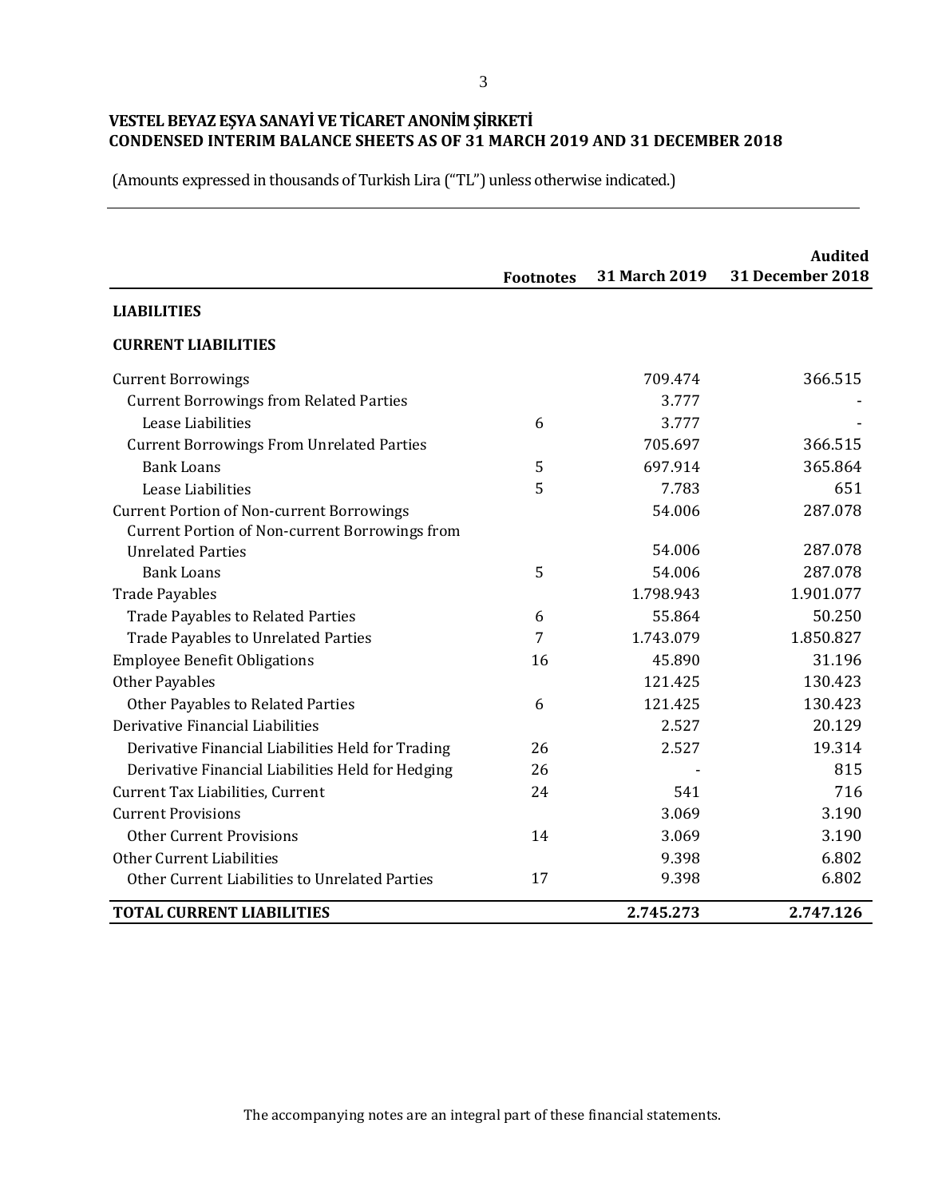**VESTEL BEYAZ EŞYA SANAYİ VE TİCARET ANONİM ŞİRKETİ**
**CONDENSED INTERIM BALANCE SHEETS AS OF 31 MARCH 2019 AND 31 DECEMBER 2018**

(Amounts expressed in thousands of Turkish Lira ("TL") unless otherwise indicated.)

| | Footnotes | 31 March 2019 | Audited 31 December 2018 |
|---|---|---|---|
| **LIABILITIES** | | | |
| **CURRENT LIABILITIES** | | | |
| Current Borrowings | | 709.474 | 366.515 |
| Current Borrowings from Related Parties | | 3.777 | - |
| Lease Liabilities | 6 | 3.777 | - |
| Current Borrowings From Unrelated Parties | | 705.697 | 366.515 |
| Bank Loans | 5 | 697.914 | 365.864 |
| Lease Liabilities | 5 | 7.783 | 651 |
| Current Portion of Non-current Borrowings | | 54.006 | 287.078 |
| Current Portion of Non-current Borrowings from Unrelated Parties | | 54.006 | 287.078 |
| Bank Loans | 5 | 54.006 | 287.078 |
| Trade Payables | | 1.798.943 | 1.901.077 |
| Trade Payables to Related Parties | 6 | 55.864 | 50.250 |
| Trade Payables to Unrelated Parties | 7 | 1.743.079 | 1.850.827 |
| Employee Benefit Obligations | 16 | 45.890 | 31.196 |
| Other Payables | | 121.425 | 130.423 |
| Other Payables to Related Parties | 6 | 121.425 | 130.423 |
| Derivative Financial Liabilities | | 2.527 | 20.129 |
| Derivative Financial Liabilities Held for Trading | 26 | 2.527 | 19.314 |
| Derivative Financial Liabilities Held for Hedging | 26 | - | 815 |
| Current Tax Liabilities, Current | 24 | 541 | 716 |
| Current Provisions | | 3.069 | 3.190 |
| Other Current Provisions | 14 | 3.069 | 3.190 |
| Other Current Liabilities | | 9.398 | 6.802 |
| Other Current Liabilities to Unrelated Parties | 17 | 9.398 | 6.802 |
| **TOTAL CURRENT LIABILITIES** | | **2.745.273** | **2.747.126** |

The accompanying notes are an integral part of these financial statements.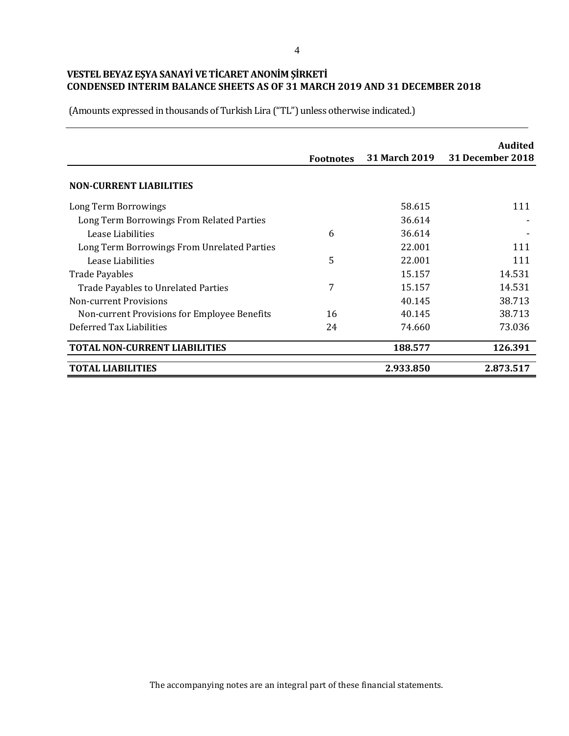**VESTEL BEYAZ EŞYA SANAYİ VE TİCARET ANONİM ŞİRKETİ**
**CONDENSED INTERIM BALANCE SHEETS AS OF 31 MARCH 2019 AND 31 DECEMBER 2018**

(Amounts expressed in thousands of Turkish Lira ("TL") unless otherwise indicated.)

| | Footnotes | 31 March 2019 | Audited 31 December 2018 |
|---|---|---|---|
| **NON-CURRENT LIABILITIES** | | | |
| Long Term Borrowings | | 58.615 | 111 |
| Long Term Borrowings From Related Parties | | 36.614 | - |
| Lease Liabilities | 6 | 36.614 | - |
| Long Term Borrowings From Unrelated Parties | | 22.001 | 111 |
| Lease Liabilities | 5 | 22.001 | 111 |
| Trade Payables | | 15.157 | 14.531 |
| Trade Payables to Unrelated Parties | 7 | 15.157 | 14.531 |
| Non-current Provisions | | 40.145 | 38.713 |
| Non-current Provisions for Employee Benefits | 16 | 40.145 | 38.713 |
| Deferred Tax Liabilities | 24 | 74.660 | 73.036 |
| **TOTAL NON-CURRENT LIABILITIES** | | **188.577** | **126.391** |
| **TOTAL LIABILITIES** | | **2.933.850** | **2.873.517** |

The accompanying notes are an integral part of these financial statements.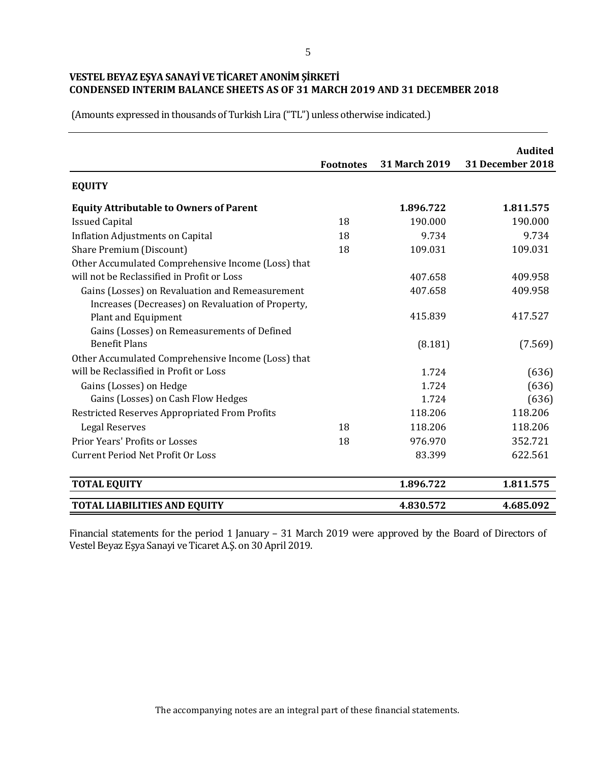# VESTEL BEYAZ EŞYA SANAYİ VE TİCARET ANONİM ŞİRKETİ
## CONDENSED INTERIM BALANCE SHEETS AS OF 31 MARCH 2019 AND 31 DECEMBER 2018

(Amounts expressed in thousands of Turkish Lira ("TL") unless otherwise indicated.)

| | Footnotes | 31 March 2019 | Audited 31 December 2018 |
|---|---|---|---|
| **EQUITY** | | | |
| **Equity Attributable to Owners of Parent** | | **1.896.722** | **1.811.575** |
| Issued Capital | 18 | 190.000 | 190.000 |
| Inflation Adjustments on Capital | 18 | 9.734 | 9.734 |
| Share Premium (Discount) | 18 | 109.031 | 109.031 |
| Other Accumulated Comprehensive Income (Loss) that will not be Reclassified in Profit or Loss | | 407.658 | 409.958 |
| Gains (Losses) on Revaluation and Remeasurement | | 407.658 | 409.958 |
| Increases (Decreases) on Revaluation of Property, Plant and Equipment | | 415.839 | 417.527 |
| Gains (Losses) on Remeasurements of Defined Benefit Plans | | (8.181) | (7.569) |
| Other Accumulated Comprehensive Income (Loss) that will be Reclassified in Profit or Loss | | 1.724 | (636) |
| Gains (Losses) on Hedge | | 1.724 | (636) |
| Gains (Losses) on Cash Flow Hedges | | 1.724 | (636) |
| Restricted Reserves Appropriated From Profits | | 118.206 | 118.206 |
| Legal Reserves | 18 | 118.206 | 118.206 |
| Prior Years' Profits or Losses | 18 | 976.970 | 352.721 |
| Current Period Net Profit Or Loss | | 83.399 | 622.561 |
| **TOTAL EQUITY** | | **1.896.722** | **1.811.575** |
| **TOTAL LIABILITIES AND EQUITY** | | **4.830.572** | **4.685.092** |

Financial statements for the period 1 January – 31 March 2019 were approved by the Board of Directors of Vestel Beyaz Eşya Sanayi ve Ticaret A.Ş. on 30 April 2019.

The accompanying notes are an integral part of these financial statements.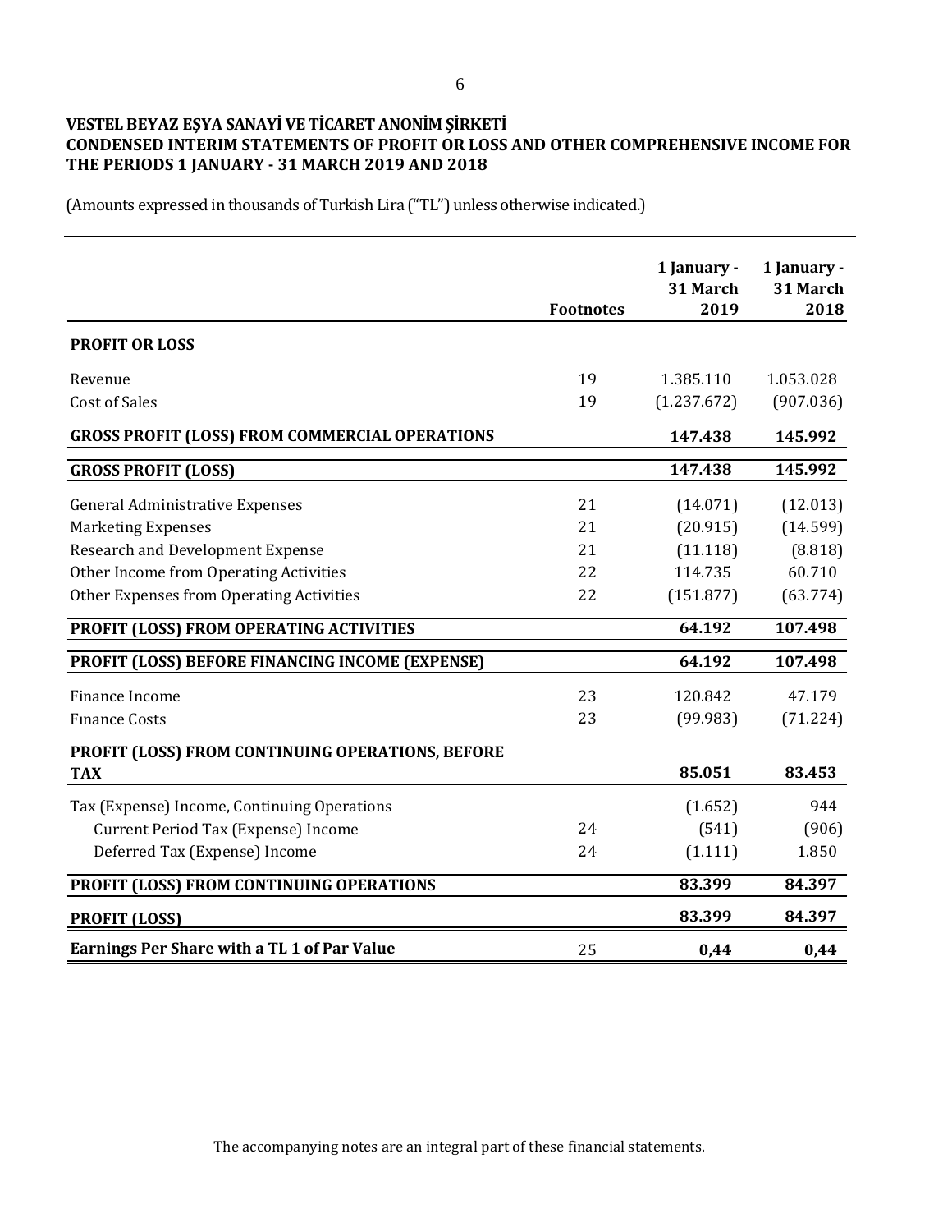**VESTEL BEYAZ EŞYA SANAYİ VE TİCARET ANONİM ŞİRKETİ**
**CONDENSED INTERIM STATEMENTS OF PROFIT OR LOSS AND OTHER COMPREHENSIVE INCOME FOR THE PERIODS 1 JANUARY - 31 MARCH 2019 AND 2018**

(Amounts expressed in thousands of Turkish Lira ("TL") unless otherwise indicated.)

| | Footnotes | 1 January - 31 March 2019 | 1 January - 31 March 2018 |
|---|---|---|---|
| **PROFIT OR LOSS** | | | |
| Revenue | 19 | 1.385.110 | 1.053.028 |
| Cost of Sales | 19 | (1.237.672) | (907.036) |
| **GROSS PROFIT (LOSS) FROM COMMERCIAL OPERATIONS** | | **147.438** | **145.992** |
| **GROSS PROFIT (LOSS)** | | **147.438** | **145.992** |
| General Administrative Expenses | 21 | (14.071) | (12.013) |
| Marketing Expenses | 21 | (20.915) | (14.599) |
| Research and Development Expense | 21 | (11.118) | (8.818) |
| Other Income from Operating Activities | 22 | 114.735 | 60.710 |
| Other Expenses from Operating Activities | 22 | (151.877) | (63.774) |
| **PROFIT (LOSS) FROM OPERATING ACTIVITIES** | | **64.192** | **107.498** |
| **PROFIT (LOSS) BEFORE FINANCING INCOME (EXPENSE)** | | **64.192** | **107.498** |
| Finance Income | 23 | 120.842 | 47.179 |
| Fınance Costs | 23 | (99.983) | (71.224) |
| **PROFIT (LOSS) FROM CONTINUING OPERATIONS, BEFORE TAX** | | **85.051** | **83.453** |
| Tax (Expense) Income, Continuing Operations | | (1.652) | 944 |
| Current Period Tax (Expense) Income | 24 | (541) | (906) |
| Deferred Tax (Expense) Income | 24 | (1.111) | 1.850 |
| **PROFIT (LOSS) FROM CONTINUING OPERATIONS** | | **83.399** | **84.397** |
| **PROFIT (LOSS)** | | **83.399** | **84.397** |
| **Earnings Per Share with a TL 1 of Par Value** | 25 | **0,44** | **0,44** |

The accompanying notes are an integral part of these financial statements.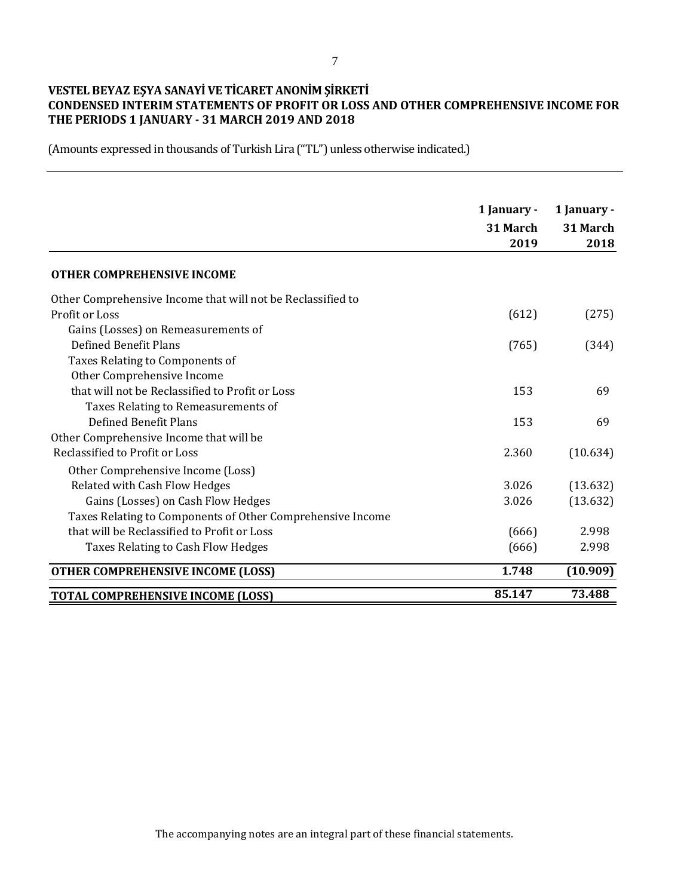**VESTEL BEYAZ EŞYA SANAYİ VE TİCARET ANONİM ŞİRKETİ**
**CONDENSED INTERIM STATEMENTS OF PROFIT OR LOSS AND OTHER COMPREHENSIVE INCOME FOR THE PERIODS 1 JANUARY - 31 MARCH 2019 AND 2018**

(Amounts expressed in thousands of Turkish Lira ("TL") unless otherwise indicated.)

| | 1 January - 31 March 2019 | 1 January - 31 March 2018 |
|---|---|---|
| **OTHER COMPREHENSIVE INCOME** | | |
| Other Comprehensive Income that will not be Reclassified to Profit or Loss | (612) | (275) |
| Gains (Losses) on Remeasurements of Defined Benefit Plans | (765) | (344) |
| Taxes Relating to Components of Other Comprehensive Income that will not be Reclassified to Profit or Loss | 153 | 69 |
| Taxes Relating to Remeasurements of Defined Benefit Plans | 153 | 69 |
| Other Comprehensive Income that will be Reclassified to Profit or Loss | 2.360 | (10.634) |
| Other Comprehensive Income (Loss) Related with Cash Flow Hedges | 3.026 | (13.632) |
| Gains (Losses) on Cash Flow Hedges | 3.026 | (13.632) |
| Taxes Relating to Components of Other Comprehensive Income that will be Reclassified to Profit or Loss | (666) | 2.998 |
| Taxes Relating to Cash Flow Hedges | (666) | 2.998 |
| **OTHER COMPREHENSIVE INCOME (LOSS)** | **1.748** | **(10.909)** |
| **TOTAL COMPREHENSIVE INCOME (LOSS)** | **85.147** | **73.488** |

The accompanying notes are an integral part of these financial statements.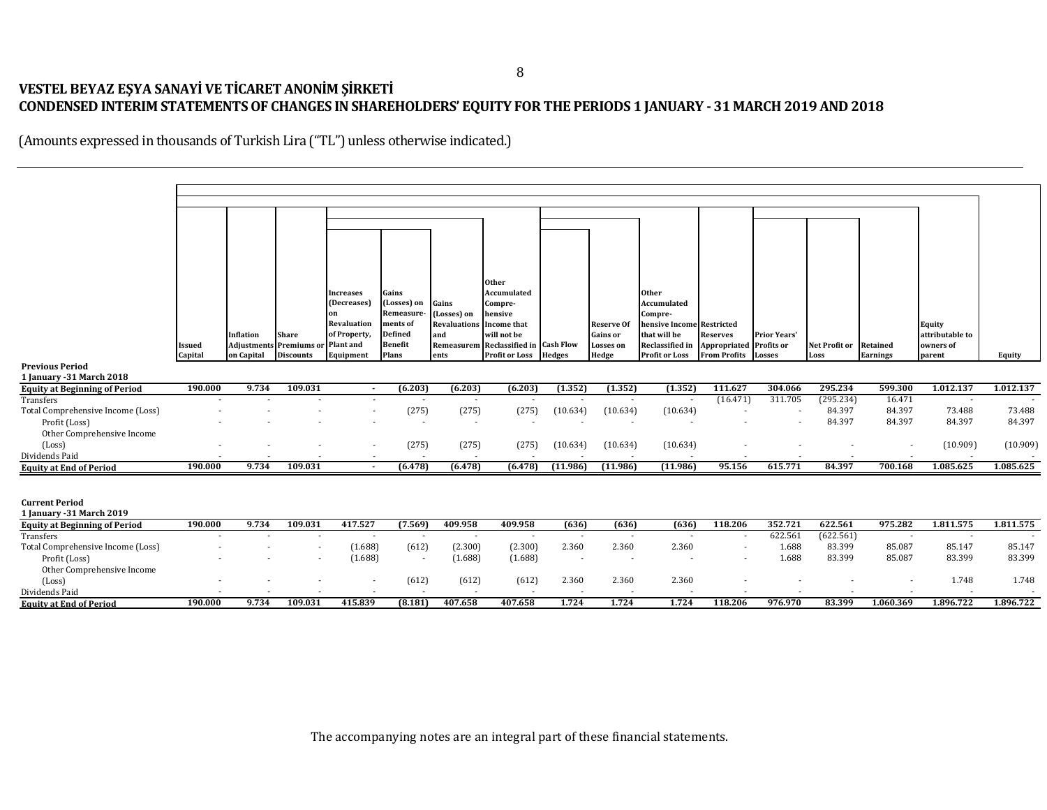# VESTEL BEYAZ EŞYA SANAYİ VE TİCARET ANONİM ŞİRKETİ
## CONDENSED INTERIM STATEMENTS OF CHANGES IN SHAREHOLDERS' EQUITY FOR THE PERIODS 1 JANUARY - 31 MARCH 2019 AND 2018

(Amounts expressed in thousands of Turkish Lira ("TL") unless otherwise indicated.)

| | Issued Capital | Inflation Adjustments on Capital | Share Premiums or Discounts | Increases (Decreases) on Revaluation of Property, Plant and Equipment | Gains (Losses) on Remeasurements of Defined Benefit Plans | Gains (Losses) on Revaluations and Remeasurements | Other Accumulated Comprehensive Income that will not be Reclassified in Profit or Loss | Cash Flow Hedges | Reserve Of Gains or Losses on Hedge | Other Accumulated Comprehensive Income that will be Reclassified in Profit or Loss | Restricted Reserves Appropriated From Profits | Prior Years' Profits or Losses | Net Profit or Loss | Retained Earnings | Equity attributable to owners of parent | Equity |
|---|---|---|---|---|---|---|---|---|---|---|---|---|---|---|---|---|
| **Previous Period** | | | | | | | | | | | | | | | | |
| **1 January -31 March 2018** | | | | | | | | | | | | | | | | |
| **Equity at Beginning of Period** | **190.000** | **9.734** | **109.031** | **-** | **(6.203)** | **(6.203)** | **(6.203)** | **(1.352)** | **(1.352)** | **(1.352)** | **111.627** | **304.066** | **295.234** | **599.300** | **1.012.137** | **1.012.137** |
| Transfers | - | - | - | - | - | - | - | - | - | - | (16.471) | 311.705 | (295.234) | 16.471 | - | - |
| Total Comprehensive Income (Loss) | - | - | - | - | (275) | (275) | (275) | (10.634) | (10.634) | (10.634) | - | - | 84.397 | 84.397 | 73.488 | 73.488 |
| Profit (Loss) | - | - | - | - | - | - | - | - | - | - | - | - | 84.397 | 84.397 | 84.397 | 84.397 |
| Other Comprehensive Income (Loss) | - | - | - | - | (275) | (275) | (275) | (10.634) | (10.634) | (10.634) | - | - | - | - | (10.909) | (10.909) |
| Dividends Paid | - | - | - | - | - | - | - | - | - | - | - | - | - | - | - | - |
| **Equity at End of Period** | **190.000** | **9.734** | **109.031** | **-** | **(6.478)** | **(6.478)** | **(6.478)** | **(11.986)** | **(11.986)** | **(11.986)** | **95.156** | **615.771** | **84.397** | **700.168** | **1.085.625** | **1.085.625** |
| **Current Period** | | | | | | | | | | | | | | | | |
| **1 January -31 March 2019** | | | | | | | | | | | | | | | | |
| **Equity at Beginning of Period** | **190.000** | **9.734** | **109.031** | **417.527** | **(7.569)** | **409.958** | **409.958** | **(636)** | **(636)** | **(636)** | **118.206** | **352.721** | **622.561** | **975.282** | **1.811.575** | **1.811.575** |
| Transfers | - | - | - | - | - | - | - | - | - | - | - | 622.561 | (622.561) | - | - | - |
| Total Comprehensive Income (Loss) | - | - | - | (1.688) | (612) | (2.300) | (2.300) | 2.360 | 2.360 | 2.360 | - | 1.688 | 83.399 | 85.087 | 85.147 | 85.147 |
| Profit (Loss) | - | - | - | (1.688) | - | (1.688) | (1.688) | - | - | - | - | 1.688 | 83.399 | 85.087 | 83.399 | 83.399 |
| Other Comprehensive Income (Loss) | - | - | - | - | (612) | (612) | (612) | 2.360 | 2.360 | 2.360 | - | - | - | - | 1.748 | 1.748 |
| Dividends Paid | - | - | - | - | - | - | - | - | - | - | - | - | - | - | - | - |
| **Equity at End of Period** | **190.000** | **9.734** | **109.031** | **415.839** | **(8.181)** | **407.658** | **407.658** | **1.724** | **1.724** | **1.724** | **118.206** | **976.970** | **83.399** | **1.060.369** | **1.896.722** | **1.896.722** |

The accompanying notes are an integral part of these financial statements.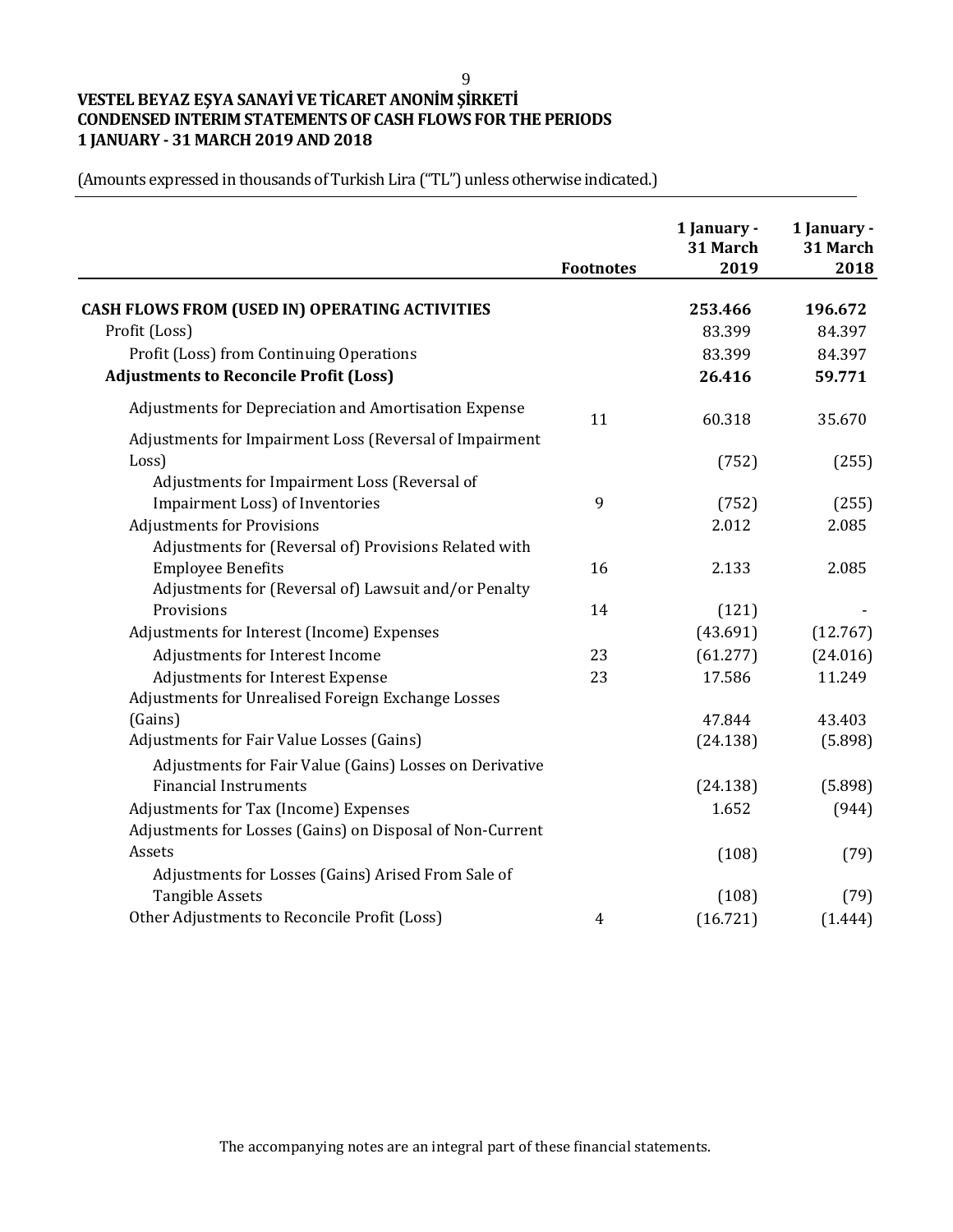**VESTEL BEYAZ EŞYA SANAYİ VE TİCARET ANONİM ŞİRKETİ**
**CONDENSED INTERIM STATEMENTS OF CASH FLOWS FOR THE PERIODS**
**1 JANUARY - 31 MARCH 2019 AND 2018**

(Amounts expressed in thousands of Turkish Lira ("TL") unless otherwise indicated.)

| | Footnotes | 1 January - 31 March 2019 | 1 January - 31 March 2018 |
|---|---|---|---|
| **CASH FLOWS FROM (USED IN) OPERATING ACTIVITIES** | | **253.466** | **196.672** |
| Profit (Loss) | | 83.399 | 84.397 |
| Profit (Loss) from Continuing Operations | | 83.399 | 84.397 |
| **Adjustments to Reconcile Profit (Loss)** | | **26.416** | **59.771** |
| Adjustments for Depreciation and Amortisation Expense | 11 | 60.318 | 35.670 |
| Adjustments for Impairment Loss (Reversal of Impairment Loss) | | (752) | (255) |
| Adjustments for Impairment Loss (Reversal of Impairment Loss) of Inventories | 9 | (752) | (255) |
| Adjustments for Provisions | | 2.012 | 2.085 |
| Adjustments for (Reversal of) Provisions Related with Employee Benefits | 16 | 2.133 | 2.085 |
| Adjustments for (Reversal of) Lawsuit and/or Penalty Provisions | 14 | (121) | - |
| Adjustments for Interest (Income) Expenses | | (43.691) | (12.767) |
| Adjustments for Interest Income | 23 | (61.277) | (24.016) |
| Adjustments for Interest Expense | 23 | 17.586 | 11.249 |
| Adjustments for Unrealised Foreign Exchange Losses (Gains) | | 47.844 | 43.403 |
| Adjustments for Fair Value Losses (Gains) | | (24.138) | (5.898) |
| Adjustments for Fair Value (Gains) Losses on Derivative Financial Instruments | | (24.138) | (5.898) |
| Adjustments for Tax (Income) Expenses | | 1.652 | (944) |
| Adjustments for Losses (Gains) on Disposal of Non-Current Assets | | (108) | (79) |
| Adjustments for Losses (Gains) Arised From Sale of Tangible Assets | | (108) | (79) |
| Other Adjustments to Reconcile Profit (Loss) | 4 | (16.721) | (1.444) |

The accompanying notes are an integral part of these financial statements.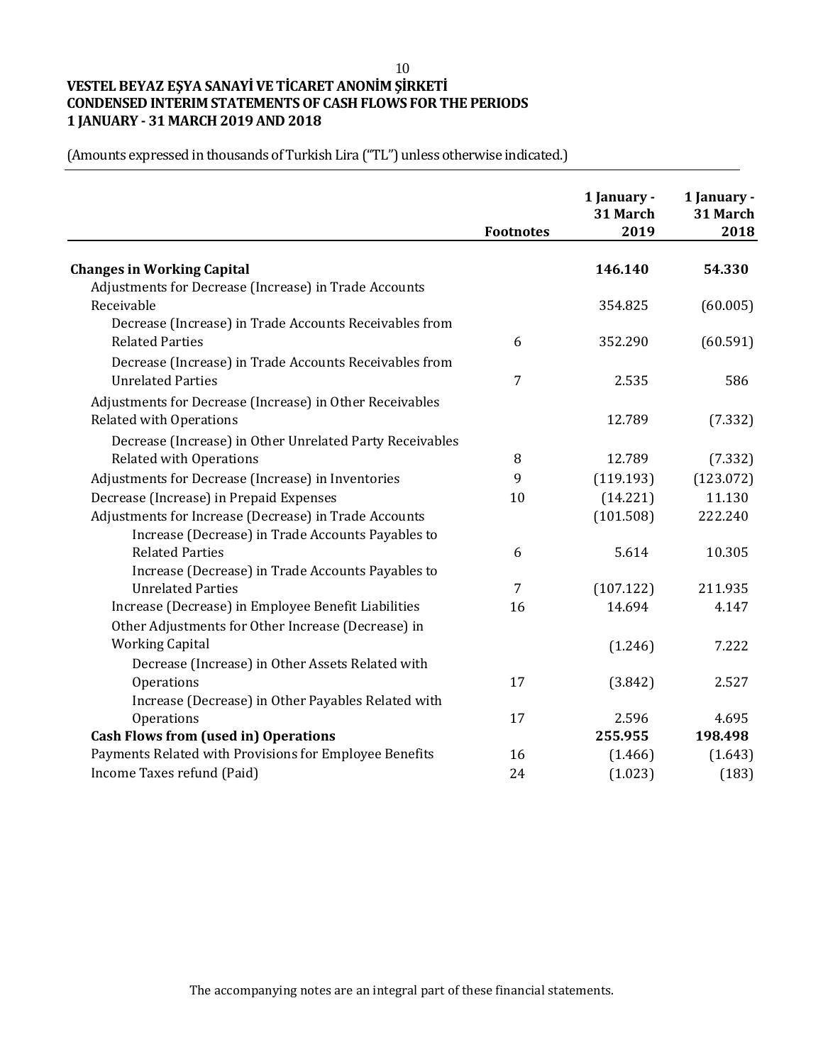# VESTEL BEYAZ EŞYA SANAYİ VE TİCARET ANONİM ŞİRKETİ
## CONDENSED INTERIM STATEMENTS OF CASH FLOWS FOR THE PERIODS
## 1 JANUARY - 31 MARCH 2019 AND 2018

(Amounts expressed in thousands of Turkish Lira ("TL") unless otherwise indicated.)

| | Footnotes | 1 January - 31 March 2019 | 1 January - 31 March 2018 |
|---|---|---|---|
| **Changes in Working Capital** | | **146.140** | **54.330** |
| Adjustments for Decrease (Increase) in Trade Accounts Receivable | | 354.825 | (60.005) |
| Decrease (Increase) in Trade Accounts Receivables from Related Parties | 6 | 352.290 | (60.591) |
| Decrease (Increase) in Trade Accounts Receivables from Unrelated Parties | 7 | 2.535 | 586 |
| Adjustments for Decrease (Increase) in Other Receivables Related with Operations | | 12.789 | (7.332) |
| Decrease (Increase) in Other Unrelated Party Receivables Related with Operations | 8 | 12.789 | (7.332) |
| Adjustments for Decrease (Increase) in Inventories | 9 | (119.193) | (123.072) |
| Decrease (Increase) in Prepaid Expenses | 10 | (14.221) | 11.130 |
| Adjustments for Increase (Decrease) in Trade Accounts | | (101.508) | 222.240 |
| Increase (Decrease) in Trade Accounts Payables to Related Parties | 6 | 5.614 | 10.305 |
| Increase (Decrease) in Trade Accounts Payables to Unrelated Parties | 7 | (107.122) | 211.935 |
| Increase (Decrease) in Employee Benefit Liabilities | 16 | 14.694 | 4.147 |
| Other Adjustments for Other Increase (Decrease) in Working Capital | | (1.246) | 7.222 |
| Decrease (Increase) in Other Assets Related with Operations | 17 | (3.842) | 2.527 |
| Increase (Decrease) in Other Payables Related with Operations | 17 | 2.596 | 4.695 |
| **Cash Flows from (used in) Operations** | | **255.955** | **198.498** |
| Payments Related with Provisions for Employee Benefits | 16 | (1.466) | (1.643) |
| Income Taxes refund (Paid) | 24 | (1.023) | (183) |

The accompanying notes are an integral part of these financial statements.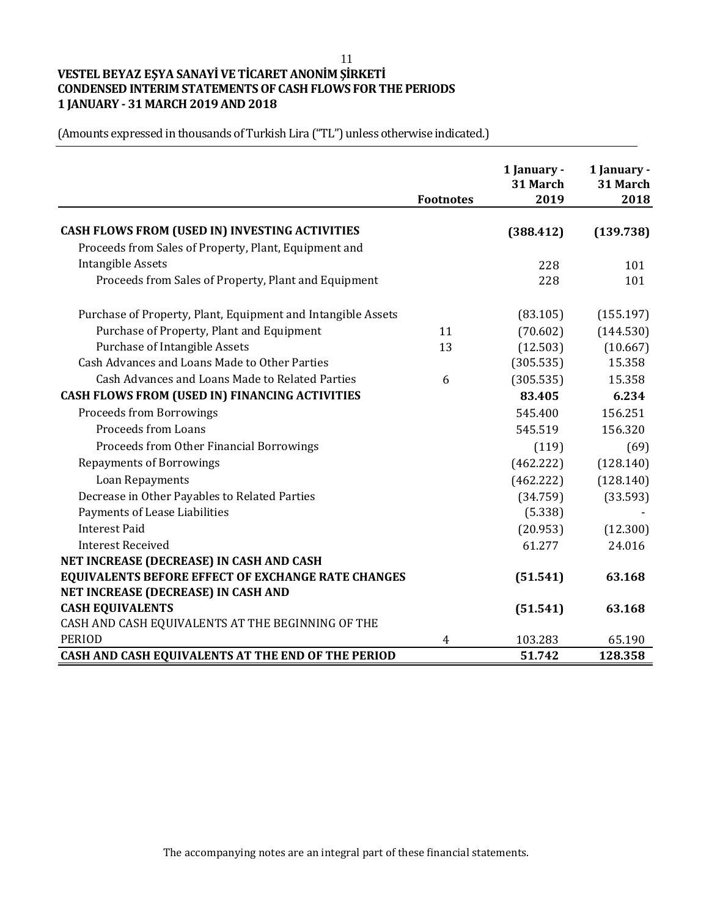**VESTEL BEYAZ EŞYA SANAYİ VE TİCARET ANONİM ŞİRKETİ**
**CONDENSED INTERIM STATEMENTS OF CASH FLOWS FOR THE PERIODS**
**1 JANUARY - 31 MARCH 2019 AND 2018**

(Amounts expressed in thousands of Turkish Lira ("TL") unless otherwise indicated.)

| | Footnotes | 1 January - 31 March 2019 | 1 January - 31 March 2018 |
|---|---|---|---|
| **CASH FLOWS FROM (USED IN) INVESTING ACTIVITIES** | | **(388.412)** | **(139.738)** |
| Proceeds from Sales of Property, Plant, Equipment and Intangible Assets | | 228 | 101 |
| Proceeds from Sales of Property, Plant and Equipment | | 228 | 101 |
| Purchase of Property, Plant, Equipment and Intangible Assets | | (83.105) | (155.197) |
| Purchase of Property, Plant and Equipment | 11 | (70.602) | (144.530) |
| Purchase of Intangible Assets | 13 | (12.503) | (10.667) |
| Cash Advances and Loans Made to Other Parties | | (305.535) | 15.358 |
| Cash Advances and Loans Made to Related Parties | 6 | (305.535) | 15.358 |
| **CASH FLOWS FROM (USED IN) FINANCING ACTIVITIES** | | **83.405** | **6.234** |
| Proceeds from Borrowings | | 545.400 | 156.251 |
| Proceeds from Loans | | 545.519 | 156.320 |
| Proceeds from Other Financial Borrowings | | (119) | (69) |
| Repayments of Borrowings | | (462.222) | (128.140) |
| Loan Repayments | | (462.222) | (128.140) |
| Decrease in Other Payables to Related Parties | | (34.759) | (33.593) |
| Payments of Lease Liabilities | | (5.338) | - |
| Interest Paid | | (20.953) | (12.300) |
| Interest Received | | 61.277 | 24.016 |
| **NET INCREASE (DECREASE) IN CASH AND CASH EQUIVALENTS BEFORE EFFECT OF EXCHANGE RATE CHANGES** | | **(51.541)** | **63.168** |
| **NET INCREASE (DECREASE) IN CASH AND CASH EQUIVALENTS** | | **(51.541)** | **63.168** |
| CASH AND CASH EQUIVALENTS AT THE BEGINNING OF THE PERIOD | 4 | 103.283 | 65.190 |
| **CASH AND CASH EQUIVALENTS AT THE END OF THE PERIOD** | | **51.742** | **128.358** |

The accompanying notes are an integral part of these financial statements.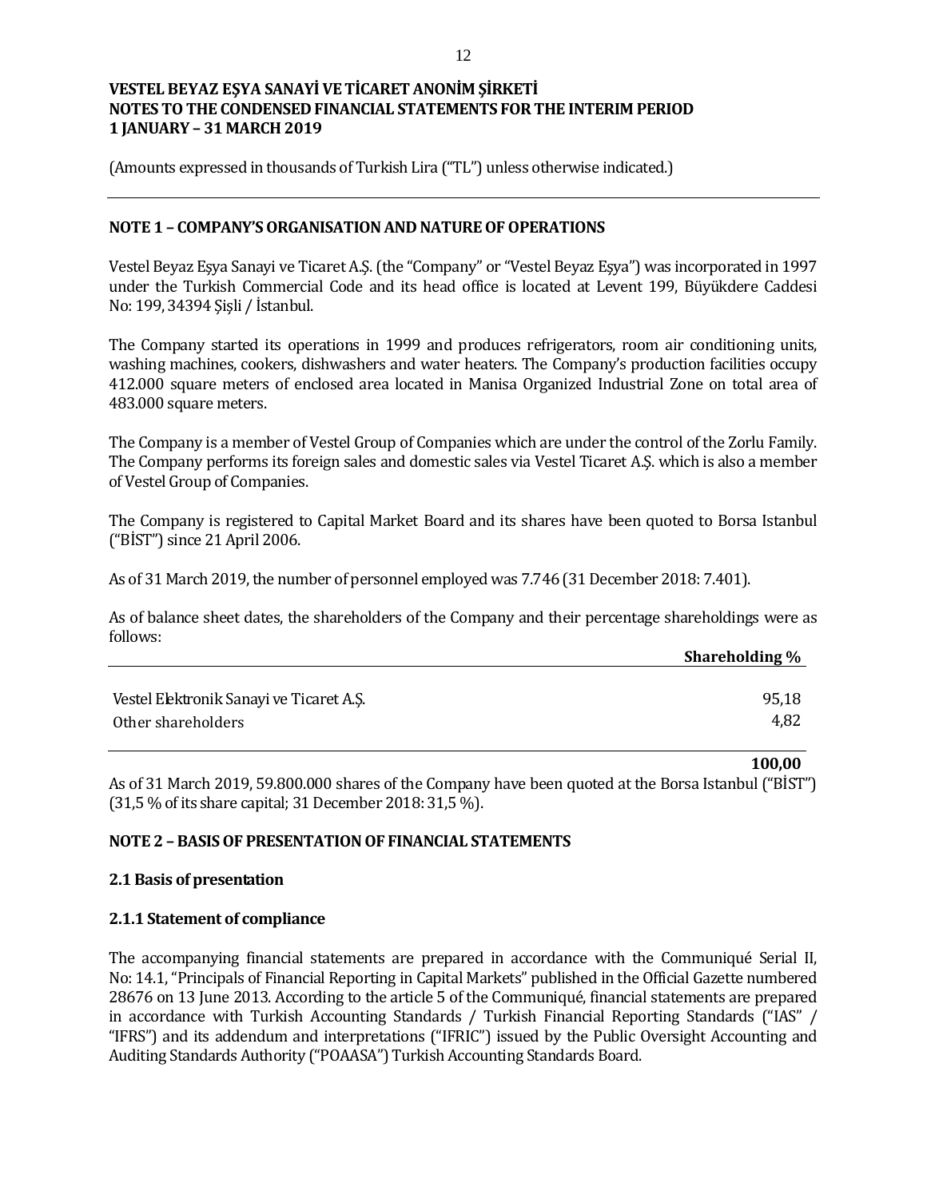# VESTEL BEYAZ EŞYA SANAYİ VE TİCARET ANONİM ŞİRKETİ
## NOTES TO THE CONDENSED FINANCIAL STATEMENTS FOR THE INTERIM PERIOD
## 1 JANUARY – 31 MARCH 2019

(Amounts expressed in thousands of Turkish Lira ("TL") unless otherwise indicated.)

---

### NOTE 1 – COMPANY'S ORGANISATION AND NATURE OF OPERATIONS

Vestel Beyaz Eşya Sanayi ve Ticaret A.Ş. (the "Company" or "Vestel Beyaz Eşya") was incorporated in 1997 under the Turkish Commercial Code and its head office is located at Levent 199, Büyükdere Caddesi No: 199, 34394 Şişli / İstanbul.

The Company started its operations in 1999 and produces refrigerators, room air conditioning units, washing machines, cookers, dishwashers and water heaters. The Company's production facilities occupy 412.000 square meters of enclosed area located in Manisa Organized Industrial Zone on total area of 483.000 square meters.

The Company is a member of Vestel Group of Companies which are under the control of the Zorlu Family. The Company performs its foreign sales and domestic sales via Vestel Ticaret A.Ş. which is also a member of Vestel Group of Companies.

The Company is registered to Capital Market Board and its shares have been quoted to Borsa Istanbul ("BİST") since 21 April 2006.

As of 31 March 2019, the number of personnel employed was 7.746 (31 December 2018: 7.401).

As of balance sheet dates, the shareholders of the Company and their percentage shareholdings were as follows:

| | Shareholding % |
|---|---|
| Vestel Elektronik Sanayi ve Ticaret A.Ş. | 95,18 |
| Other shareholders | 4,82 |
| | **100,00** |

As of 31 March 2019, 59.800.000 shares of the Company have been quoted at the Borsa Istanbul ("BİST") (31,5 % of its share capital; 31 December 2018: 31,5 %).

### NOTE 2 – BASIS OF PRESENTATION OF FINANCIAL STATEMENTS

#### 2.1 Basis of presentation

#### 2.1.1 Statement of compliance

The accompanying financial statements are prepared in accordance with the Communiqué Serial II, No: 14.1, "Principals of Financial Reporting in Capital Markets" published in the Official Gazette numbered 28676 on 13 June 2013. According to the article 5 of the Communiqué, financial statements are prepared in accordance with Turkish Accounting Standards / Turkish Financial Reporting Standards ("IAS" / "IFRS") and its addendum and interpretations ("IFRIC") issued by the Public Oversight Accounting and Auditing Standards Authority ("POAASA") Turkish Accounting Standards Board.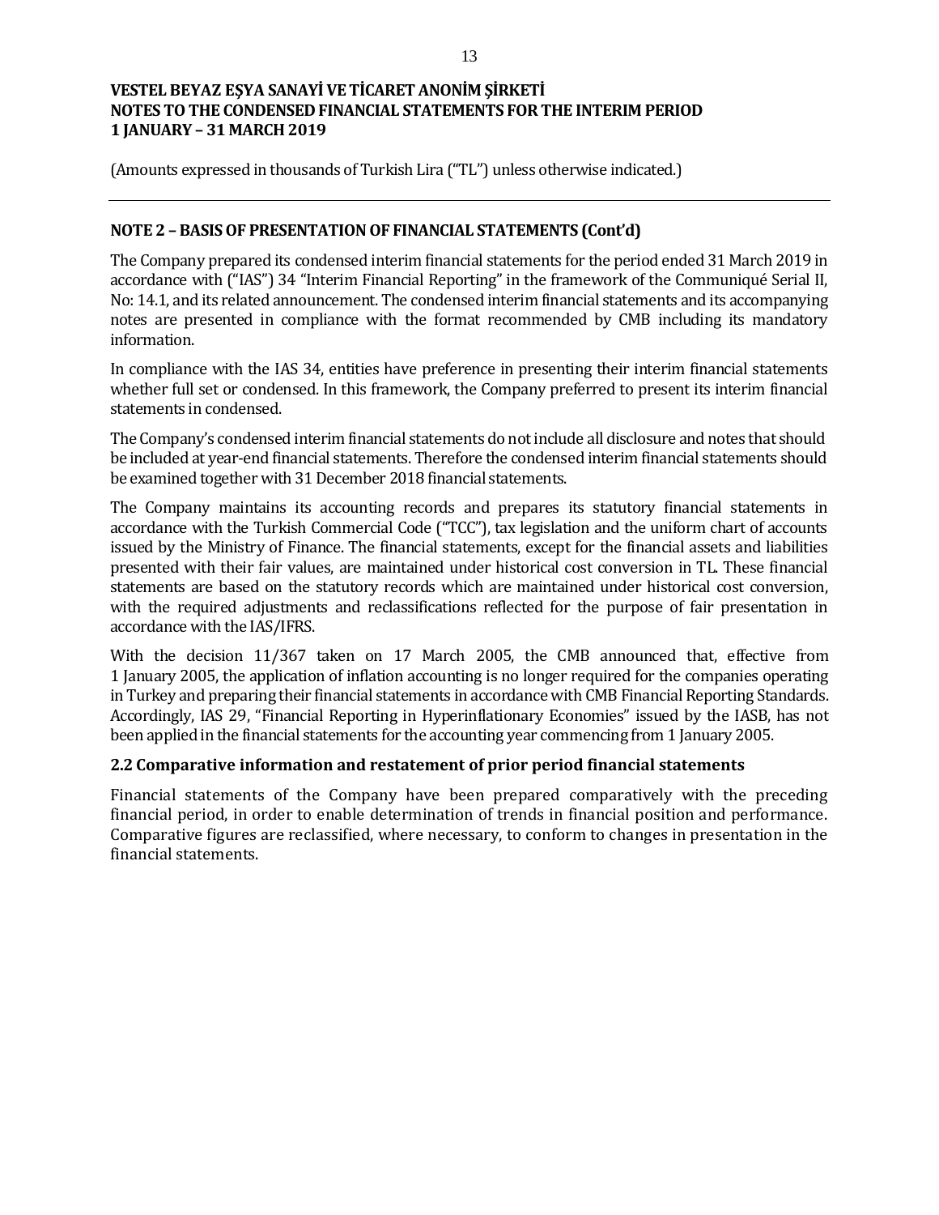(Amounts expressed in thousands of Turkish Lira ("TL") unless otherwise indicated.)

## NOTE 2 – BASIS OF PRESENTATION OF FINANCIAL STATEMENTS (Cont'd)

The Company prepared its condensed interim financial statements for the period ended 31 March 2019 in accordance with ("IAS") 34 "Interim Financial Reporting" in the framework of the Communiqué Serial II, No: 14.1, and its related announcement. The condensed interim financial statements and its accompanying notes are presented in compliance with the format recommended by CMB including its mandatory information.

In compliance with the IAS 34, entities have preference in presenting their interim financial statements whether full set or condensed. In this framework, the Company preferred to present its interim financial statements in condensed.

The Company's condensed interim financial statements do not include all disclosure and notes that should be included at year-end financial statements. Therefore the condensed interim financial statements should be examined together with 31 December 2018 financial statements.

The Company maintains its accounting records and prepares its statutory financial statements in accordance with the Turkish Commercial Code ("TCC"), tax legislation and the uniform chart of accounts issued by the Ministry of Finance. The financial statements, except for the financial assets and liabilities presented with their fair values, are maintained under historical cost conversion in TL. These financial statements are based on the statutory records which are maintained under historical cost conversion, with the required adjustments and reclassifications reflected for the purpose of fair presentation in accordance with the IAS/IFRS.

With the decision 11/367 taken on 17 March 2005, the CMB announced that, effective from 1 January 2005, the application of inflation accounting is no longer required for the companies operating in Turkey and preparing their financial statements in accordance with CMB Financial Reporting Standards. Accordingly, IAS 29, "Financial Reporting in Hyperinflationary Economies" issued by the IASB, has not been applied in the financial statements for the accounting year commencing from 1 January 2005.

### 2.2 Comparative information and restatement of prior period financial statements

Financial statements of the Company have been prepared comparatively with the preceding financial period, in order to enable determination of trends in financial position and performance. Comparative figures are reclassified, where necessary, to conform to changes in presentation in the financial statements.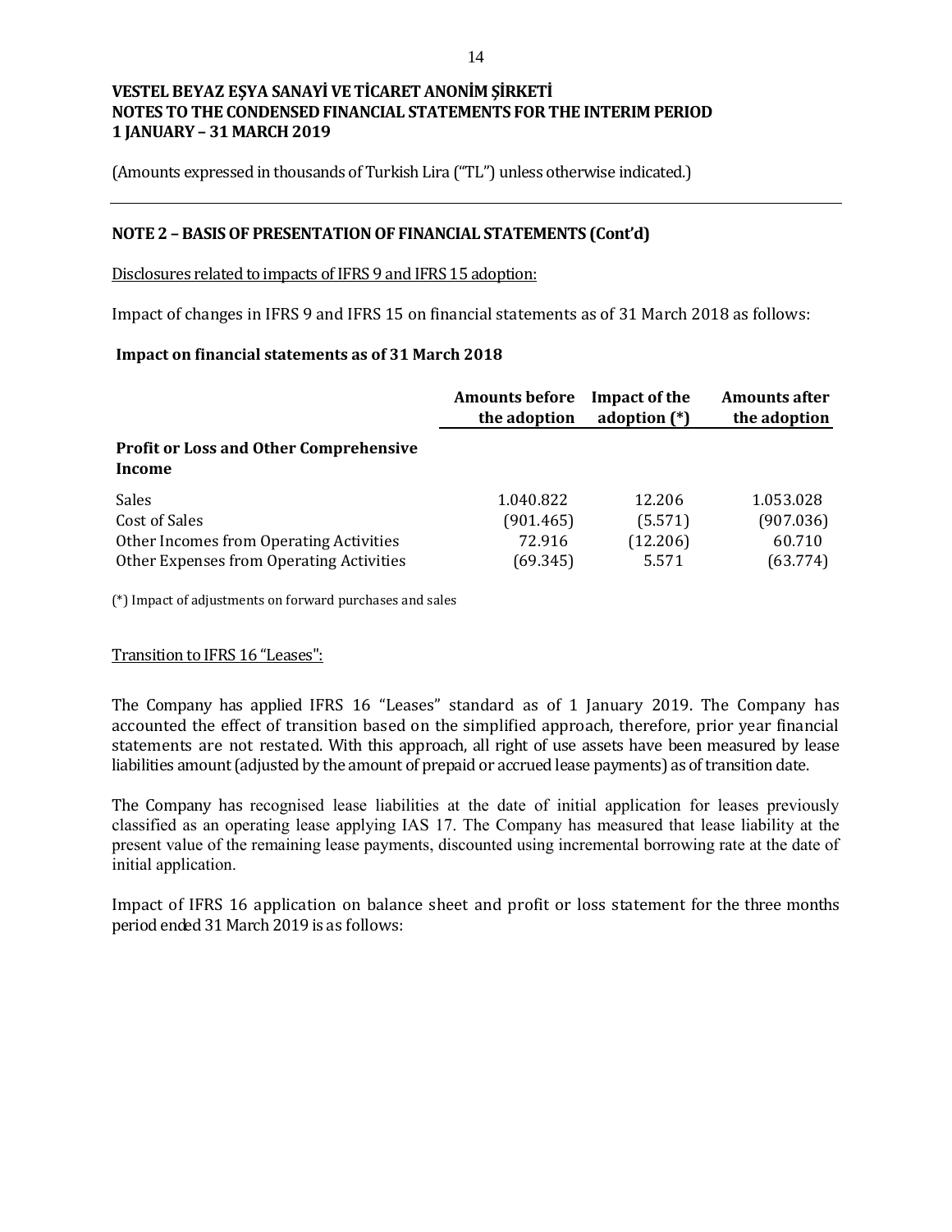**VESTEL BEYAZ EŞYA SANAYİ VE TİCARET ANONİM ŞİRKETİ**
**NOTES TO THE CONDENSED FINANCIAL STATEMENTS FOR THE INTERIM PERIOD**
**1 JANUARY – 31 MARCH 2019**

(Amounts expressed in thousands of Turkish Lira ("TL") unless otherwise indicated.)

## NOTE 2 – BASIS OF PRESENTATION OF FINANCIAL STATEMENTS (Cont'd)

Disclosures related to impacts of IFRS 9 and IFRS 15 adoption:

Impact of changes in IFRS 9 and IFRS 15 on financial statements as of 31 March 2018 as follows:

**Impact on financial statements as of 31 March 2018**

| | Amounts before the adoption | Impact of the adoption (*) | Amounts after the adoption |
|---|---|---|---|
| **Profit or Loss and Other Comprehensive Income** | | | |
| Sales | 1.040.822 | 12.206 | 1.053.028 |
| Cost of Sales | (901.465) | (5.571) | (907.036) |
| Other Incomes from Operating Activities | 72.916 | (12.206) | 60.710 |
| Other Expenses from Operating Activities | (69.345) | 5.571 | (63.774) |

(*) Impact of adjustments on forward purchases and sales

Transition to IFRS 16 "Leases":

The Company has applied IFRS 16 "Leases" standard as of 1 January 2019. The Company has accounted the effect of transition based on the simplified approach, therefore, prior year financial statements are not restated. With this approach, all right of use assets have been measured by lease liabilities amount (adjusted by the amount of prepaid or accrued lease payments) as of transition date.

The Company has recognised lease liabilities at the date of initial application for leases previously classified as an operating lease applying IAS 17. The Company has measured that lease liability at the present value of the remaining lease payments, discounted using incremental borrowing rate at the date of initial application.

Impact of IFRS 16 application on balance sheet and profit or loss statement for the three months period ended 31 March 2019 is as follows: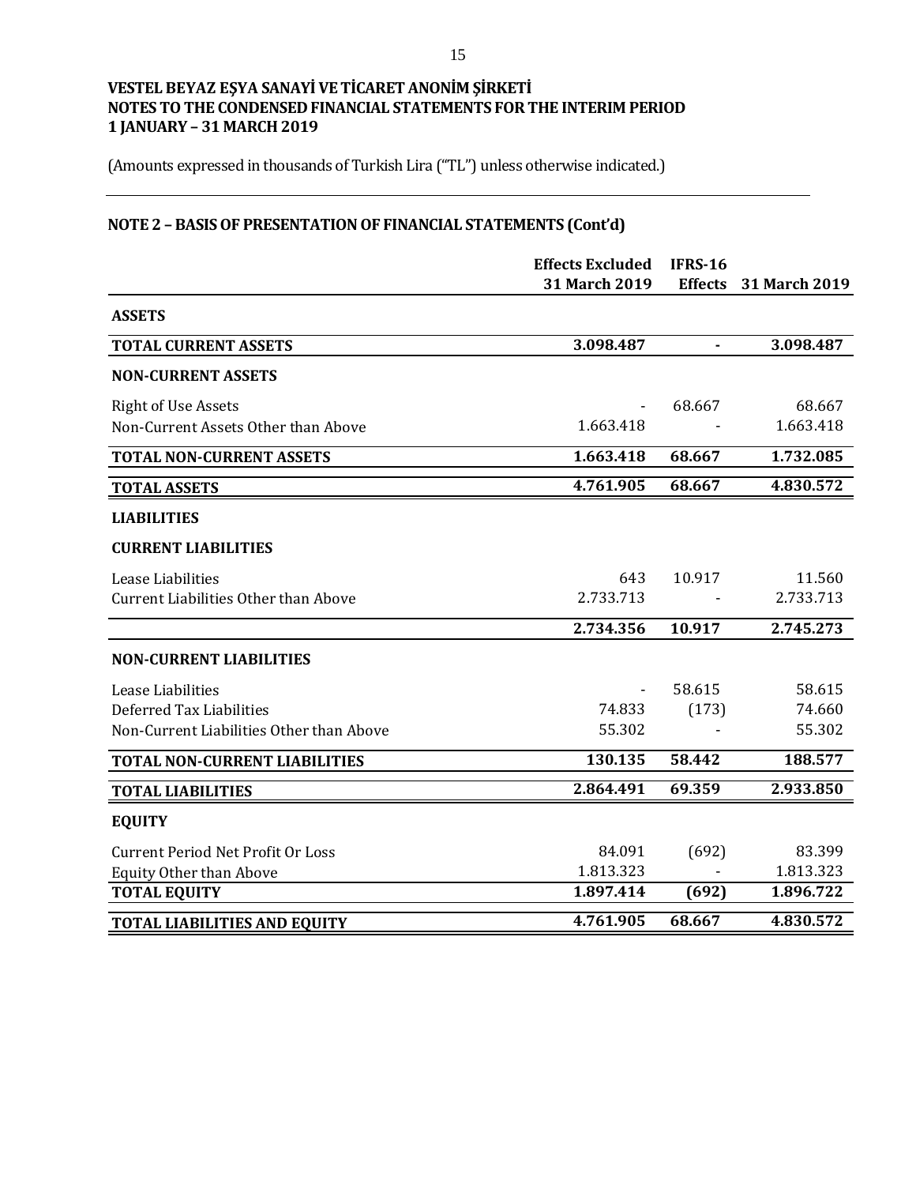# VESTEL BEYAZ EŞYA SANAYİ VE TİCARET ANONİM ŞİRKETİ
## NOTES TO THE CONDENSED FINANCIAL STATEMENTS FOR THE INTERIM PERIOD
## 1 JANUARY – 31 MARCH 2019

(Amounts expressed in thousands of Turkish Lira ("TL") unless otherwise indicated.)

### NOTE 2 – BASIS OF PRESENTATION OF FINANCIAL STATEMENTS (Cont'd)

| | Effects Excluded 31 March 2019 | IFRS-16 Effects | 31 March 2019 |
|---|---|---|---|
| **ASSETS** | | | |
| **TOTAL CURRENT ASSETS** | **3.098.487** | **-** | **3.098.487** |
| **NON-CURRENT ASSETS** | | | |
| Right of Use Assets | - | 68.667 | 68.667 |
| Non-Current Assets Other than Above | 1.663.418 | - | 1.663.418 |
| **TOTAL NON-CURRENT ASSETS** | **1.663.418** | **68.667** | **1.732.085** |
| **TOTAL ASSETS** | **4.761.905** | **68.667** | **4.830.572** |
| **LIABILITIES** | | | |
| **CURRENT LIABILITIES** | | | |
| Lease Liabilities | 643 | 10.917 | 11.560 |
| Current Liabilities Other than Above | 2.733.713 | - | 2.733.713 |
| | **2.734.356** | **10.917** | **2.745.273** |
| **NON-CURRENT LIABILITIES** | | | |
| Lease Liabilities | - | 58.615 | 58.615 |
| Deferred Tax Liabilities | 74.833 | (173) | 74.660 |
| Non-Current Liabilities Other than Above | 55.302 | - | 55.302 |
| **TOTAL NON-CURRENT LIABILITIES** | **130.135** | **58.442** | **188.577** |
| **TOTAL LIABILITIES** | **2.864.491** | **69.359** | **2.933.850** |
| **EQUITY** | | | |
| Current Period Net Profit Or Loss | 84.091 | (692) | 83.399 |
| Equity Other than Above | 1.813.323 | - | 1.813.323 |
| **TOTAL EQUITY** | **1.897.414** | **(692)** | **1.896.722** |
| **TOTAL LIABILITIES AND EQUITY** | **4.761.905** | **68.667** | **4.830.572** |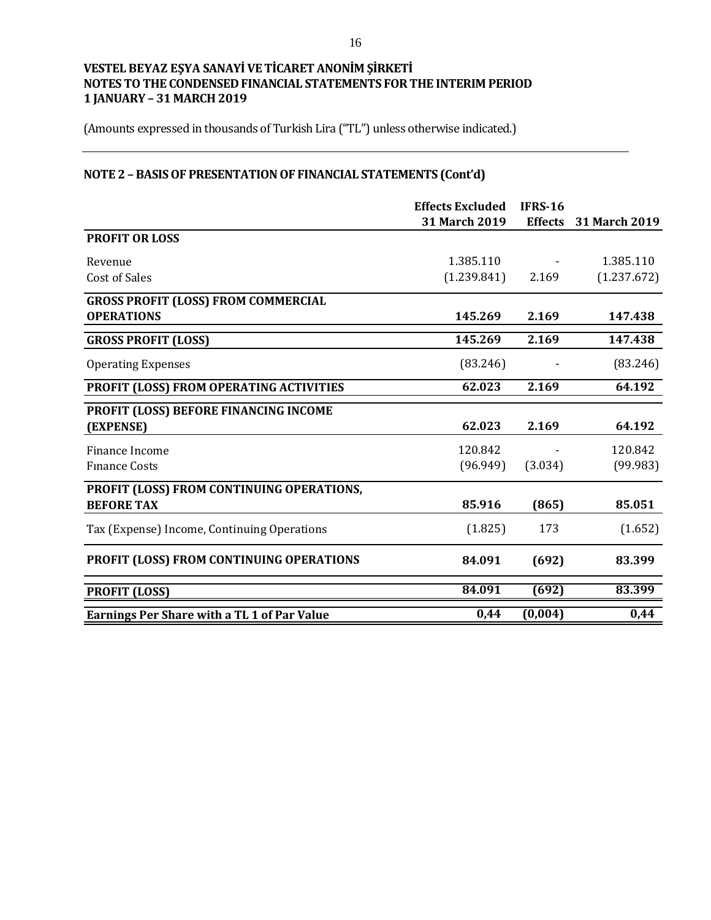**VESTEL BEYAZ EŞYA SANAYİ VE TİCARET ANONİM ŞİRKETİ**
**NOTES TO THE CONDENSED FINANCIAL STATEMENTS FOR THE INTERIM PERIOD**
**1 JANUARY – 31 MARCH 2019**

(Amounts expressed in thousands of Turkish Lira ("TL") unless otherwise indicated.)

## NOTE 2 – BASIS OF PRESENTATION OF FINANCIAL STATEMENTS (Cont'd)

| | Effects Excluded 31 March 2019 | IFRS-16 Effects | 31 March 2019 |
|---|---|---|---|
| **PROFIT OR LOSS** | | | |
| Revenue | 1.385.110 | - | 1.385.110 |
| Cost of Sales | (1.239.841) | 2.169 | (1.237.672) |
| **GROSS PROFIT (LOSS) FROM COMMERCIAL OPERATIONS** | **145.269** | **2.169** | **147.438** |
| **GROSS PROFIT (LOSS)** | **145.269** | **2.169** | **147.438** |
| Operating Expenses | (83.246) | - | (83.246) |
| **PROFIT (LOSS) FROM OPERATING ACTIVITIES** | **62.023** | **2.169** | **64.192** |
| **PROFIT (LOSS) BEFORE FINANCING INCOME (EXPENSE)** | **62.023** | **2.169** | **64.192** |
| Finance Income | 120.842 | - | 120.842 |
| Fınance Costs | (96.949) | (3.034) | (99.983) |
| **PROFIT (LOSS) FROM CONTINUING OPERATIONS, BEFORE TAX** | **85.916** | **(865)** | **85.051** |
| Tax (Expense) Income, Continuing Operations | (1.825) | 173 | (1.652) |
| **PROFIT (LOSS) FROM CONTINUING OPERATIONS** | **84.091** | **(692)** | **83.399** |
| **PROFIT (LOSS)** | **84.091** | **(692)** | **83.399** |
| **Earnings Per Share with a TL 1 of Par Value** | **0,44** | **(0,004)** | **0,44** |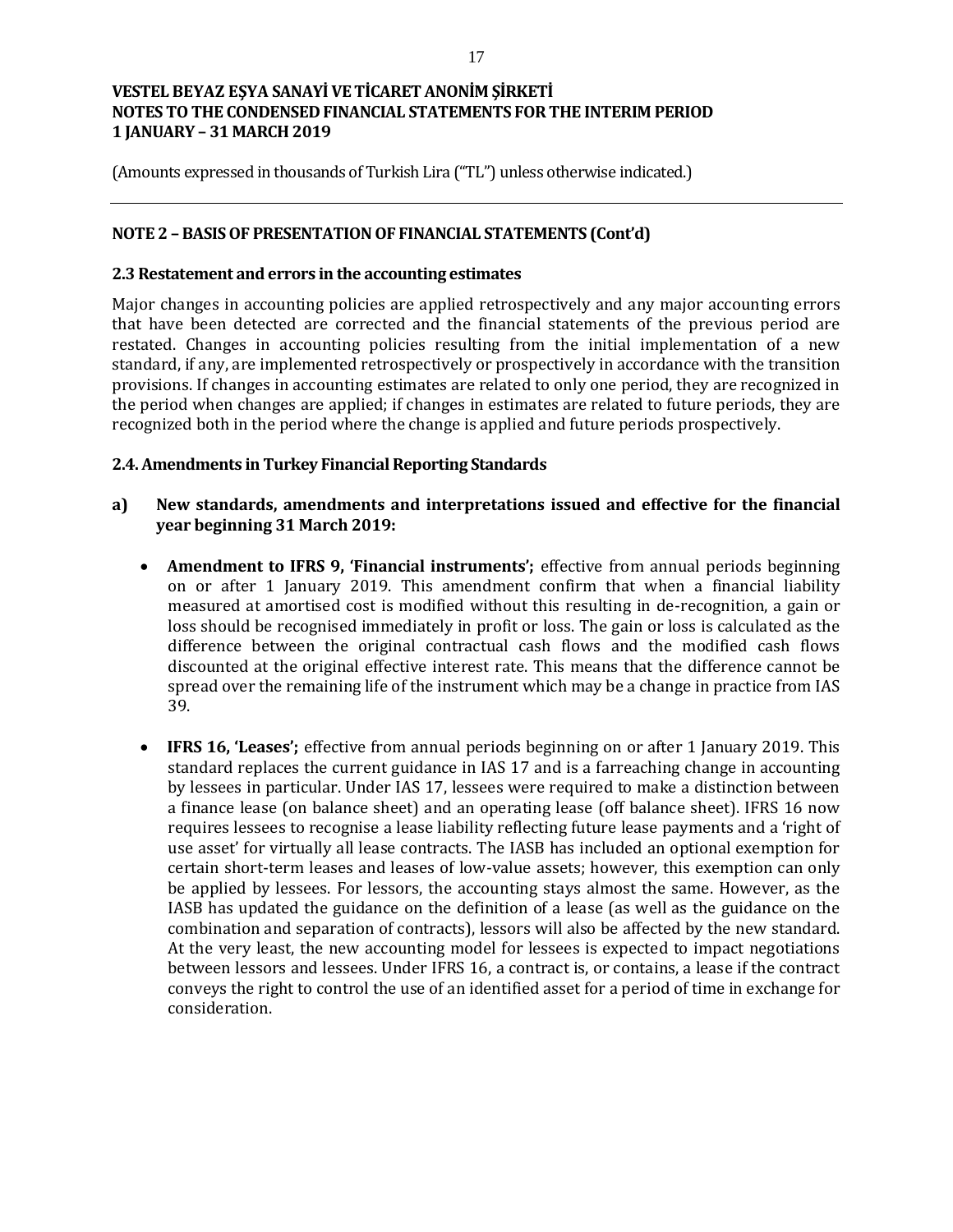## NOTE 2 – BASIS OF PRESENTATION OF FINANCIAL STATEMENTS (Cont'd)

### 2.3 Restatement and errors in the accounting estimates

Major changes in accounting policies are applied retrospectively and any major accounting errors that have been detected are corrected and the financial statements of the previous period are restated. Changes in accounting policies resulting from the initial implementation of a new standard, if any, are implemented retrospectively or prospectively in accordance with the transition provisions. If changes in accounting estimates are related to only one period, they are recognized in the period when changes are applied; if changes in estimates are related to future periods, they are recognized both in the period where the change is applied and future periods prospectively.

### 2.4. Amendments in Turkey Financial Reporting Standards

**a) New standards, amendments and interpretations issued and effective for the financial year beginning 31 March 2019:**

- **Amendment to IFRS 9, 'Financial instruments';** effective from annual periods beginning on or after 1 January 2019. This amendment confirm that when a financial liability measured at amortised cost is modified without this resulting in de-recognition, a gain or loss should be recognised immediately in profit or loss. The gain or loss is calculated as the difference between the original contractual cash flows and the modified cash flows discounted at the original effective interest rate. This means that the difference cannot be spread over the remaining life of the instrument which may be a change in practice from IAS 39.

- **IFRS 16, 'Leases';** effective from annual periods beginning on or after 1 January 2019. This standard replaces the current guidance in IAS 17 and is a farreaching change in accounting by lessees in particular. Under IAS 17, lessees were required to make a distinction between a finance lease (on balance sheet) and an operating lease (off balance sheet). IFRS 16 now requires lessees to recognise a lease liability reflecting future lease payments and a 'right of use asset' for virtually all lease contracts. The IASB has included an optional exemption for certain short-term leases and leases of low-value assets; however, this exemption can only be applied by lessees. For lessors, the accounting stays almost the same. However, as the IASB has updated the guidance on the definition of a lease (as well as the guidance on the combination and separation of contracts), lessors will also be affected by the new standard. At the very least, the new accounting model for lessees is expected to impact negotiations between lessors and lessees. Under IFRS 16, a contract is, or contains, a lease if the contract conveys the right to control the use of an identified asset for a period of time in exchange for consideration.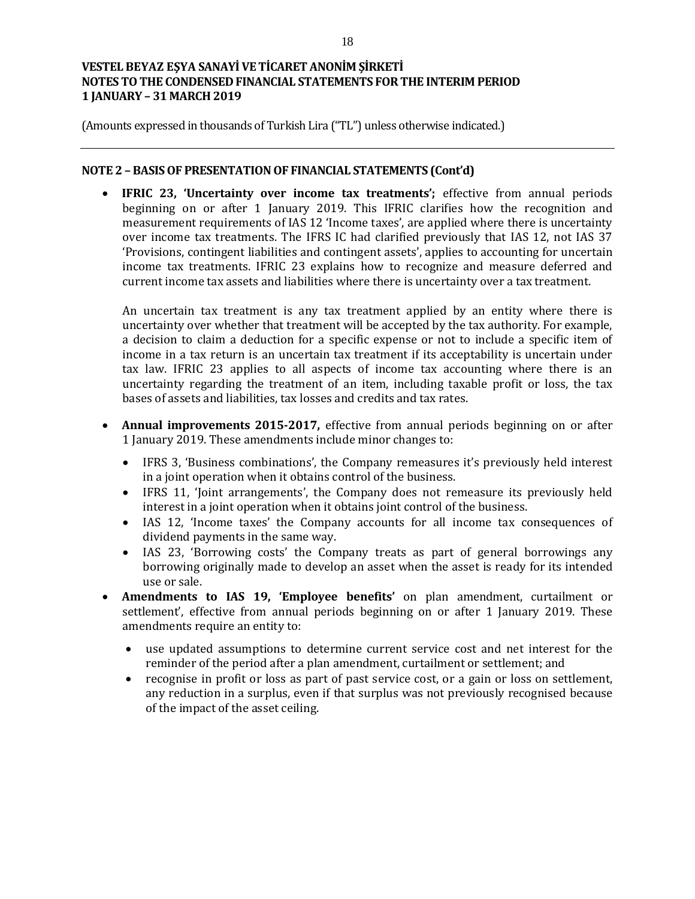(Amounts expressed in thousands of Turkish Lira ("TL") unless otherwise indicated.)

## NOTE 2 – BASIS OF PRESENTATION OF FINANCIAL STATEMENTS (Cont'd)

- **IFRIC 23, 'Uncertainty over income tax treatments';** effective from annual periods beginning on or after 1 January 2019. This IFRIC clarifies how the recognition and measurement requirements of IAS 12 'Income taxes', are applied where there is uncertainty over income tax treatments. The IFRS IC had clarified previously that IAS 12, not IAS 37 'Provisions, contingent liabilities and contingent assets', applies to accounting for uncertain income tax treatments. IFRIC 23 explains how to recognize and measure deferred and current income tax assets and liabilities where there is uncertainty over a tax treatment.

  An uncertain tax treatment is any tax treatment applied by an entity where there is uncertainty over whether that treatment will be accepted by the tax authority. For example, a decision to claim a deduction for a specific expense or not to include a specific item of income in a tax return is an uncertain tax treatment if its acceptability is uncertain under tax law. IFRIC 23 applies to all aspects of income tax accounting where there is an uncertainty regarding the treatment of an item, including taxable profit or loss, the tax bases of assets and liabilities, tax losses and credits and tax rates.

- **Annual improvements 2015-2017,** effective from annual periods beginning on or after 1 January 2019. These amendments include minor changes to:
  - IFRS 3, 'Business combinations', the Company remeasures it's previously held interest in a joint operation when it obtains control of the business.
  - IFRS 11, 'Joint arrangements', the Company does not remeasure its previously held interest in a joint operation when it obtains joint control of the business.
  - IAS 12, 'Income taxes' the Company accounts for all income tax consequences of dividend payments in the same way.
  - IAS 23, 'Borrowing costs' the Company treats as part of general borrowings any borrowing originally made to develop an asset when the asset is ready for its intended use or sale.
- **Amendments to IAS 19, 'Employee benefits'** on plan amendment, curtailment or settlement', effective from annual periods beginning on or after 1 January 2019. These amendments require an entity to:
  - use updated assumptions to determine current service cost and net interest for the reminder of the period after a plan amendment, curtailment or settlement; and
  - recognise in profit or loss as part of past service cost, or a gain or loss on settlement, any reduction in a surplus, even if that surplus was not previously recognised because of the impact of the asset ceiling.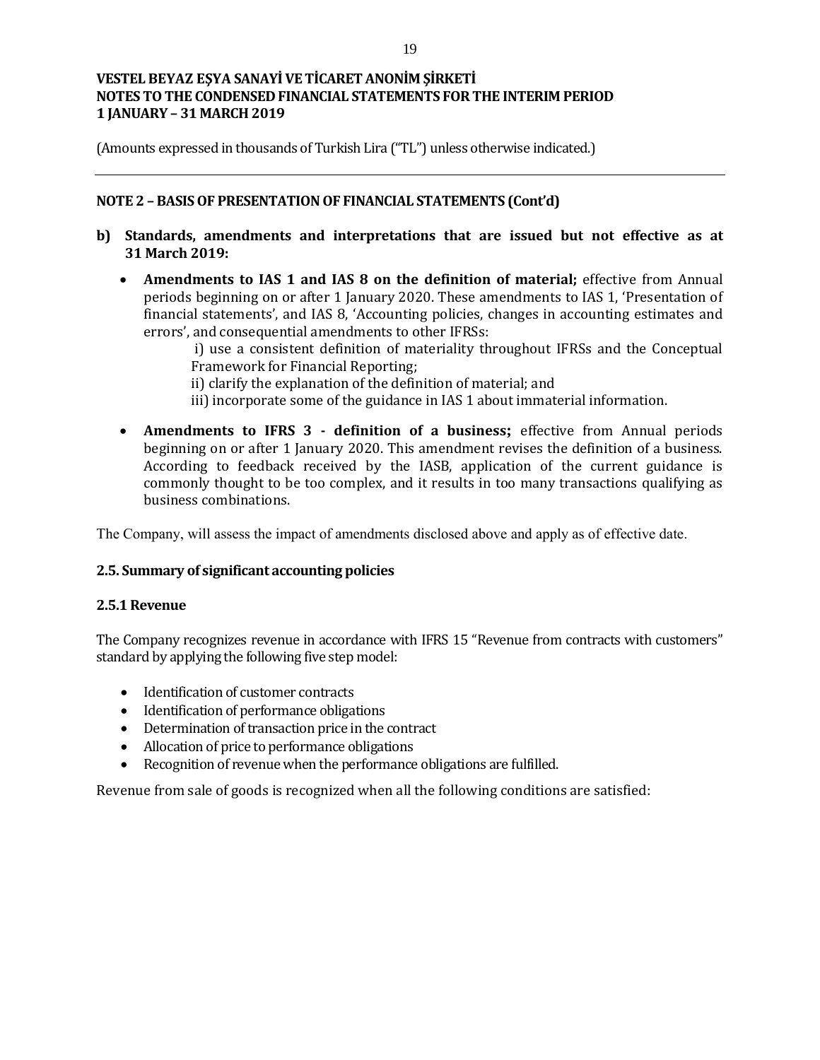## NOTE 2 – BASIS OF PRESENTATION OF FINANCIAL STATEMENTS (Cont'd)

**b) Standards, amendments and interpretations that are issued but not effective as at 31 March 2019:**

- **Amendments to IAS 1 and IAS 8 on the definition of material;** effective from Annual periods beginning on or after 1 January 2020. These amendments to IAS 1, 'Presentation of financial statements', and IAS 8, 'Accounting policies, changes in accounting estimates and errors', and consequential amendments to other IFRSs:
  - i) use a consistent definition of materiality throughout IFRSs and the Conceptual Framework for Financial Reporting;
  - ii) clarify the explanation of the definition of material; and
  - iii) incorporate some of the guidance in IAS 1 about immaterial information.

- **Amendments to IFRS 3 - definition of a business;** effective from Annual periods beginning on or after 1 January 2020. This amendment revises the definition of a business. According to feedback received by the IASB, application of the current guidance is commonly thought to be too complex, and it results in too many transactions qualifying as business combinations.

The Company, will assess the impact of amendments disclosed above and apply as of effective date.

### 2.5. Summary of significant accounting policies

#### 2.5.1 Revenue

The Company recognizes revenue in accordance with IFRS 15 "Revenue from contracts with customers" standard by applying the following five step model:

- Identification of customer contracts
- Identification of performance obligations
- Determination of transaction price in the contract
- Allocation of price to performance obligations
- Recognition of revenue when the performance obligations are fulfilled.

Revenue from sale of goods is recognized when all the following conditions are satisfied: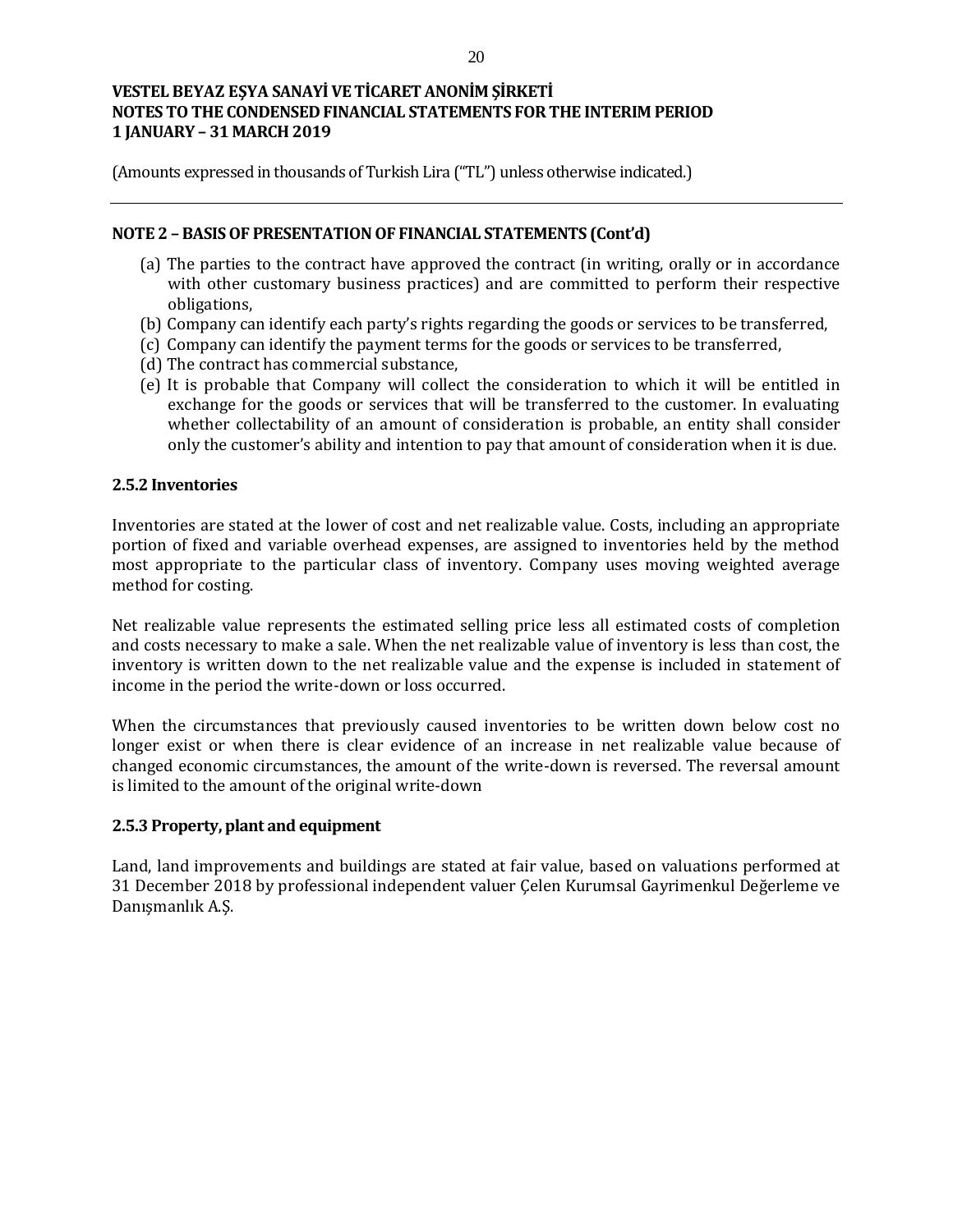## NOTE 2 – BASIS OF PRESENTATION OF FINANCIAL STATEMENTS (Cont'd)

(a) The parties to the contract have approved the contract (in writing, orally or in accordance with other customary business practices) and are committed to perform their respective obligations,
(b) Company can identify each party's rights regarding the goods or services to be transferred,
(c) Company can identify the payment terms for the goods or services to be transferred,
(d) The contract has commercial substance,
(e) It is probable that Company will collect the consideration to which it will be entitled in exchange for the goods or services that will be transferred to the customer. In evaluating whether collectability of an amount of consideration is probable, an entity shall consider only the customer's ability and intention to pay that amount of consideration when it is due.

### 2.5.2 Inventories

Inventories are stated at the lower of cost and net realizable value. Costs, including an appropriate portion of fixed and variable overhead expenses, are assigned to inventories held by the method most appropriate to the particular class of inventory. Company uses moving weighted average method for costing.

Net realizable value represents the estimated selling price less all estimated costs of completion and costs necessary to make a sale. When the net realizable value of inventory is less than cost, the inventory is written down to the net realizable value and the expense is included in statement of income in the period the write-down or loss occurred.

When the circumstances that previously caused inventories to be written down below cost no longer exist or when there is clear evidence of an increase in net realizable value because of changed economic circumstances, the amount of the write-down is reversed. The reversal amount is limited to the amount of the original write-down

### 2.5.3 Property, plant and equipment

Land, land improvements and buildings are stated at fair value, based on valuations performed at 31 December 2018 by professional independent valuer Çelen Kurumsal Gayrimenkul Değerleme ve Danışmanlık A.Ş.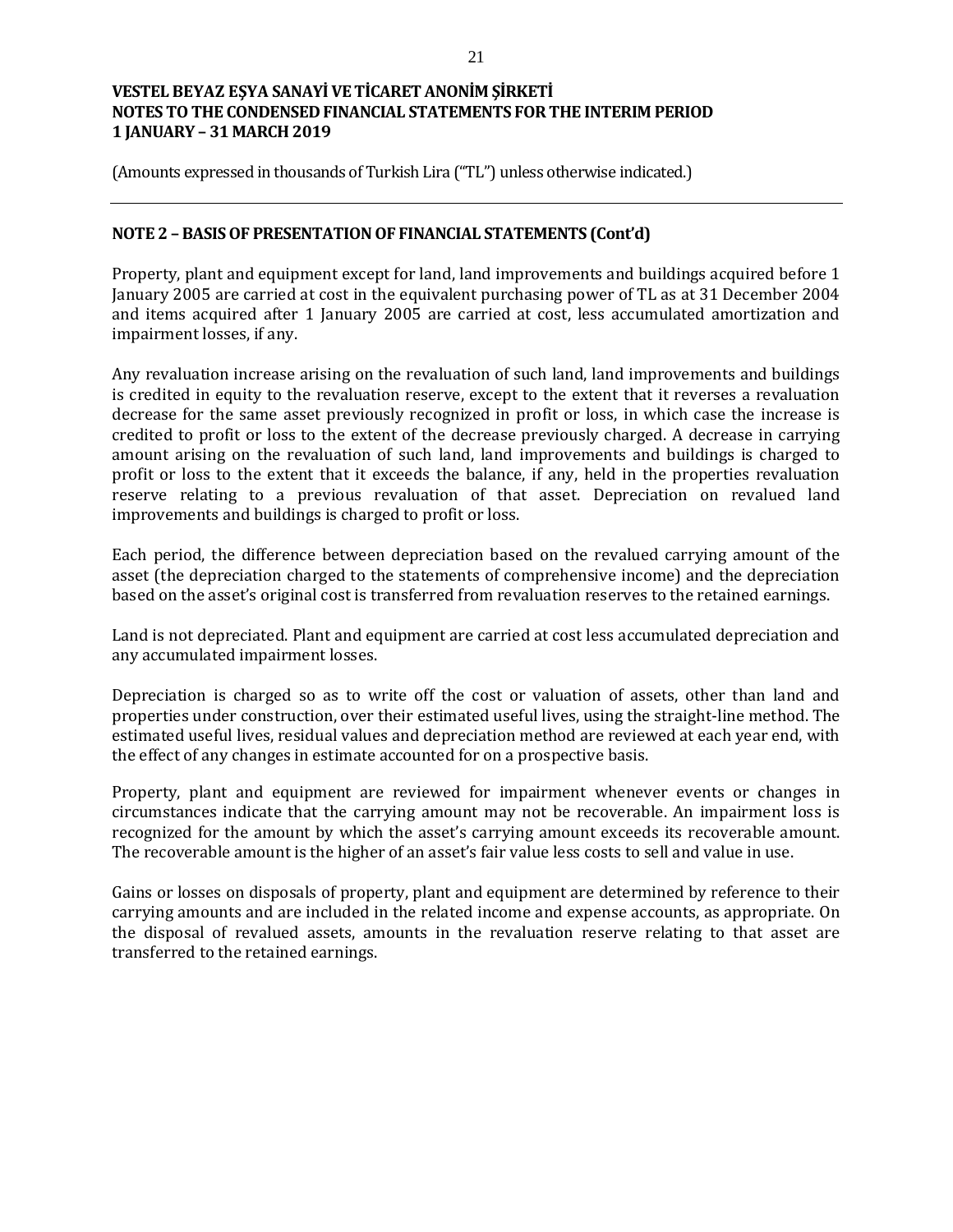## NOTE 2 – BASIS OF PRESENTATION OF FINANCIAL STATEMENTS (Cont'd)

Property, plant and equipment except for land, land improvements and buildings acquired before 1 January 2005 are carried at cost in the equivalent purchasing power of TL as at 31 December 2004 and items acquired after 1 January 2005 are carried at cost, less accumulated amortization and impairment losses, if any.

Any revaluation increase arising on the revaluation of such land, land improvements and buildings is credited in equity to the revaluation reserve, except to the extent that it reverses a revaluation decrease for the same asset previously recognized in profit or loss, in which case the increase is credited to profit or loss to the extent of the decrease previously charged. A decrease in carrying amount arising on the revaluation of such land, land improvements and buildings is charged to profit or loss to the extent that it exceeds the balance, if any, held in the properties revaluation reserve relating to a previous revaluation of that asset. Depreciation on revalued land improvements and buildings is charged to profit or loss.

Each period, the difference between depreciation based on the revalued carrying amount of the asset (the depreciation charged to the statements of comprehensive income) and the depreciation based on the asset's original cost is transferred from revaluation reserves to the retained earnings.

Land is not depreciated. Plant and equipment are carried at cost less accumulated depreciation and any accumulated impairment losses.

Depreciation is charged so as to write off the cost or valuation of assets, other than land and properties under construction, over their estimated useful lives, using the straight-line method. The estimated useful lives, residual values and depreciation method are reviewed at each year end, with the effect of any changes in estimate accounted for on a prospective basis.

Property, plant and equipment are reviewed for impairment whenever events or changes in circumstances indicate that the carrying amount may not be recoverable. An impairment loss is recognized for the amount by which the asset's carrying amount exceeds its recoverable amount. The recoverable amount is the higher of an asset's fair value less costs to sell and value in use.

Gains or losses on disposals of property, plant and equipment are determined by reference to their carrying amounts and are included in the related income and expense accounts, as appropriate. On the disposal of revalued assets, amounts in the revaluation reserve relating to that asset are transferred to the retained earnings.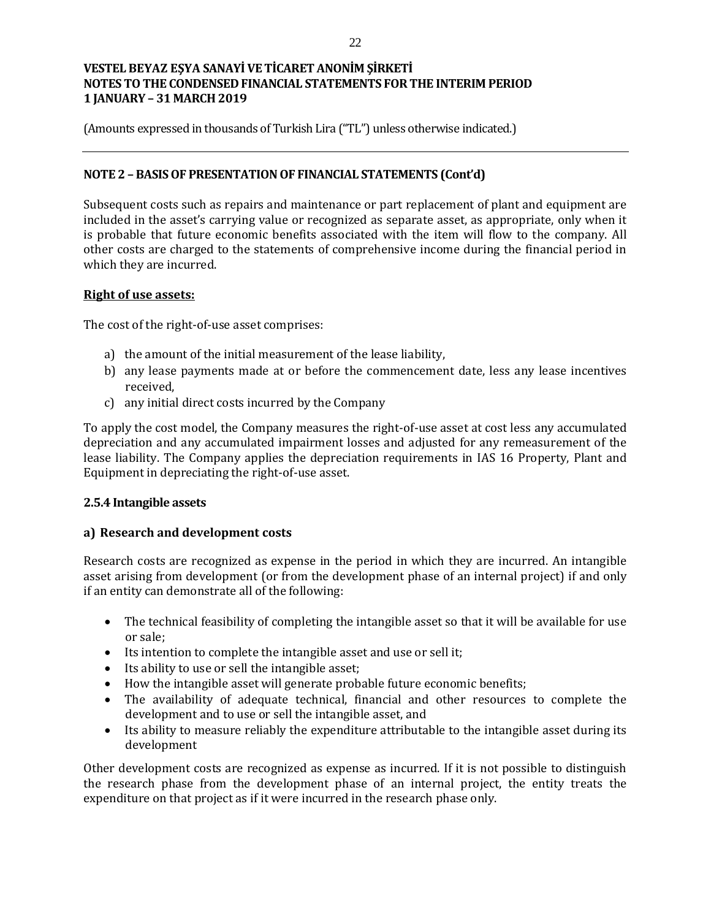## NOTE 2 – BASIS OF PRESENTATION OF FINANCIAL STATEMENTS (Cont'd)

Subsequent costs such as repairs and maintenance or part replacement of plant and equipment are included in the asset's carrying value or recognized as separate asset, as appropriate, only when it is probable that future economic benefits associated with the item will flow to the company. All other costs are charged to the statements of comprehensive income during the financial period in which they are incurred.

**Right of use assets:**

The cost of the right-of-use asset comprises:

a) the amount of the initial measurement of the lease liability,
b) any lease payments made at or before the commencement date, less any lease incentives received,
c) any initial direct costs incurred by the Company

To apply the cost model, the Company measures the right-of-use asset at cost less any accumulated depreciation and any accumulated impairment losses and adjusted for any remeasurement of the lease liability. The Company applies the depreciation requirements in IAS 16 Property, Plant and Equipment in depreciating the right-of-use asset.

### 2.5.4 Intangible assets

#### a) Research and development costs

Research costs are recognized as expense in the period in which they are incurred. An intangible asset arising from development (or from the development phase of an internal project) if and only if an entity can demonstrate all of the following:

- The technical feasibility of completing the intangible asset so that it will be available for use or sale;
- Its intention to complete the intangible asset and use or sell it;
- Its ability to use or sell the intangible asset;
- How the intangible asset will generate probable future economic benefits;
- The availability of adequate technical, financial and other resources to complete the development and to use or sell the intangible asset, and
- Its ability to measure reliably the expenditure attributable to the intangible asset during its development

Other development costs are recognized as expense as incurred. If it is not possible to distinguish the research phase from the development phase of an internal project, the entity treats the expenditure on that project as if it were incurred in the research phase only.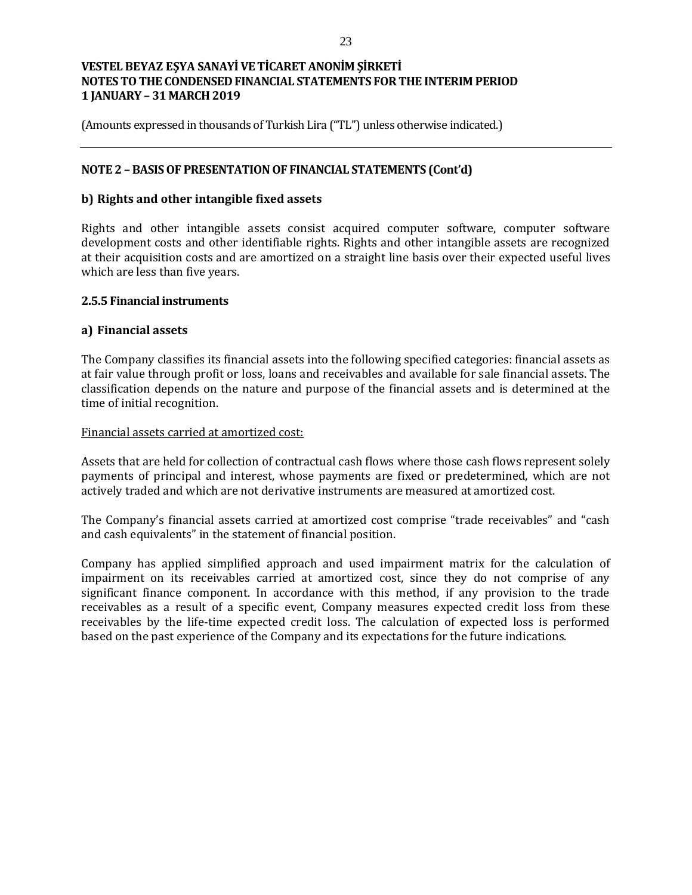## NOTE 2 – BASIS OF PRESENTATION OF FINANCIAL STATEMENTS (Cont'd)

### b) Rights and other intangible fixed assets

Rights and other intangible assets consist acquired computer software, computer software development costs and other identifiable rights. Rights and other intangible assets are recognized at their acquisition costs and are amortized on a straight line basis over their expected useful lives which are less than five years.

### 2.5.5 Financial instruments

### a) Financial assets

The Company classifies its financial assets into the following specified categories: financial assets as at fair value through profit or loss, loans and receivables and available for sale financial assets. The classification depends on the nature and purpose of the financial assets and is determined at the time of initial recognition.

Financial assets carried at amortized cost:

Assets that are held for collection of contractual cash flows where those cash flows represent solely payments of principal and interest, whose payments are fixed or predetermined, which are not actively traded and which are not derivative instruments are measured at amortized cost.

The Company's financial assets carried at amortized cost comprise "trade receivables" and "cash and cash equivalents" in the statement of financial position.

Company has applied simplified approach and used impairment matrix for the calculation of impairment on its receivables carried at amortized cost, since they do not comprise of any significant finance component. In accordance with this method, if any provision to the trade receivables as a result of a specific event, Company measures expected credit loss from these receivables by the life-time expected credit loss. The calculation of expected loss is performed based on the past experience of the Company and its expectations for the future indications.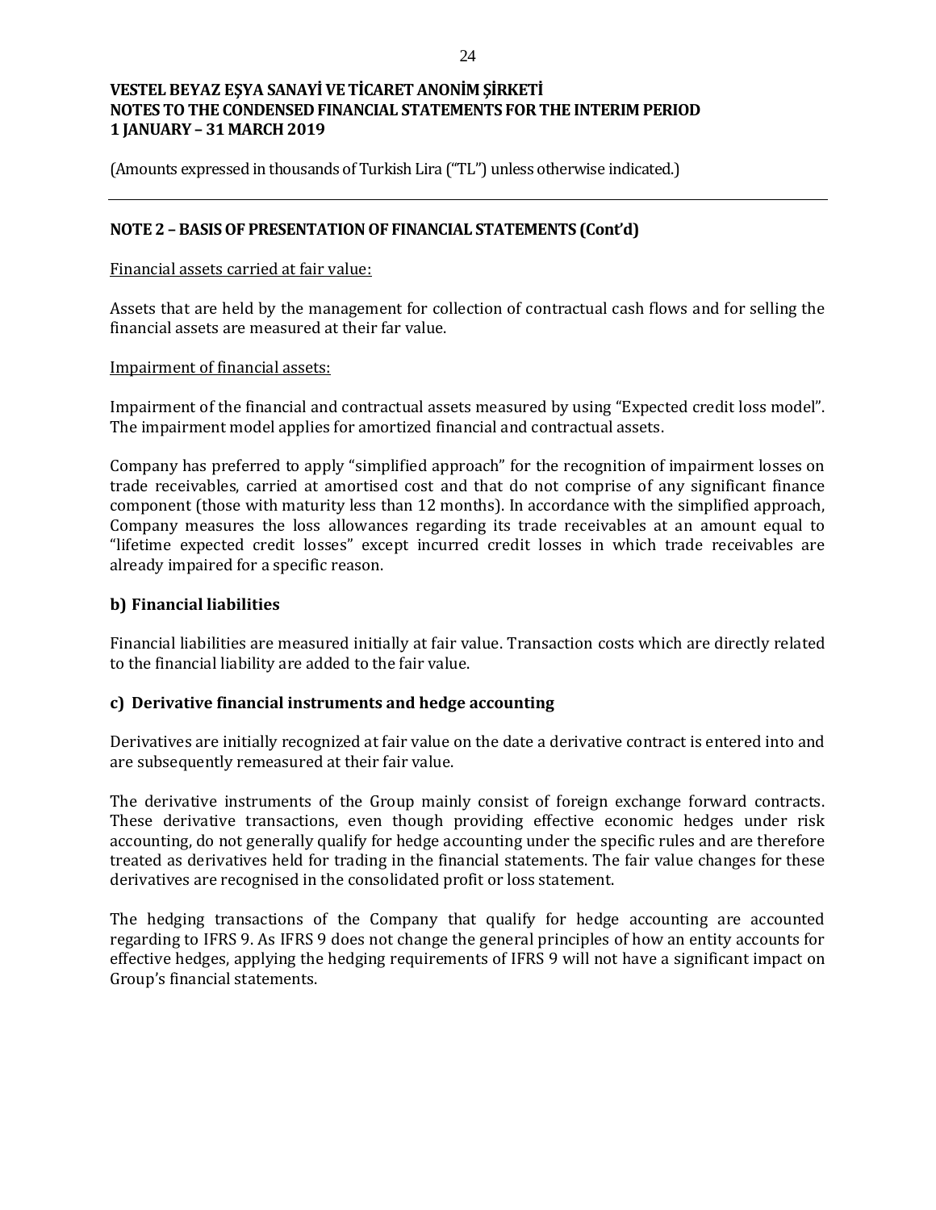## NOTE 2 – BASIS OF PRESENTATION OF FINANCIAL STATEMENTS (Cont'd)

Financial assets carried at fair value:

Assets that are held by the management for collection of contractual cash flows and for selling the financial assets are measured at their far value.

Impairment of financial assets:

Impairment of the financial and contractual assets measured by using "Expected credit loss model". The impairment model applies for amortized financial and contractual assets.

Company has preferred to apply "simplified approach" for the recognition of impairment losses on trade receivables, carried at amortised cost and that do not comprise of any significant finance component (those with maturity less than 12 months). In accordance with the simplified approach, Company measures the loss allowances regarding its trade receivables at an amount equal to "lifetime expected credit losses" except incurred credit losses in which trade receivables are already impaired for a specific reason.

### b) Financial liabilities

Financial liabilities are measured initially at fair value. Transaction costs which are directly related to the financial liability are added to the fair value.

### c) Derivative financial instruments and hedge accounting

Derivatives are initially recognized at fair value on the date a derivative contract is entered into and are subsequently remeasured at their fair value.

The derivative instruments of the Group mainly consist of foreign exchange forward contracts. These derivative transactions, even though providing effective economic hedges under risk accounting, do not generally qualify for hedge accounting under the specific rules and are therefore treated as derivatives held for trading in the financial statements. The fair value changes for these derivatives are recognised in the consolidated profit or loss statement.

The hedging transactions of the Company that qualify for hedge accounting are accounted regarding to IFRS 9. As IFRS 9 does not change the general principles of how an entity accounts for effective hedges, applying the hedging requirements of IFRS 9 will not have a significant impact on Group's financial statements.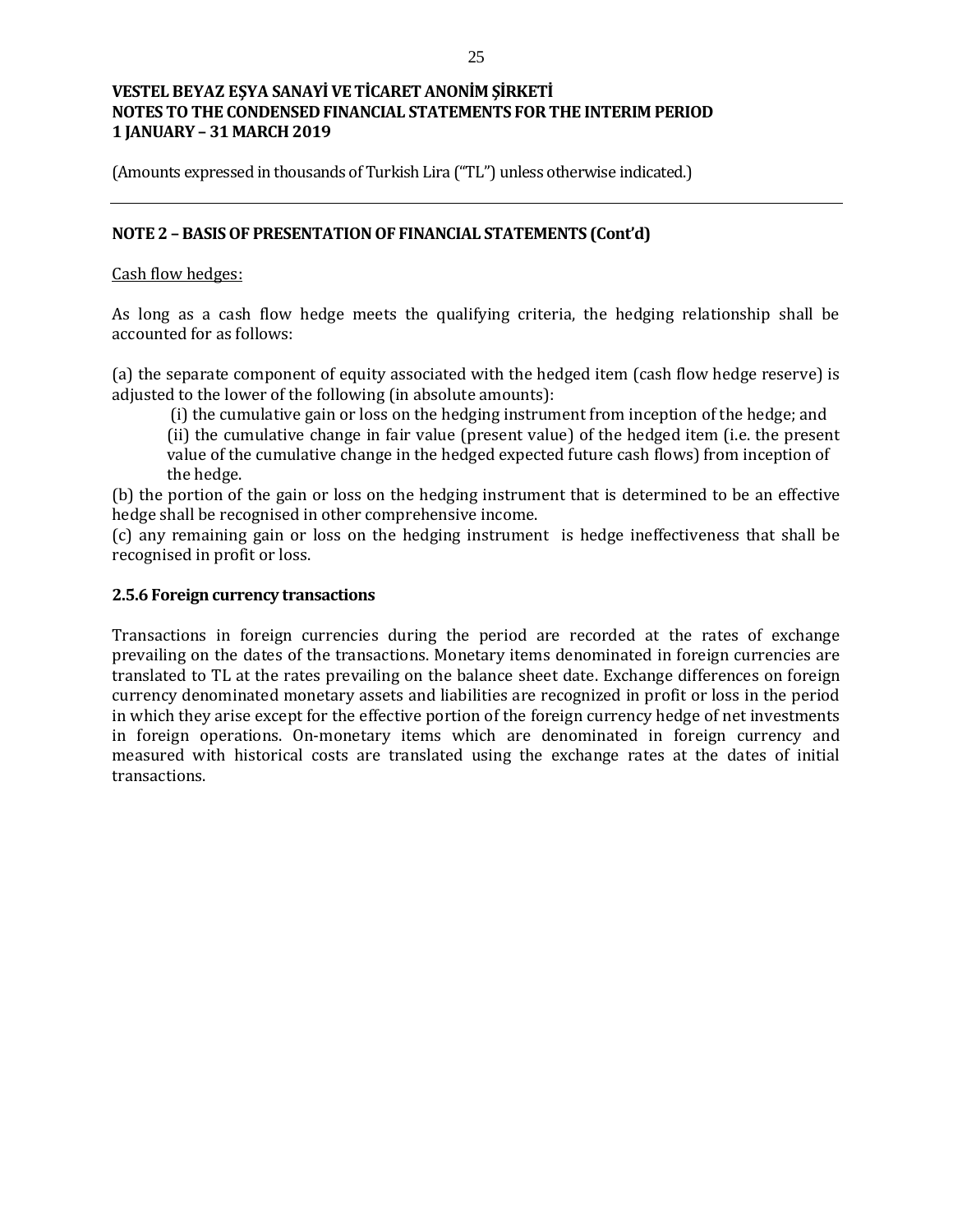VESTEL BEYAZ EŞYA SANAYİ VE TİCARET ANONİM ŞİRKETİ
NOTES TO THE CONDENSED FINANCIAL STATEMENTS FOR THE INTERIM PERIOD
1 JANUARY – 31 MARCH 2019

(Amounts expressed in thousands of Turkish Lira ("TL") unless otherwise indicated.)

## NOTE 2 – BASIS OF PRESENTATION OF FINANCIAL STATEMENTS (Cont'd)

Cash flow hedges:

As long as a cash flow hedge meets the qualifying criteria, the hedging relationship shall be accounted for as follows:

(a) the separate component of equity associated with the hedged item (cash flow hedge reserve) is adjusted to the lower of the following (in absolute amounts):

(i) the cumulative gain or loss on the hedging instrument from inception of the hedge; and

(ii) the cumulative change in fair value (present value) of the hedged item (i.e. the present value of the cumulative change in the hedged expected future cash flows) from inception of the hedge.

(b) the portion of the gain or loss on the hedging instrument that is determined to be an effective hedge shall be recognised in other comprehensive income.

(c) any remaining gain or loss on the hedging instrument is hedge ineffectiveness that shall be recognised in profit or loss.

### 2.5.6 Foreign currency transactions

Transactions in foreign currencies during the period are recorded at the rates of exchange prevailing on the dates of the transactions. Monetary items denominated in foreign currencies are translated to TL at the rates prevailing on the balance sheet date. Exchange differences on foreign currency denominated monetary assets and liabilities are recognized in profit or loss in the period in which they arise except for the effective portion of the foreign currency hedge of net investments in foreign operations. On-monetary items which are denominated in foreign currency and measured with historical costs are translated using the exchange rates at the dates of initial transactions.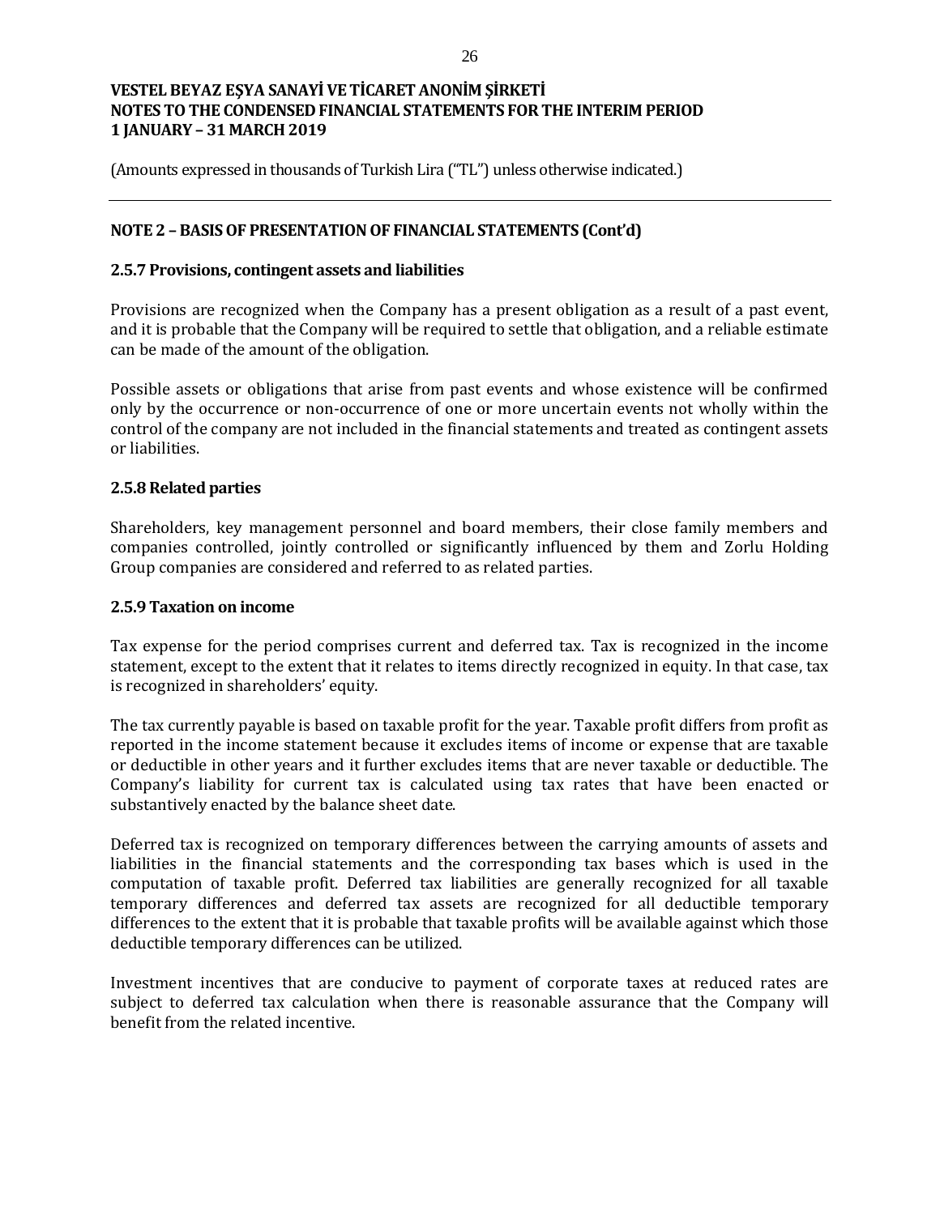## NOTE 2 – BASIS OF PRESENTATION OF FINANCIAL STATEMENTS (Cont'd)

### 2.5.7 Provisions, contingent assets and liabilities

Provisions are recognized when the Company has a present obligation as a result of a past event, and it is probable that the Company will be required to settle that obligation, and a reliable estimate can be made of the amount of the obligation.

Possible assets or obligations that arise from past events and whose existence will be confirmed only by the occurrence or non-occurrence of one or more uncertain events not wholly within the control of the company are not included in the financial statements and treated as contingent assets or liabilities.

### 2.5.8 Related parties

Shareholders, key management personnel and board members, their close family members and companies controlled, jointly controlled or significantly influenced by them and Zorlu Holding Group companies are considered and referred to as related parties.

### 2.5.9 Taxation on income

Tax expense for the period comprises current and deferred tax. Tax is recognized in the income statement, except to the extent that it relates to items directly recognized in equity. In that case, tax is recognized in shareholders' equity.

The tax currently payable is based on taxable profit for the year. Taxable profit differs from profit as reported in the income statement because it excludes items of income or expense that are taxable or deductible in other years and it further excludes items that are never taxable or deductible. The Company's liability for current tax is calculated using tax rates that have been enacted or substantively enacted by the balance sheet date.

Deferred tax is recognized on temporary differences between the carrying amounts of assets and liabilities in the financial statements and the corresponding tax bases which is used in the computation of taxable profit. Deferred tax liabilities are generally recognized for all taxable temporary differences and deferred tax assets are recognized for all deductible temporary differences to the extent that it is probable that taxable profits will be available against which those deductible temporary differences can be utilized.

Investment incentives that are conducive to payment of corporate taxes at reduced rates are subject to deferred tax calculation when there is reasonable assurance that the Company will benefit from the related incentive.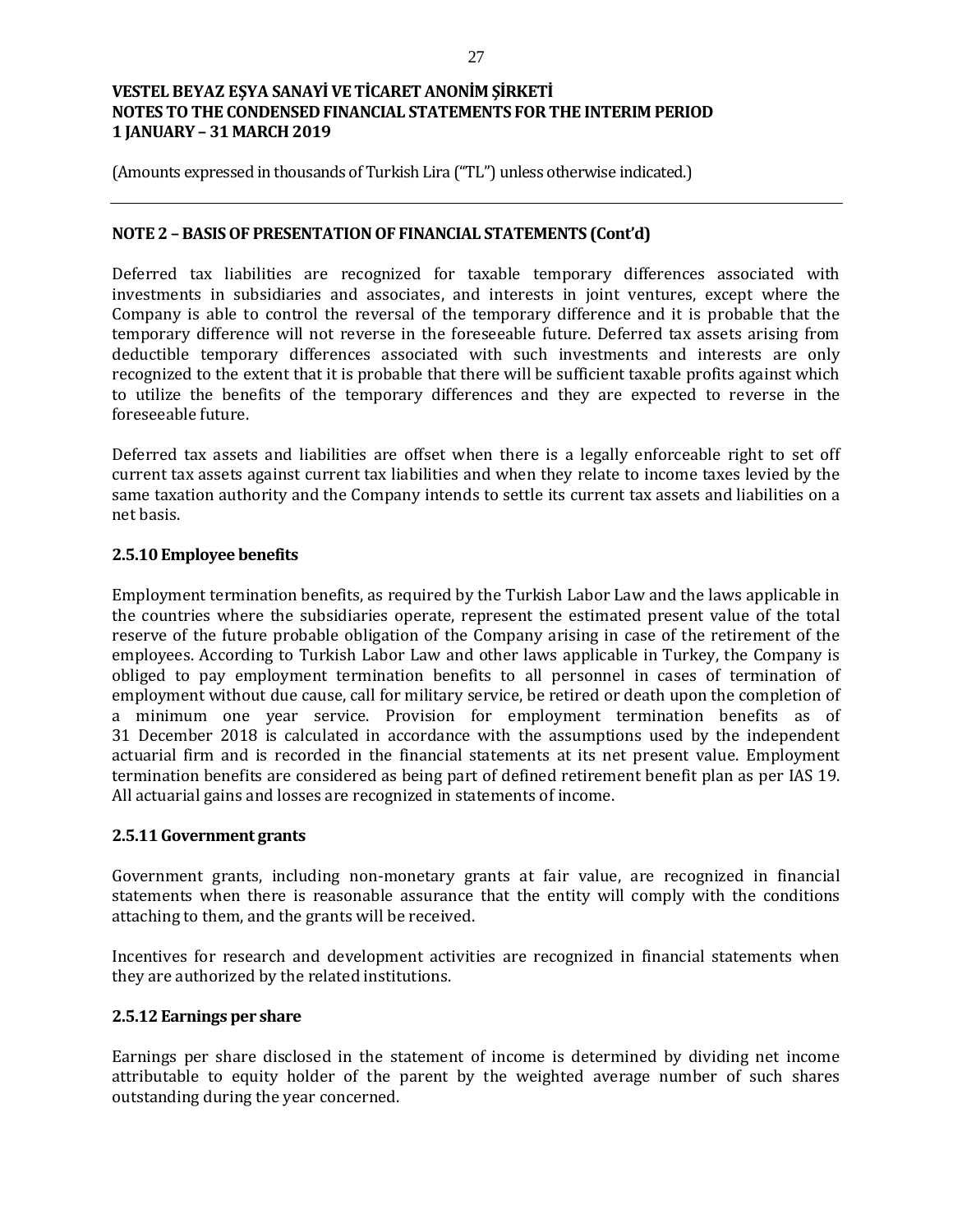## NOTE 2 – BASIS OF PRESENTATION OF FINANCIAL STATEMENTS (Cont'd)

Deferred tax liabilities are recognized for taxable temporary differences associated with investments in subsidiaries and associates, and interests in joint ventures, except where the Company is able to control the reversal of the temporary difference and it is probable that the temporary difference will not reverse in the foreseeable future. Deferred tax assets arising from deductible temporary differences associated with such investments and interests are only recognized to the extent that it is probable that there will be sufficient taxable profits against which to utilize the benefits of the temporary differences and they are expected to reverse in the foreseeable future.

Deferred tax assets and liabilities are offset when there is a legally enforceable right to set off current tax assets against current tax liabilities and when they relate to income taxes levied by the same taxation authority and the Company intends to settle its current tax assets and liabilities on a net basis.

### 2.5.10 Employee benefits

Employment termination benefits, as required by the Turkish Labor Law and the laws applicable in the countries where the subsidiaries operate, represent the estimated present value of the total reserve of the future probable obligation of the Company arising in case of the retirement of the employees. According to Turkish Labor Law and other laws applicable in Turkey, the Company is obliged to pay employment termination benefits to all personnel in cases of termination of employment without due cause, call for military service, be retired or death upon the completion of a minimum one year service. Provision for employment termination benefits as of 31 December 2018 is calculated in accordance with the assumptions used by the independent actuarial firm and is recorded in the financial statements at its net present value. Employment termination benefits are considered as being part of defined retirement benefit plan as per IAS 19. All actuarial gains and losses are recognized in statements of income.

### 2.5.11 Government grants

Government grants, including non-monetary grants at fair value, are recognized in financial statements when there is reasonable assurance that the entity will comply with the conditions attaching to them, and the grants will be received.

Incentives for research and development activities are recognized in financial statements when they are authorized by the related institutions.

### 2.5.12 Earnings per share

Earnings per share disclosed in the statement of income is determined by dividing net income attributable to equity holder of the parent by the weighted average number of such shares outstanding during the year concerned.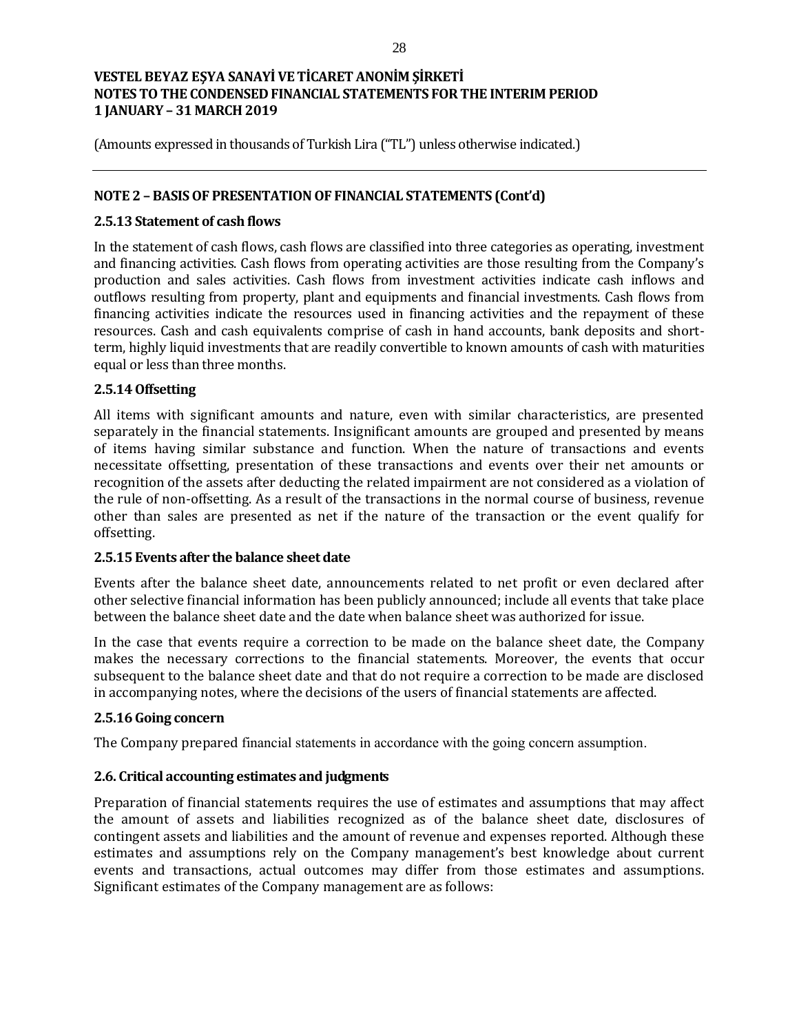## NOTE 2 – BASIS OF PRESENTATION OF FINANCIAL STATEMENTS (Cont'd)

### 2.5.13 Statement of cash flows

In the statement of cash flows, cash flows are classified into three categories as operating, investment and financing activities. Cash flows from operating activities are those resulting from the Company's production and sales activities. Cash flows from investment activities indicate cash inflows and outflows resulting from property, plant and equipments and financial investments. Cash flows from financing activities indicate the resources used in financing activities and the repayment of these resources. Cash and cash equivalents comprise of cash in hand accounts, bank deposits and short-term, highly liquid investments that are readily convertible to known amounts of cash with maturities equal or less than three months.

### 2.5.14 Offsetting

All items with significant amounts and nature, even with similar characteristics, are presented separately in the financial statements. Insignificant amounts are grouped and presented by means of items having similar substance and function. When the nature of transactions and events necessitate offsetting, presentation of these transactions and events over their net amounts or recognition of the assets after deducting the related impairment are not considered as a violation of the rule of non-offsetting. As a result of the transactions in the normal course of business, revenue other than sales are presented as net if the nature of the transaction or the event qualify for offsetting.

### 2.5.15 Events after the balance sheet date

Events after the balance sheet date, announcements related to net profit or even declared after other selective financial information has been publicly announced; include all events that take place between the balance sheet date and the date when balance sheet was authorized for issue.

In the case that events require a correction to be made on the balance sheet date, the Company makes the necessary corrections to the financial statements. Moreover, the events that occur subsequent to the balance sheet date and that do not require a correction to be made are disclosed in accompanying notes, where the decisions of the users of financial statements are affected.

### 2.5.16 Going concern

The Company prepared financial statements in accordance with the going concern assumption.

### 2.6. Critical accounting estimates and judgments

Preparation of financial statements requires the use of estimates and assumptions that may affect the amount of assets and liabilities recognized as of the balance sheet date, disclosures of contingent assets and liabilities and the amount of revenue and expenses reported. Although these estimates and assumptions rely on the Company management's best knowledge about current events and transactions, actual outcomes may differ from those estimates and assumptions. Significant estimates of the Company management are as follows: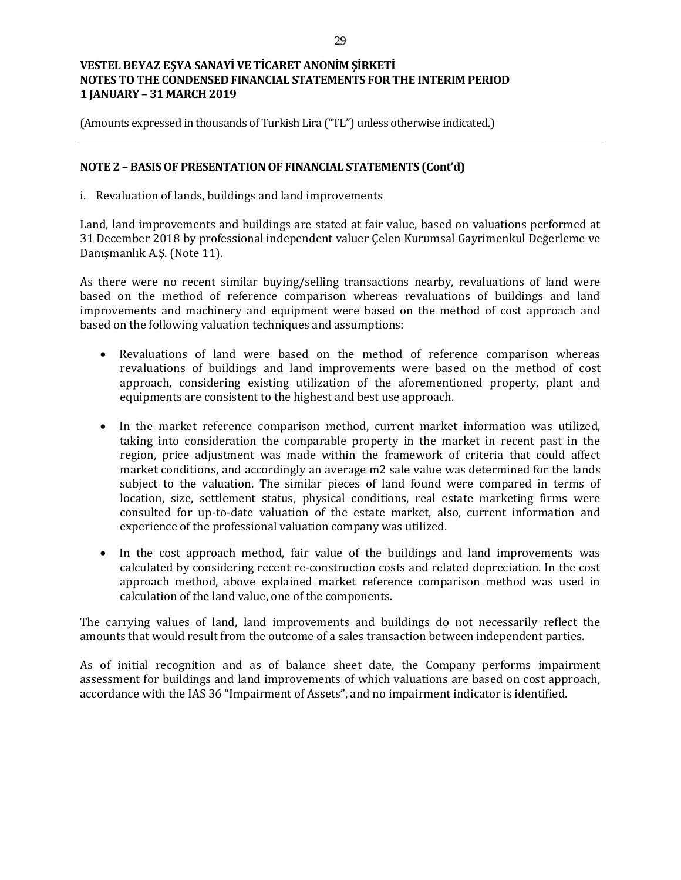(Amounts expressed in thousands of Turkish Lira ("TL") unless otherwise indicated.)

## NOTE 2 – BASIS OF PRESENTATION OF FINANCIAL STATEMENTS (Cont'd)

i. Revaluation of lands, buildings and land improvements

Land, land improvements and buildings are stated at fair value, based on valuations performed at 31 December 2018 by professional independent valuer Çelen Kurumsal Gayrimenkul Değerleme ve Danışmanlık A.Ş. (Note 11).

As there were no recent similar buying/selling transactions nearby, revaluations of land were based on the method of reference comparison whereas revaluations of buildings and land improvements and machinery and equipment were based on the method of cost approach and based on the following valuation techniques and assumptions:

- Revaluations of land were based on the method of reference comparison whereas revaluations of buildings and land improvements were based on the method of cost approach, considering existing utilization of the aforementioned property, plant and equipments are consistent to the highest and best use approach.

- In the market reference comparison method, current market information was utilized, taking into consideration the comparable property in the market in recent past in the region, price adjustment was made within the framework of criteria that could affect market conditions, and accordingly an average m2 sale value was determined for the lands subject to the valuation. The similar pieces of land found were compared in terms of location, size, settlement status, physical conditions, real estate marketing firms were consulted for up-to-date valuation of the estate market, also, current information and experience of the professional valuation company was utilized.

- In the cost approach method, fair value of the buildings and land improvements was calculated by considering recent re-construction costs and related depreciation. In the cost approach method, above explained market reference comparison method was used in calculation of the land value, one of the components.

The carrying values of land, land improvements and buildings do not necessarily reflect the amounts that would result from the outcome of a sales transaction between independent parties.

As of initial recognition and as of balance sheet date, the Company performs impairment assessment for buildings and land improvements of which valuations are based on cost approach, accordance with the IAS 36 "Impairment of Assets", and no impairment indicator is identified.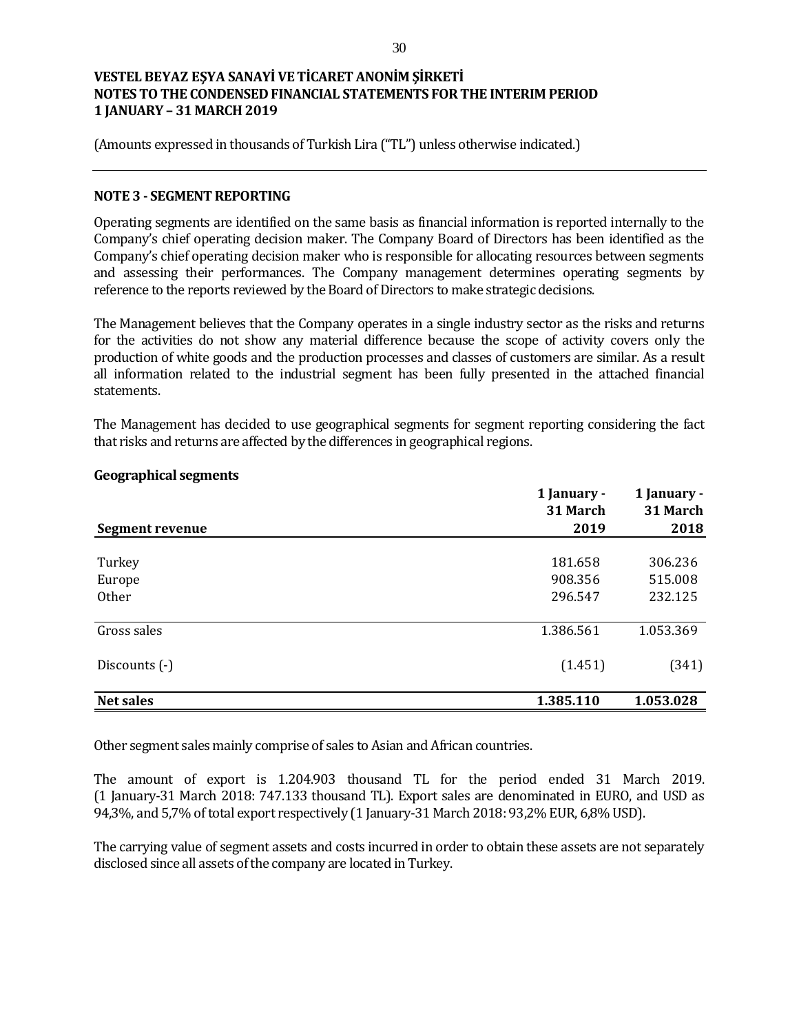VESTEL BEYAZ EŞYA SANAYİ VE TİCARET ANONİM ŞİRKETİ
NOTES TO THE CONDENSED FINANCIAL STATEMENTS FOR THE INTERIM PERIOD
1 JANUARY – 31 MARCH 2019

(Amounts expressed in thousands of Turkish Lira ("TL") unless otherwise indicated.)

## NOTE 3 - SEGMENT REPORTING

Operating segments are identified on the same basis as financial information is reported internally to the Company's chief operating decision maker. The Company Board of Directors has been identified as the Company's chief operating decision maker who is responsible for allocating resources between segments and assessing their performances. The Company management determines operating segments by reference to the reports reviewed by the Board of Directors to make strategic decisions.

The Management believes that the Company operates in a single industry sector as the risks and returns for the activities do not show any material difference because the scope of activity covers only the production of white goods and the production processes and classes of customers are similar. As a result all information related to the industrial segment has been fully presented in the attached financial statements.

The Management has decided to use geographical segments for segment reporting considering the fact that risks and returns are affected by the differences in geographical regions.

### Geographical segments

| Segment revenue | 1 January - 31 March 2019 | 1 January - 31 March 2018 |
|---|---|---|
| Turkey | 181.658 | 306.236 |
| Europe | 908.356 | 515.008 |
| Other | 296.547 | 232.125 |
| Gross sales | 1.386.561 | 1.053.369 |
| Discounts (-) | (1.451) | (341) |
| **Net sales** | **1.385.110** | **1.053.028** |

Other segment sales mainly comprise of sales to Asian and African countries.

The amount of export is 1.204.903 thousand TL for the period ended 31 March 2019. (1 January-31 March 2018: 747.133 thousand TL). Export sales are denominated in EURO, and USD as 94,3%, and 5,7% of total export respectively (1 January-31 March 2018: 93,2% EUR, 6,8% USD).

The carrying value of segment assets and costs incurred in order to obtain these assets are not separately disclosed since all assets of the company are located in Turkey.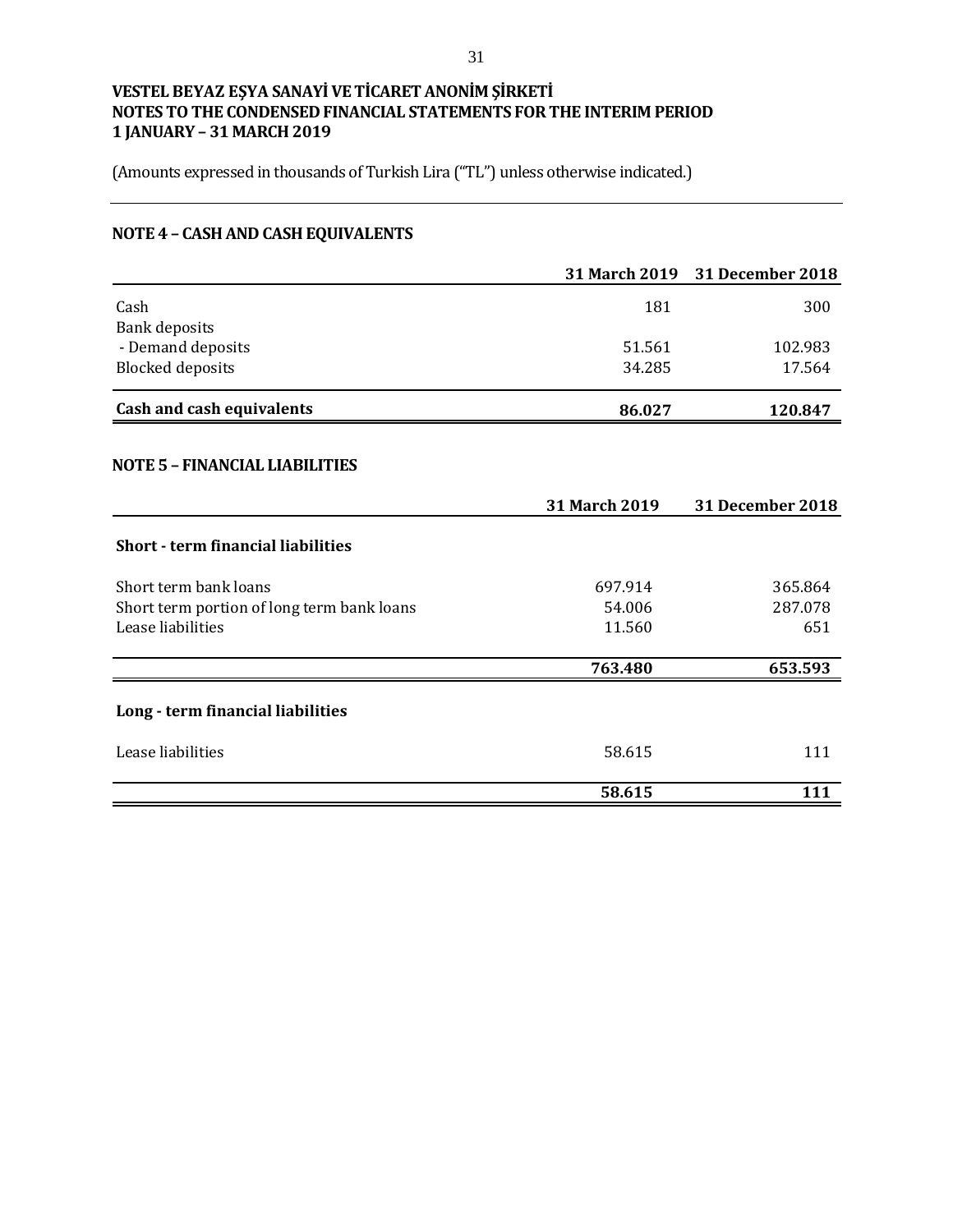# VESTEL BEYAZ EŞYA SANAYİ VE TİCARET ANONİM ŞİRKETİ
# NOTES TO THE CONDENSED FINANCIAL STATEMENTS FOR THE INTERIM PERIOD
# 1 JANUARY – 31 MARCH 2019

(Amounts expressed in thousands of Turkish Lira ("TL") unless otherwise indicated.)

## NOTE 4 – CASH AND CASH EQUIVALENTS

| | 31 March 2019 | 31 December 2018 |
|---|---|---|
| Cash | 181 | 300 |
| Bank deposits | | |
| - Demand deposits | 51.561 | 102.983 |
| Blocked deposits | 34.285 | 17.564 |
| **Cash and cash equivalents** | **86.027** | **120.847** |

## NOTE 5 – FINANCIAL LIABILITIES

| | 31 March 2019 | 31 December 2018 |
|---|---|---|
| **Short - term financial liabilities** | | |
| Short term bank loans | 697.914 | 365.864 |
| Short term portion of long term bank loans | 54.006 | 287.078 |
| Lease liabilities | 11.560 | 651 |
| | **763.480** | **653.593** |
| **Long - term financial liabilities** | | |
| Lease liabilities | 58.615 | 111 |
| | **58.615** | **111** |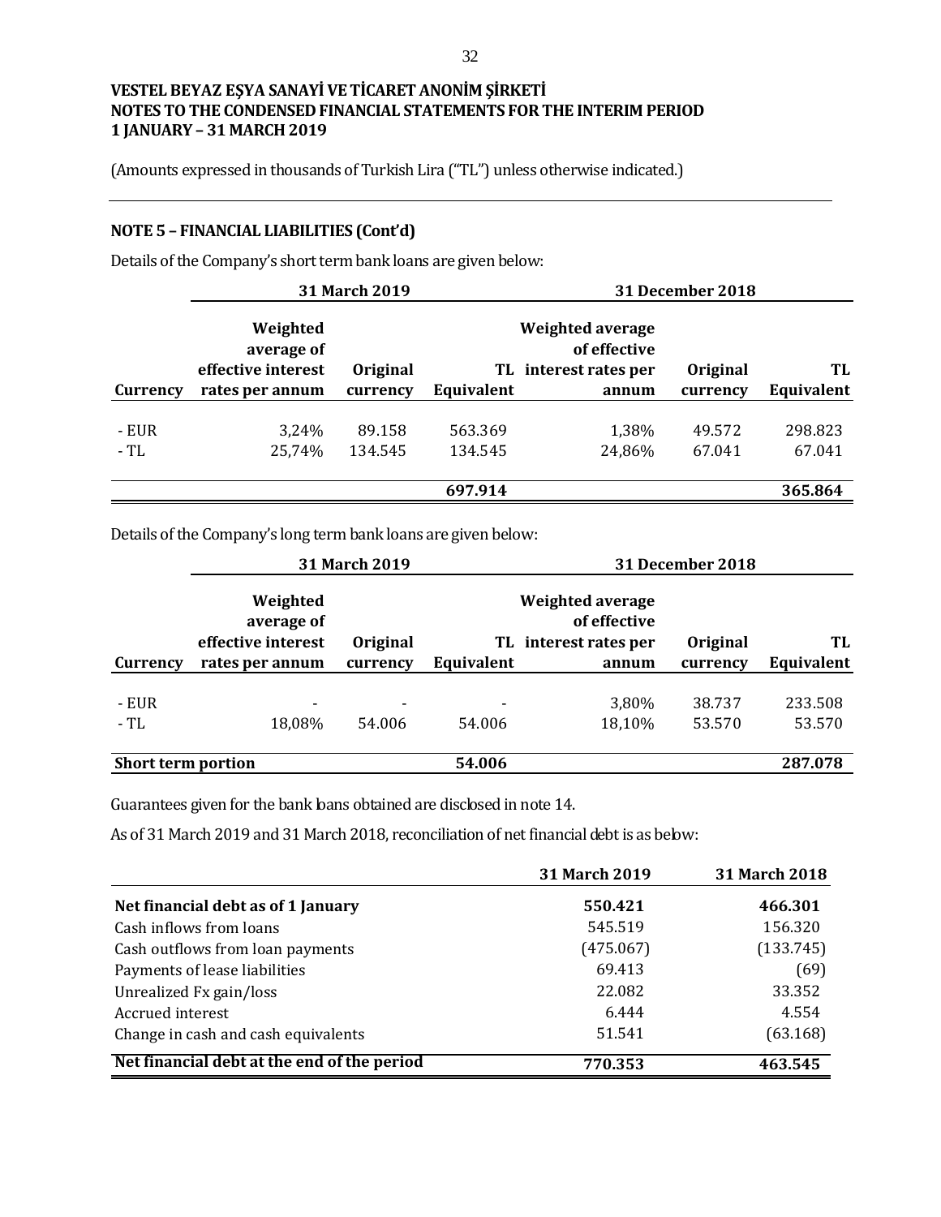VESTEL BEYAZ EŞYA SANAYİ VE TİCARET ANONİM ŞİRKETİ
NOTES TO THE CONDENSED FINANCIAL STATEMENTS FOR THE INTERIM PERIOD
1 JANUARY – 31 MARCH 2019

(Amounts expressed in thousands of Turkish Lira ("TL") unless otherwise indicated.)

## NOTE 5 – FINANCIAL LIABILITIES (Cont'd)

Details of the Company's short term bank loans are given below:

| | 31 March 2019 | | | 31 December 2018 | | |
|---|---|---|---|---|---|---|
| **Currency** | **Weighted average of effective interest rates per annum** | **Original currency** | **TL Equivalent** | **Weighted average of effective interest rates per annum** | **Original currency** | **TL Equivalent** |
| - EUR | 3,24% | 89.158 | 563.369 | 1,38% | 49.572 | 298.823 |
| - TL | 25,74% | 134.545 | 134.545 | 24,86% | 67.041 | 67.041 |
| | | | **697.914** | | | **365.864** |

Details of the Company's long term bank loans are given below:

| | 31 March 2019 | | | 31 December 2018 | | |
|---|---|---|---|---|---|---|
| **Currency** | **Weighted average of effective interest rates per annum** | **Original currency** | **TL Equivalent** | **Weighted average of effective interest rates per annum** | **Original currency** | **TL Equivalent** |
| - EUR | - | - | - | 3,80% | 38.737 | 233.508 |
| - TL | 18,08% | 54.006 | 54.006 | 18,10% | 53.570 | 53.570 |
| **Short term portion** | | | **54.006** | | | **287.078** |

Guarantees given for the bank loans obtained are disclosed in note 14.

As of 31 March 2019 and 31 March 2018, reconciliation of net financial debt is as below:

| | 31 March 2019 | 31 March 2018 |
|---|---|---|
| **Net financial debt as of 1 January** | **550.421** | **466.301** |
| Cash inflows from loans | 545.519 | 156.320 |
| Cash outflows from loan payments | (475.067) | (133.745) |
| Payments of lease liabilities | 69.413 | (69) |
| Unrealized Fx gain/loss | 22.082 | 33.352 |
| Accrued interest | 6.444 | 4.554 |
| Change in cash and cash equivalents | 51.541 | (63.168) |
| **Net financial debt at the end of the period** | **770.353** | **463.545** |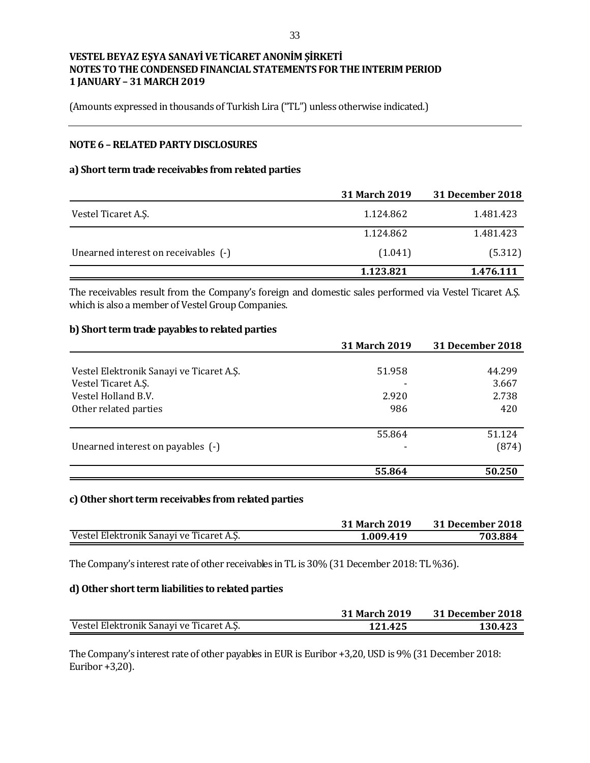**VESTEL BEYAZ EŞYA SANAYİ VE TİCARET ANONİM ŞİRKETİ**
**NOTES TO THE CONDENSED FINANCIAL STATEMENTS FOR THE INTERIM PERIOD**
**1 JANUARY – 31 MARCH 2019**

(Amounts expressed in thousands of Turkish Lira ("TL") unless otherwise indicated.)

## NOTE 6 – RELATED PARTY DISCLOSURES

### a) Short term trade receivables from related parties

| | 31 March 2019 | 31 December 2018 |
|---|---|---|
| Vestel Ticaret A.Ş. | 1.124.862 | 1.481.423 |
| | 1.124.862 | 1.481.423 |
| Unearned interest on receivables (-) | (1.041) | (5.312) |
| | **1.123.821** | **1.476.111** |

The receivables result from the Company's foreign and domestic sales performed via Vestel Ticaret A.Ş. which is also a member of Vestel Group Companies.

### b) Short term trade payables to related parties

| | 31 March 2019 | 31 December 2018 |
|---|---|---|
| Vestel Elektronik Sanayi ve Ticaret A.Ş. | 51.958 | 44.299 |
| Vestel Ticaret A.Ş. | - | 3.667 |
| Vestel Holland B.V. | 2.920 | 2.738 |
| Other related parties | 986 | 420 |
| | 55.864 | 51.124 |
| Unearned interest on payables (-) | - | (874) |
| | **55.864** | **50.250** |

### c) Other short term receivables from related parties

| | 31 March 2019 | 31 December 2018 |
|---|---|---|
| Vestel Elektronik Sanayi ve Ticaret A.Ş. | **1.009.419** | **703.884** |

The Company's interest rate of other receivables in TL is 30% (31 December 2018: TL %36).

### d) Other short term liabilities to related parties

| | 31 March 2019 | 31 December 2018 |
|---|---|---|
| Vestel Elektronik Sanayi ve Ticaret A.Ş. | **121.425** | **130.423** |

The Company's interest rate of other payables in EUR is Euribor +3,20, USD is 9% (31 December 2018: Euribor +3,20).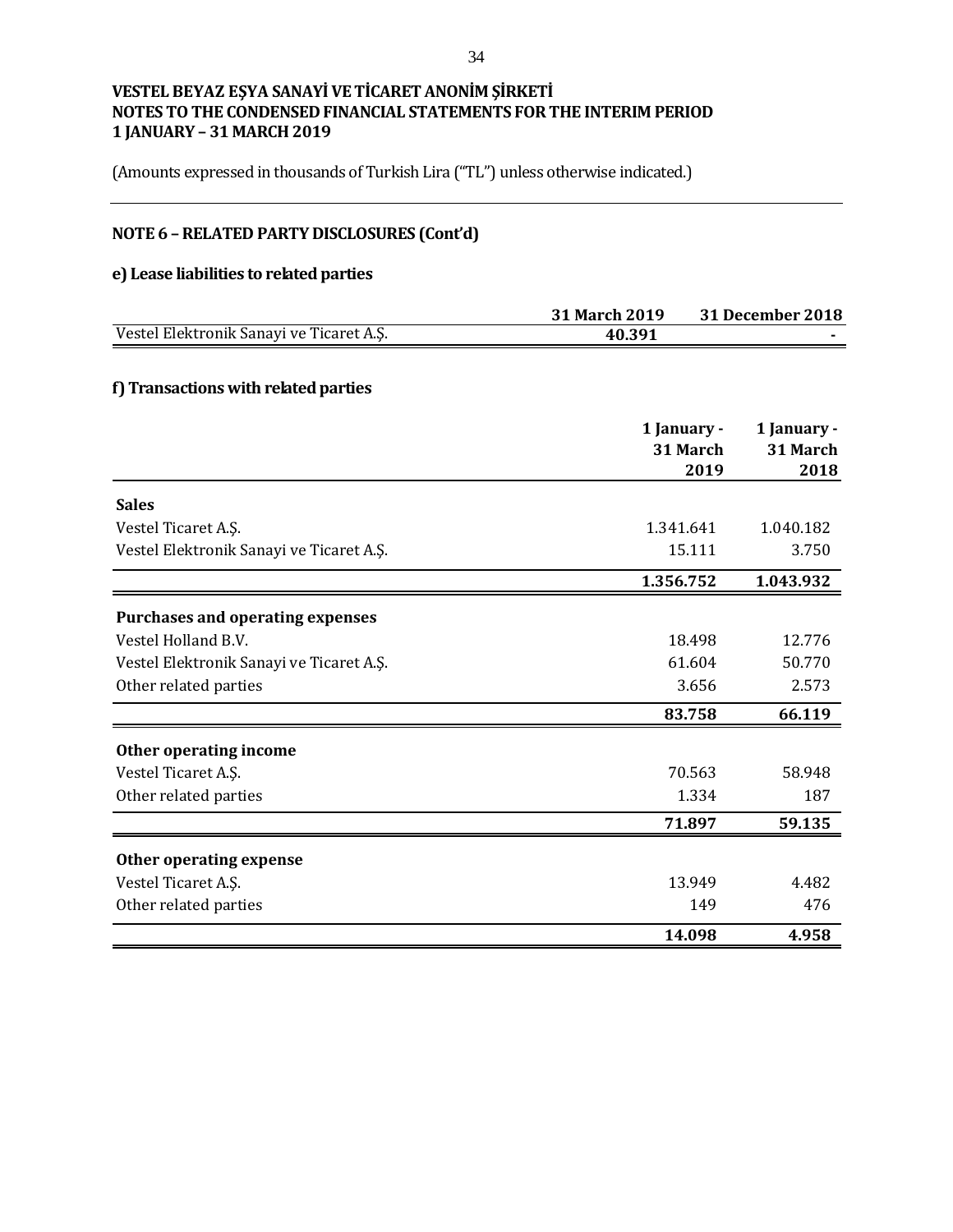VESTEL BEYAZ EŞYA SANAYİ VE TİCARET ANONİM ŞİRKETİ
NOTES TO THE CONDENSED FINANCIAL STATEMENTS FOR THE INTERIM PERIOD
1 JANUARY – 31 MARCH 2019

(Amounts expressed in thousands of Turkish Lira ("TL") unless otherwise indicated.)

## NOTE 6 – RELATED PARTY DISCLOSURES (Cont'd)

### e) Lease liabilities to related parties

| | 31 March 2019 | 31 December 2018 |
|---|---|---|
| Vestel Elektronik Sanayi ve Ticaret A.Ş. | **40.391** | - |

### f) Transactions with related parties

| | 1 January - 31 March 2019 | 1 January - 31 March 2018 |
|---|---|---|
| **Sales** | | |
| Vestel Ticaret A.Ş. | 1.341.641 | 1.040.182 |
| Vestel Elektronik Sanayi ve Ticaret A.Ş. | 15.111 | 3.750 |
| | **1.356.752** | **1.043.932** |
| **Purchases and operating expenses** | | |
| Vestel Holland B.V. | 18.498 | 12.776 |
| Vestel Elektronik Sanayi ve Ticaret A.Ş. | 61.604 | 50.770 |
| Other related parties | 3.656 | 2.573 |
| | **83.758** | **66.119** |
| **Other operating income** | | |
| Vestel Ticaret A.Ş. | 70.563 | 58.948 |
| Other related parties | 1.334 | 187 |
| | **71.897** | **59.135** |
| **Other operating expense** | | |
| Vestel Ticaret A.Ş. | 13.949 | 4.482 |
| Other related parties | 149 | 476 |
| | **14.098** | **4.958** |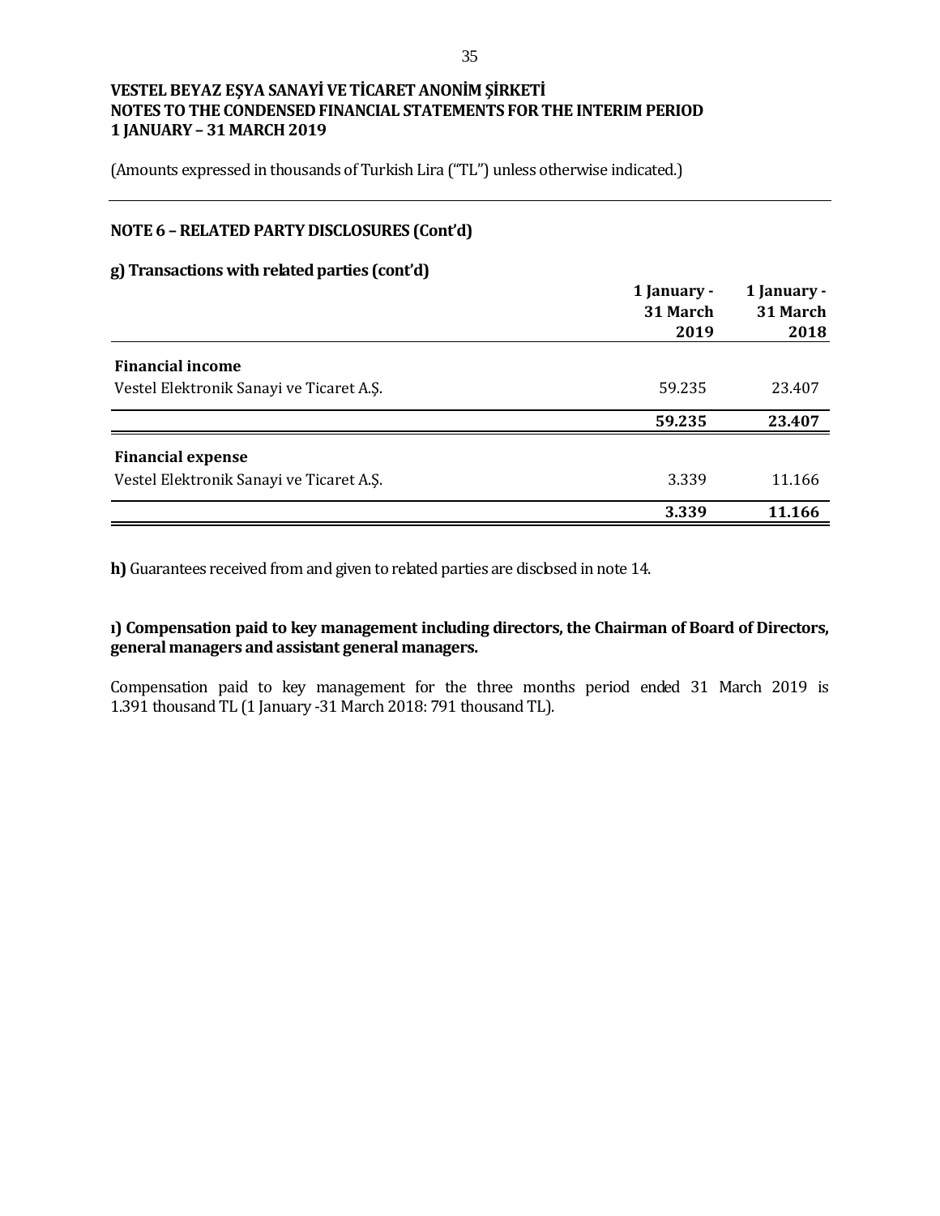## NOTE 6 – RELATED PARTY DISCLOSURES (Cont'd)

### g) Transactions with related parties (cont'd)

| | 1 January - 31 March 2019 | 1 January - 31 March 2018 |
|---|---|---|
| **Financial income** | | |
| Vestel Elektronik Sanayi ve Ticaret A.Ş. | 59.235 | 23.407 |
| | **59.235** | **23.407** |
| **Financial expense** | | |
| Vestel Elektronik Sanayi ve Ticaret A.Ş. | 3.339 | 11.166 |
| | **3.339** | **11.166** |

**h)** Guarantees received from and given to related parties are disclosed in note 14.

### ı) Compensation paid to key management including directors, the Chairman of Board of Directors, general managers and assistant general managers.

Compensation paid to key management for the three months period ended 31 March 2019 is 1.391 thousand TL (1 January -31 March 2018: 791 thousand TL).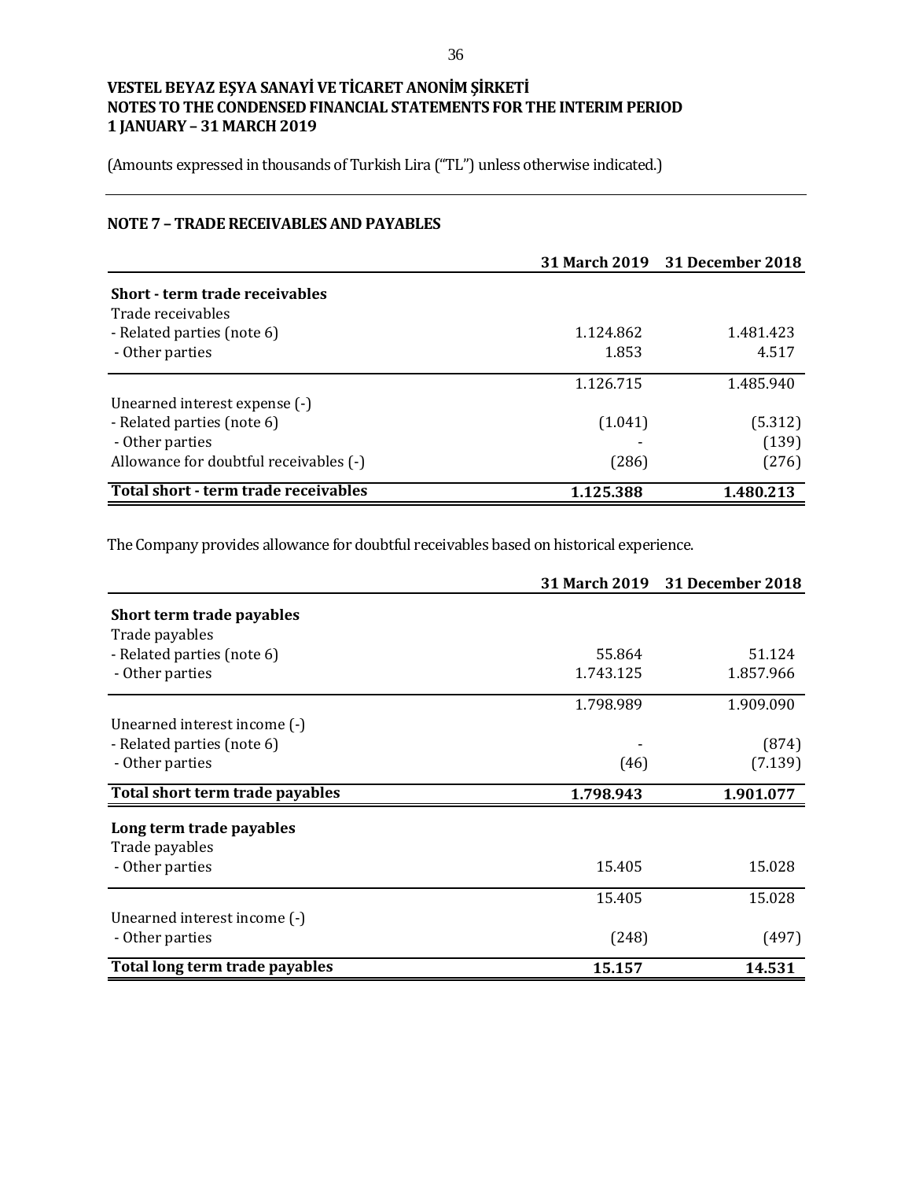**VESTEL BEYAZ EŞYA SANAYİ VE TİCARET ANONİM ŞİRKETİ**
**NOTES TO THE CONDENSED FINANCIAL STATEMENTS FOR THE INTERIM PERIOD**
**1 JANUARY – 31 MARCH 2019**

(Amounts expressed in thousands of Turkish Lira ("TL") unless otherwise indicated.)

## NOTE 7 – TRADE RECEIVABLES AND PAYABLES

| | 31 March 2019 | 31 December 2018 |
|---|---|---|
| **Short - term trade receivables** | | |
| Trade receivables | | |
| - Related parties (note 6) | 1.124.862 | 1.481.423 |
| - Other parties | 1.853 | 4.517 |
| | 1.126.715 | 1.485.940 |
| Unearned interest expense (-) | | |
| - Related parties (note 6) | (1.041) | (5.312) |
| - Other parties | - | (139) |
| Allowance for doubtful receivables (-) | (286) | (276) |
| **Total short - term trade receivables** | **1.125.388** | **1.480.213** |

The Company provides allowance for doubtful receivables based on historical experience.

| | 31 March 2019 | 31 December 2018 |
|---|---|---|
| **Short term trade payables** | | |
| Trade payables | | |
| - Related parties (note 6) | 55.864 | 51.124 |
| - Other parties | 1.743.125 | 1.857.966 |
| | 1.798.989 | 1.909.090 |
| Unearned interest income (-) | | |
| - Related parties (note 6) | - | (874) |
| - Other parties | (46) | (7.139) |
| **Total short term trade payables** | **1.798.943** | **1.901.077** |
| **Long term trade payables** | | |
| Trade payables | | |
| - Other parties | 15.405 | 15.028 |
| | 15.405 | 15.028 |
| Unearned interest income (-) | | |
| - Other parties | (248) | (497) |
| **Total long term trade payables** | **15.157** | **14.531** |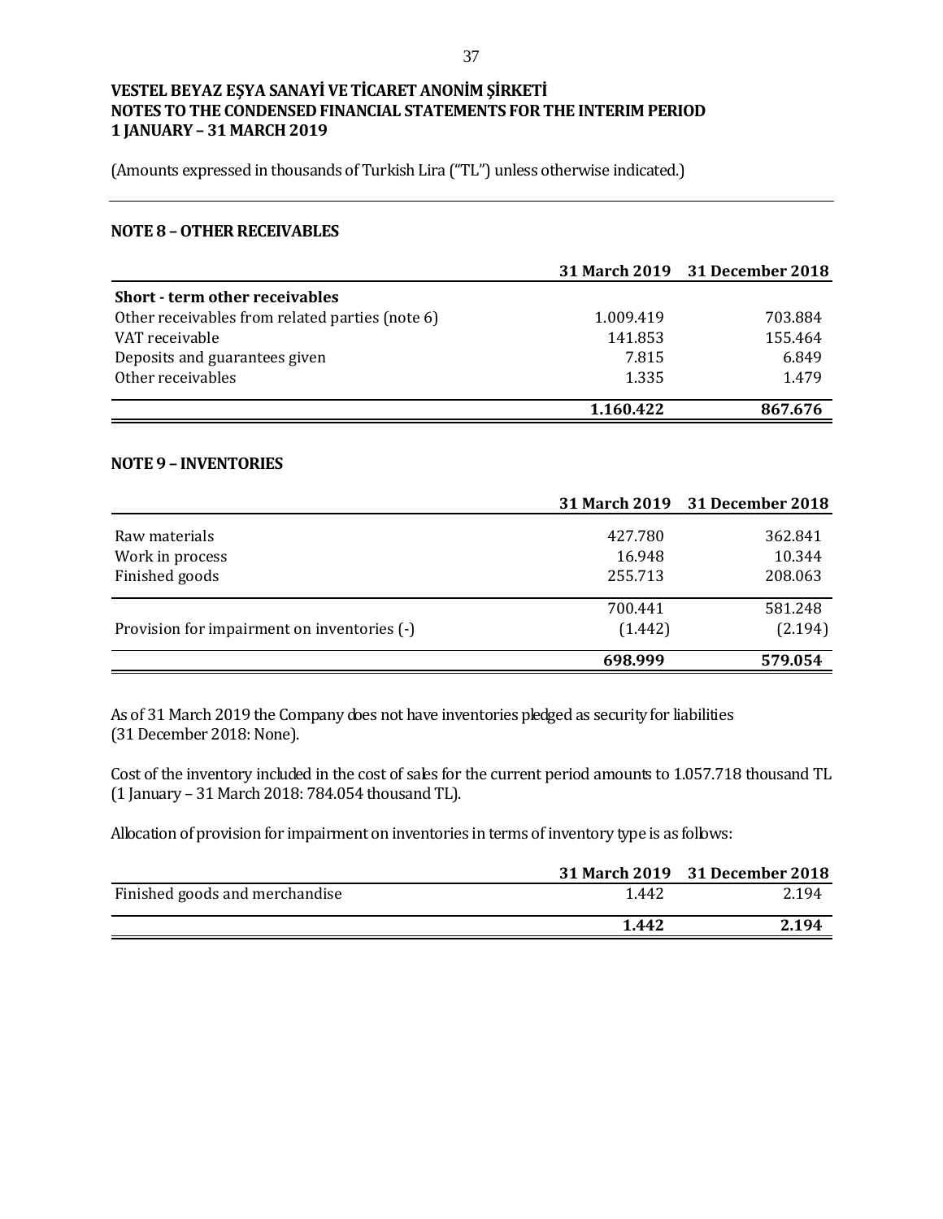**VESTEL BEYAZ EŞYA SANAYİ VE TİCARET ANONİM ŞİRKETİ**
**NOTES TO THE CONDENSED FINANCIAL STATEMENTS FOR THE INTERIM PERIOD**
**1 JANUARY – 31 MARCH 2019**

(Amounts expressed in thousands of Turkish Lira ("TL") unless otherwise indicated.)

## NOTE 8 – OTHER RECEIVABLES

| | 31 March 2019 | 31 December 2018 |
|---|---|---|
| **Short - term other receivables** | | |
| Other receivables from related parties (note 6) | 1.009.419 | 703.884 |
| VAT receivable | 141.853 | 155.464 |
| Deposits and guarantees given | 7.815 | 6.849 |
| Other receivables | 1.335 | 1.479 |
| | **1.160.422** | **867.676** |

## NOTE 9 – INVENTORIES

| | 31 March 2019 | 31 December 2018 |
|---|---|---|
| Raw materials | 427.780 | 362.841 |
| Work in process | 16.948 | 10.344 |
| Finished goods | 255.713 | 208.063 |
| | 700.441 | 581.248 |
| Provision for impairment on inventories (-) | (1.442) | (2.194) |
| | **698.999** | **579.054** |

As of 31 March 2019 the Company does not have inventories pledged as security for liabilities (31 December 2018: None).

Cost of the inventory included in the cost of sales for the current period amounts to 1.057.718 thousand TL (1 January – 31 March 2018: 784.054 thousand TL).

Allocation of provision for impairment on inventories in terms of inventory type is as follows:

| | 31 March 2019 | 31 December 2018 |
|---|---|---|
| Finished goods and merchandise | 1.442 | 2.194 |
| | **1.442** | **2.194** |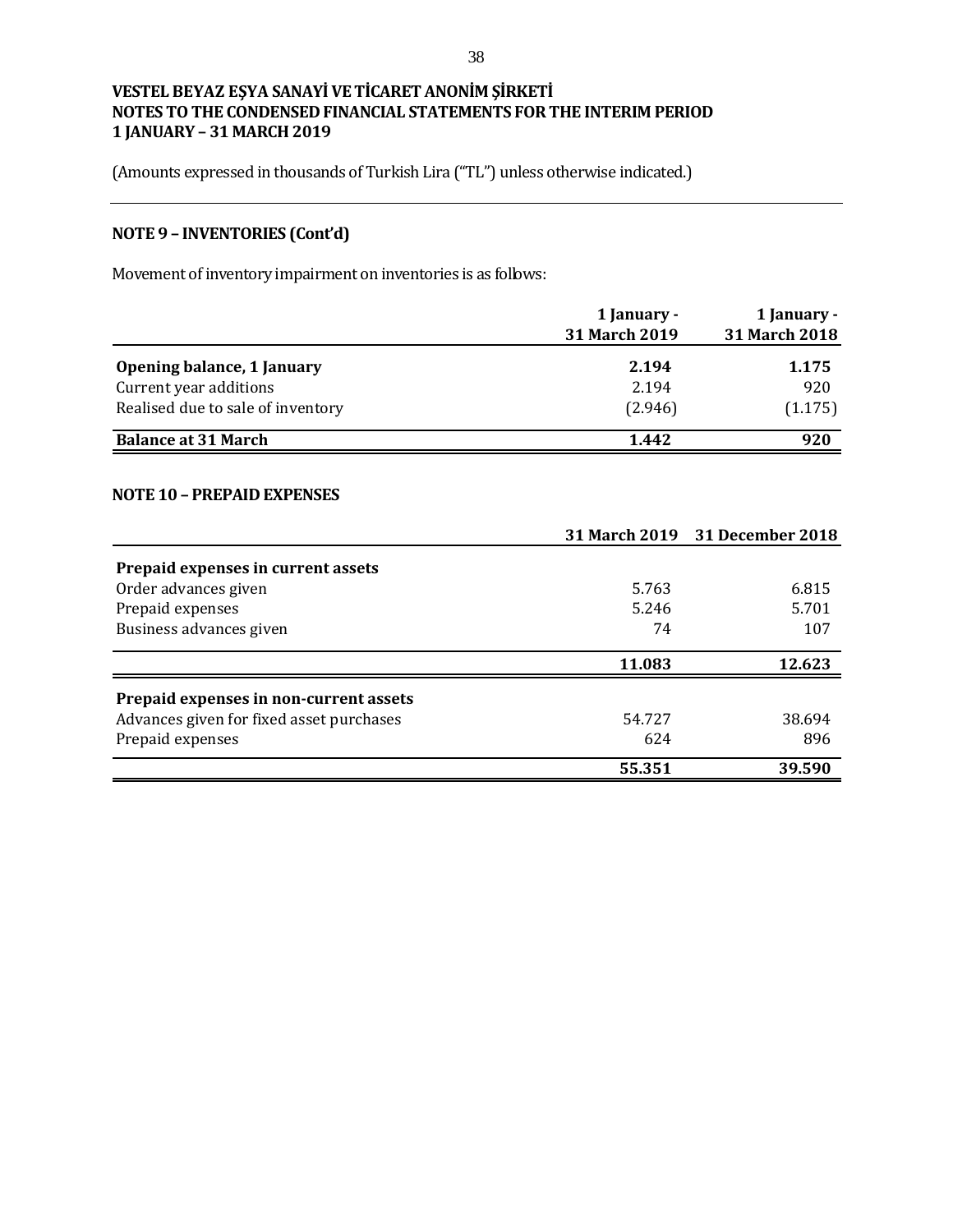# VESTEL BEYAZ EŞYA SANAYİ VE TİCARET ANONİM ŞİRKETİ
## NOTES TO THE CONDENSED FINANCIAL STATEMENTS FOR THE INTERIM PERIOD
## 1 JANUARY – 31 MARCH 2019

(Amounts expressed in thousands of Turkish Lira ("TL") unless otherwise indicated.)

### NOTE 9 – INVENTORIES (Cont'd)

Movement of inventory impairment on inventories is as follows:

| | 1 January - 31 March 2019 | 1 January - 31 March 2018 |
|---|---|---|
| **Opening balance, 1 January** | **2.194** | **1.175** |
| Current year additions | 2.194 | 920 |
| Realised due to sale of inventory | (2.946) | (1.175) |
| **Balance at 31 March** | **1.442** | **920** |

### NOTE 10 – PREPAID EXPENSES

| | 31 March 2019 | 31 December 2018 |
|---|---|---|
| **Prepaid expenses in current assets** | | |
| Order advances given | 5.763 | 6.815 |
| Prepaid expenses | 5.246 | 5.701 |
| Business advances given | 74 | 107 |
| | **11.083** | **12.623** |
| **Prepaid expenses in non-current assets** | | |
| Advances given for fixed asset purchases | 54.727 | 38.694 |
| Prepaid expenses | 624 | 896 |
| | **55.351** | **39.590** |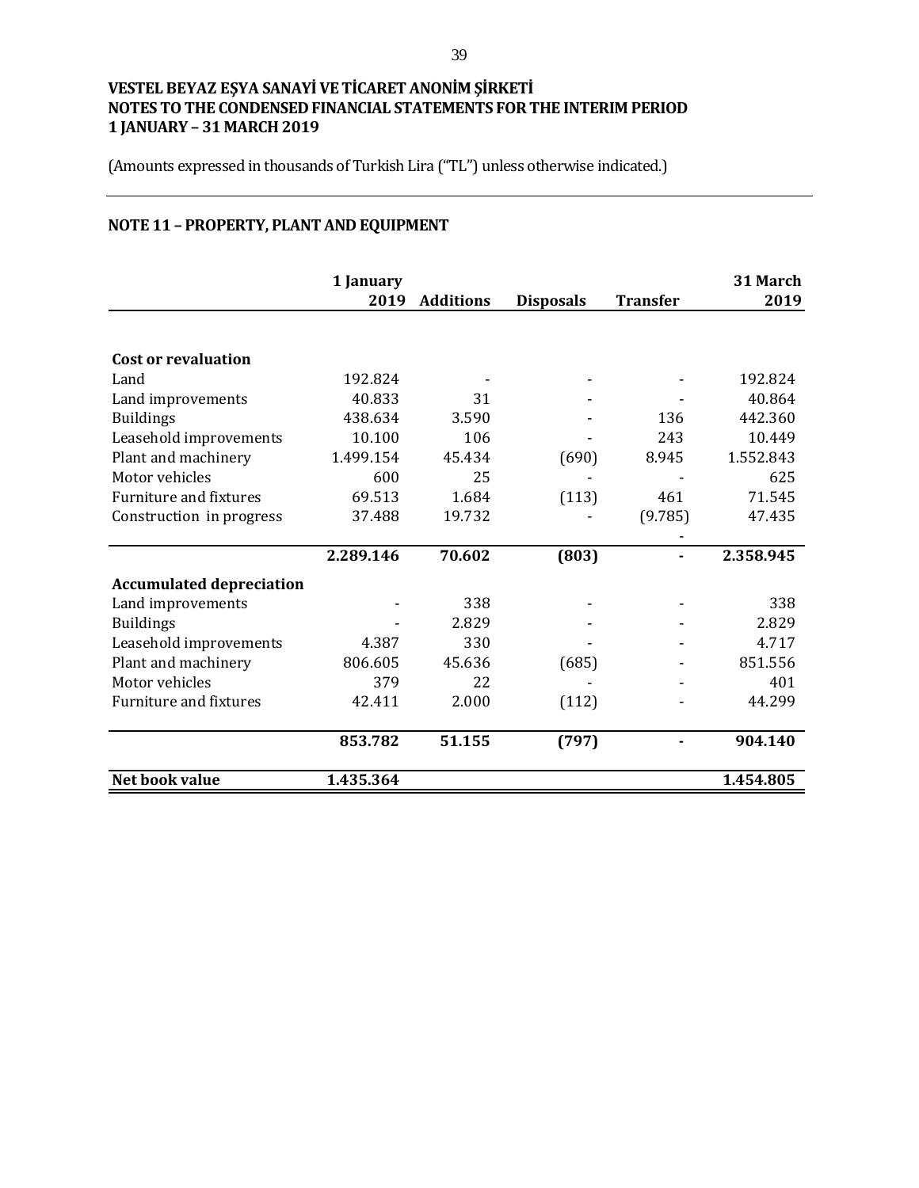**VESTEL BEYAZ EŞYA SANAYİ VE TİCARET ANONİM ŞİRKETİ**
**NOTES TO THE CONDENSED FINANCIAL STATEMENTS FOR THE INTERIM PERIOD**
**1 JANUARY – 31 MARCH 2019**

(Amounts expressed in thousands of Turkish Lira ("TL") unless otherwise indicated.)

## NOTE 11 – PROPERTY, PLANT AND EQUIPMENT

| | 1 January 2019 | Additions | Disposals | Transfer | 31 March 2019 |
|---|---|---|---|---|---|
| **Cost or revaluation** | | | | | |
| Land | 192.824 | - | - | - | 192.824 |
| Land improvements | 40.833 | 31 | - | - | 40.864 |
| Buildings | 438.634 | 3.590 | - | 136 | 442.360 |
| Leasehold improvements | 10.100 | 106 | - | 243 | 10.449 |
| Plant and machinery | 1.499.154 | 45.434 | (690) | 8.945 | 1.552.843 |
| Motor vehicles | 600 | 25 | - | - | 625 |
| Furniture and fixtures | 69.513 | 1.684 | (113) | 461 | 71.545 |
| Construction in progress | 37.488 | 19.732 | - | (9.785) | 47.435 |
| | | | | - | |
| | **2.289.146** | **70.602** | **(803)** | **-** | **2.358.945** |
| **Accumulated depreciation** | | | | | |
| Land improvements | - | 338 | - | - | 338 |
| Buildings | - | 2.829 | - | - | 2.829 |
| Leasehold improvements | 4.387 | 330 | - | - | 4.717 |
| Plant and machinery | 806.605 | 45.636 | (685) | - | 851.556 |
| Motor vehicles | 379 | 22 | - | - | 401 |
| Furniture and fixtures | 42.411 | 2.000 | (112) | - | 44.299 |
| | **853.782** | **51.155** | **(797)** | **-** | **904.140** |
| **Net book value** | **1.435.364** | | | | **1.454.805** |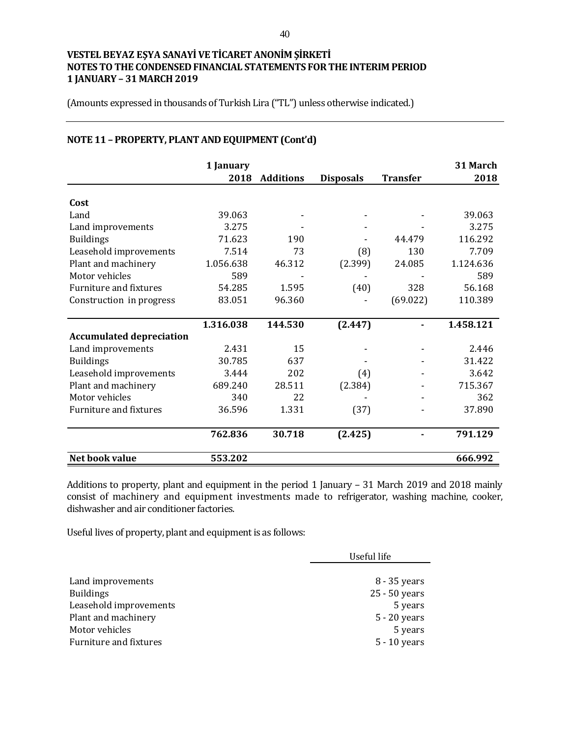**VESTEL BEYAZ EŞYA SANAYİ VE TİCARET ANONİM ŞİRKETİ**
**NOTES TO THE CONDENSED FINANCIAL STATEMENTS FOR THE INTERIM PERIOD**
**1 JANUARY – 31 MARCH 2019**

(Amounts expressed in thousands of Turkish Lira ("TL") unless otherwise indicated.)

## NOTE 11 – PROPERTY, PLANT AND EQUIPMENT (Cont'd)

| | 1 January 2018 | Additions | Disposals | Transfer | 31 March 2018 |
|---|---|---|---|---|---|
| **Cost** | | | | | |
| Land | 39.063 | - | - | - | 39.063 |
| Land improvements | 3.275 | - | - | - | 3.275 |
| Buildings | 71.623 | 190 | - | 44.479 | 116.292 |
| Leasehold improvements | 7.514 | 73 | (8) | 130 | 7.709 |
| Plant and machinery | 1.056.638 | 46.312 | (2.399) | 24.085 | 1.124.636 |
| Motor vehicles | 589 | - | - | - | 589 |
| Furniture and fixtures | 54.285 | 1.595 | (40) | 328 | 56.168 |
| Construction in progress | 83.051 | 96.360 | - | (69.022) | 110.389 |
| | **1.316.038** | **144.530** | **(2.447)** | **-** | **1.458.121** |
| **Accumulated depreciation** | | | | | |
| Land improvements | 2.431 | 15 | - | - | 2.446 |
| Buildings | 30.785 | 637 | - | - | 31.422 |
| Leasehold improvements | 3.444 | 202 | (4) | - | 3.642 |
| Plant and machinery | 689.240 | 28.511 | (2.384) | - | 715.367 |
| Motor vehicles | 340 | 22 | - | - | 362 |
| Furniture and fixtures | 36.596 | 1.331 | (37) | - | 37.890 |
| | **762.836** | **30.718** | **(2.425)** | **-** | **791.129** |
| **Net book value** | **553.202** | | | | **666.992** |

Additions to property, plant and equipment in the period 1 January – 31 March 2019 and 2018 mainly consist of machinery and equipment investments made to refrigerator, washing machine, cooker, dishwasher and air conditioner factories.

Useful lives of property, plant and equipment is as follows:

| | Useful life |
|---|---|
| Land improvements | 8 - 35 years |
| Buildings | 25 - 50 years |
| Leasehold improvements | 5 years |
| Plant and machinery | 5 - 20 years |
| Motor vehicles | 5 years |
| Furniture and fixtures | 5 - 10 years |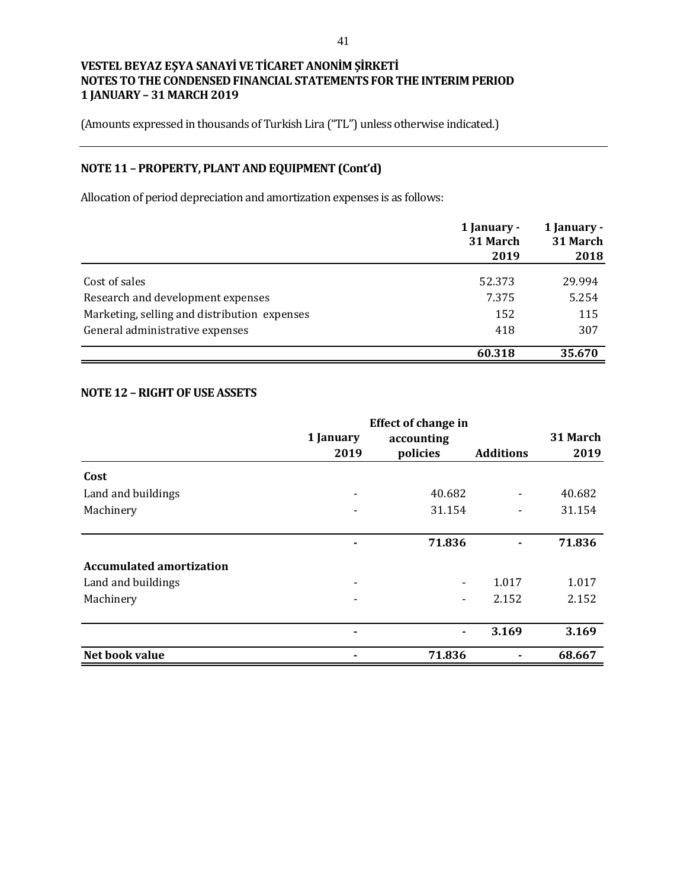**VESTEL BEYAZ EŞYA SANAYİ VE TİCARET ANONİM ŞİRKETİ**
**NOTES TO THE CONDENSED FINANCIAL STATEMENTS FOR THE INTERIM PERIOD**
**1 JANUARY – 31 MARCH 2019**

(Amounts expressed in thousands of Turkish Lira ("TL") unless otherwise indicated.)

## NOTE 11 – PROPERTY, PLANT AND EQUIPMENT (Cont'd)

Allocation of period depreciation and amortization expenses is as follows:

| | 1 January - 31 March 2019 | 1 January - 31 March 2018 |
|---|---|---|
| Cost of sales | 52.373 | 29.994 |
| Research and development expenses | 7.375 | 5.254 |
| Marketing, selling and distribution expenses | 152 | 115 |
| General administrative expenses | 418 | 307 |
| | **60.318** | **35.670** |

## NOTE 12 – RIGHT OF USE ASSETS

| | 1 January 2019 | Effect of change in accounting policies | Additions | 31 March 2019 |
|---|---|---|---|---|
| **Cost** | | | | |
| Land and buildings | - | 40.682 | - | 40.682 |
| Machinery | - | 31.154 | - | 31.154 |
| | **-** | **71.836** | **-** | **71.836** |
| **Accumulated amortization** | | | | |
| Land and buildings | - | - | 1.017 | 1.017 |
| Machinery | - | - | 2.152 | 2.152 |
| | **-** | **-** | **3.169** | **3.169** |
| **Net book value** | **-** | **71.836** | **-** | **68.667** |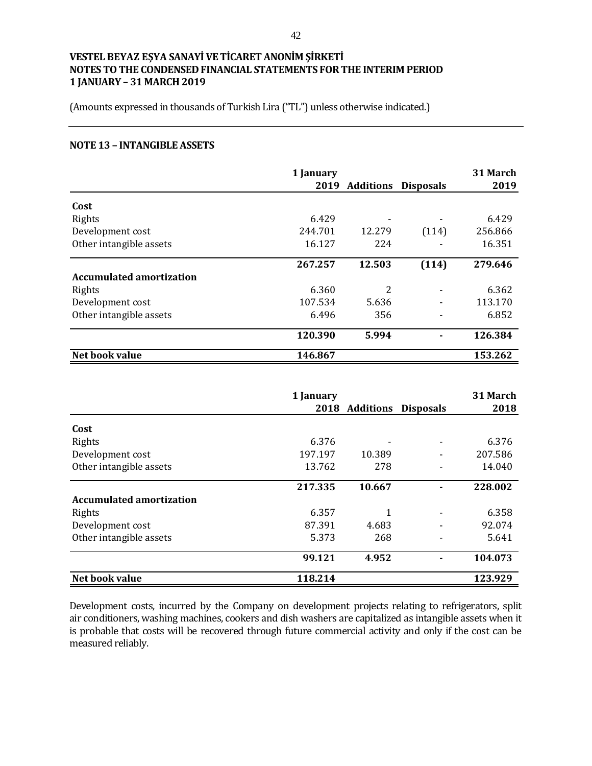# VESTEL BEYAZ EŞYA SANAYİ VE TİCARET ANONİM ŞİRKETİ
## NOTES TO THE CONDENSED FINANCIAL STATEMENTS FOR THE INTERIM PERIOD
## 1 JANUARY – 31 MARCH 2019

(Amounts expressed in thousands of Turkish Lira ("TL") unless otherwise indicated.)

### NOTE 13 – INTANGIBLE ASSETS

| | 1 January 2019 | Additions | Disposals | 31 March 2019 |
|---|---|---|---|---|
| **Cost** | | | | |
| Rights | 6.429 | - | - | 6.429 |
| Development cost | 244.701 | 12.279 | (114) | 256.866 |
| Other intangible assets | 16.127 | 224 | - | 16.351 |
| | **267.257** | **12.503** | **(114)** | **279.646** |
| **Accumulated amortization** | | | | |
| Rights | 6.360 | 2 | - | 6.362 |
| Development cost | 107.534 | 5.636 | - | 113.170 |
| Other intangible assets | 6.496 | 356 | - | 6.852 |
| | **120.390** | **5.994** | **-** | **126.384** |
| **Net book value** | **146.867** | | | **153.262** |

| | 1 January 2018 | Additions | Disposals | 31 March 2018 |
|---|---|---|---|---|
| **Cost** | | | | |
| Rights | 6.376 | - | - | 6.376 |
| Development cost | 197.197 | 10.389 | - | 207.586 |
| Other intangible assets | 13.762 | 278 | - | 14.040 |
| | **217.335** | **10.667** | **-** | **228.002** |
| **Accumulated amortization** | | | | |
| Rights | 6.357 | 1 | - | 6.358 |
| Development cost | 87.391 | 4.683 | - | 92.074 |
| Other intangible assets | 5.373 | 268 | - | 5.641 |
| | **99.121** | **4.952** | **-** | **104.073** |
| **Net book value** | **118.214** | | | **123.929** |

Development costs, incurred by the Company on development projects relating to refrigerators, split air conditioners, washing machines, cookers and dish washers are capitalized as intangible assets when it is probable that costs will be recovered through future commercial activity and only if the cost can be measured reliably.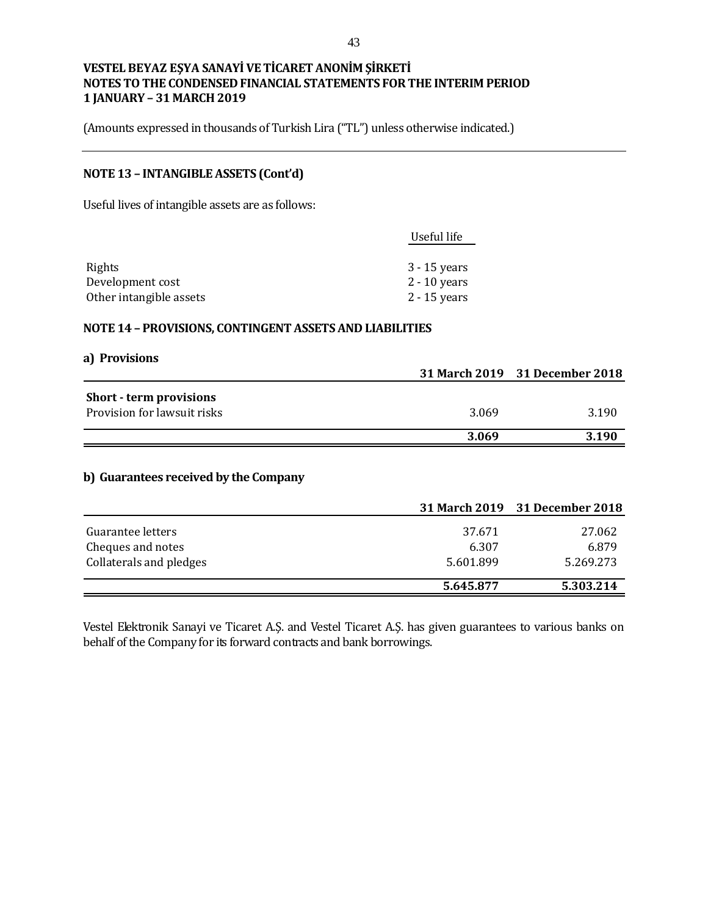VESTEL BEYAZ EŞYA SANAYİ VE TİCARET ANONİM ŞİRKETİ
NOTES TO THE CONDENSED FINANCIAL STATEMENTS FOR THE INTERIM PERIOD
1 JANUARY – 31 MARCH 2019

(Amounts expressed in thousands of Turkish Lira ("TL") unless otherwise indicated.)

## NOTE 13 – INTANGIBLE ASSETS (Cont'd)

Useful lives of intangible assets are as follows:

| | Useful life |
|---|---|
| Rights | 3 - 15 years |
| Development cost | 2 - 10 years |
| Other intangible assets | 2 - 15 years |

## NOTE 14 – PROVISIONS, CONTINGENT ASSETS AND LIABILITIES

### a) Provisions

| | 31 March 2019 | 31 December 2018 |
|---|---|---|
| **Short - term provisions** | | |
| Provision for lawsuit risks | 3.069 | 3.190 |
| | **3.069** | **3.190** |

### b) Guarantees received by the Company

| | 31 March 2019 | 31 December 2018 |
|---|---|---|
| Guarantee letters | 37.671 | 27.062 |
| Cheques and notes | 6.307 | 6.879 |
| Collaterals and pledges | 5.601.899 | 5.269.273 |
| | **5.645.877** | **5.303.214** |

Vestel Elektronik Sanayi ve Ticaret A.Ş. and Vestel Ticaret A.Ş. has given guarantees to various banks on behalf of the Company for its forward contracts and bank borrowings.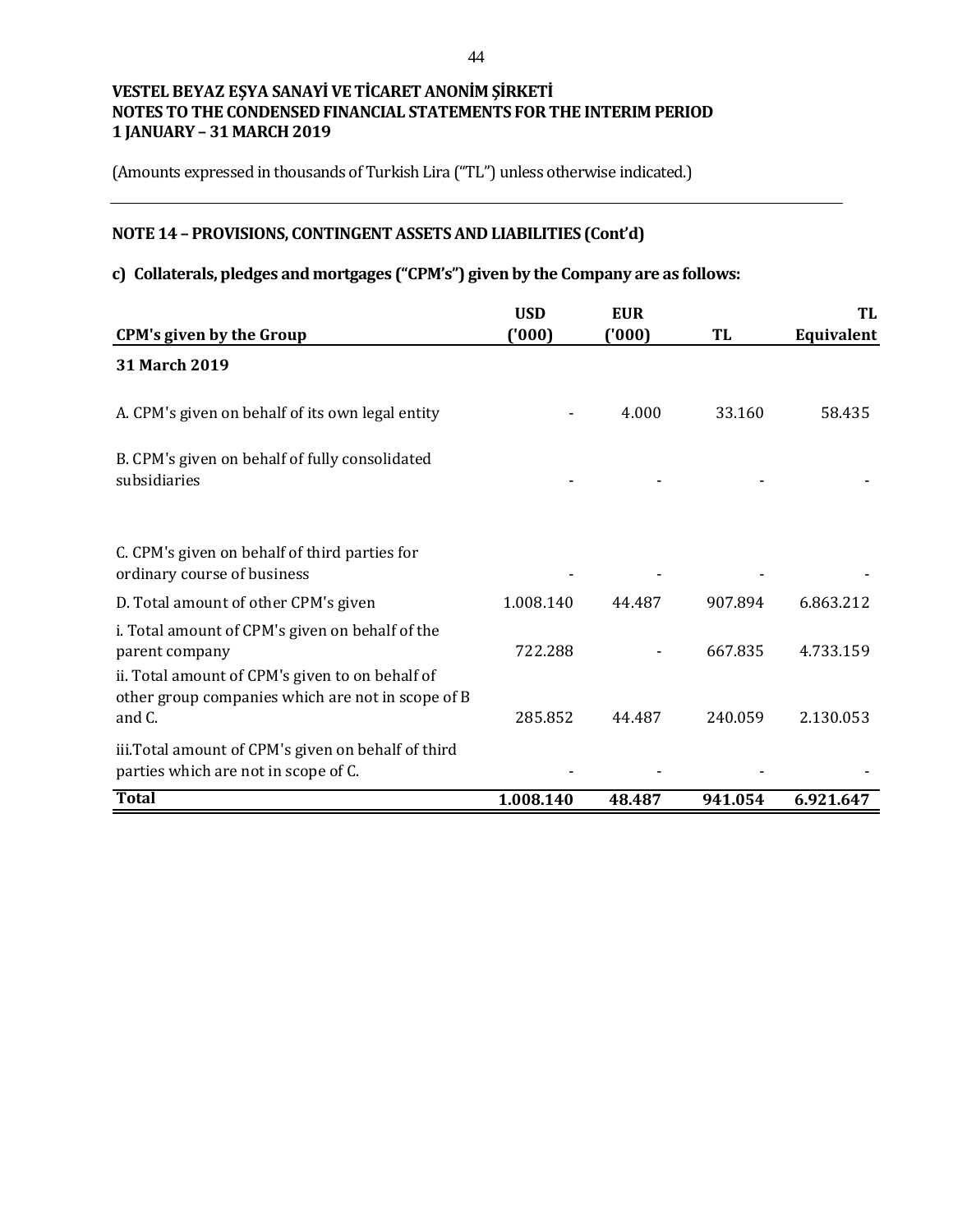# VESTEL BEYAZ EŞYA SANAYİ VE TİCARET ANONİM ŞİRKETİ
# NOTES TO THE CONDENSED FINANCIAL STATEMENTS FOR THE INTERIM PERIOD
# 1 JANUARY – 31 MARCH 2019

(Amounts expressed in thousands of Turkish Lira ("TL") unless otherwise indicated.)

## NOTE 14 – PROVISIONS, CONTINGENT ASSETS AND LIABILITIES (Cont'd)

### c) Collaterals, pledges and mortgages ("CPM's") given by the Company are as follows:

| CPM's given by the Group | USD ('000) | EUR ('000) | TL | TL Equivalent |
|---|---|---|---|---|
| **31 March 2019** | | | | |
| A. CPM's given on behalf of its own legal entity | - | 4.000 | 33.160 | 58.435 |
| B. CPM's given on behalf of fully consolidated subsidiaries | - | - | - | - |
| C. CPM's given on behalf of third parties for ordinary course of business | - | - | - | - |
| D. Total amount of other CPM's given | 1.008.140 | 44.487 | 907.894 | 6.863.212 |
| i. Total amount of CPM's given on behalf of the parent company | 722.288 | - | 667.835 | 4.733.159 |
| ii. Total amount of CPM's given to on behalf of other group companies which are not in scope of B and C. | 285.852 | 44.487 | 240.059 | 2.130.053 |
| iii.Total amount of CPM's given on behalf of third parties which are not in scope of C. | - | - | - | - |
| **Total** | **1.008.140** | **48.487** | **941.054** | **6.921.647** |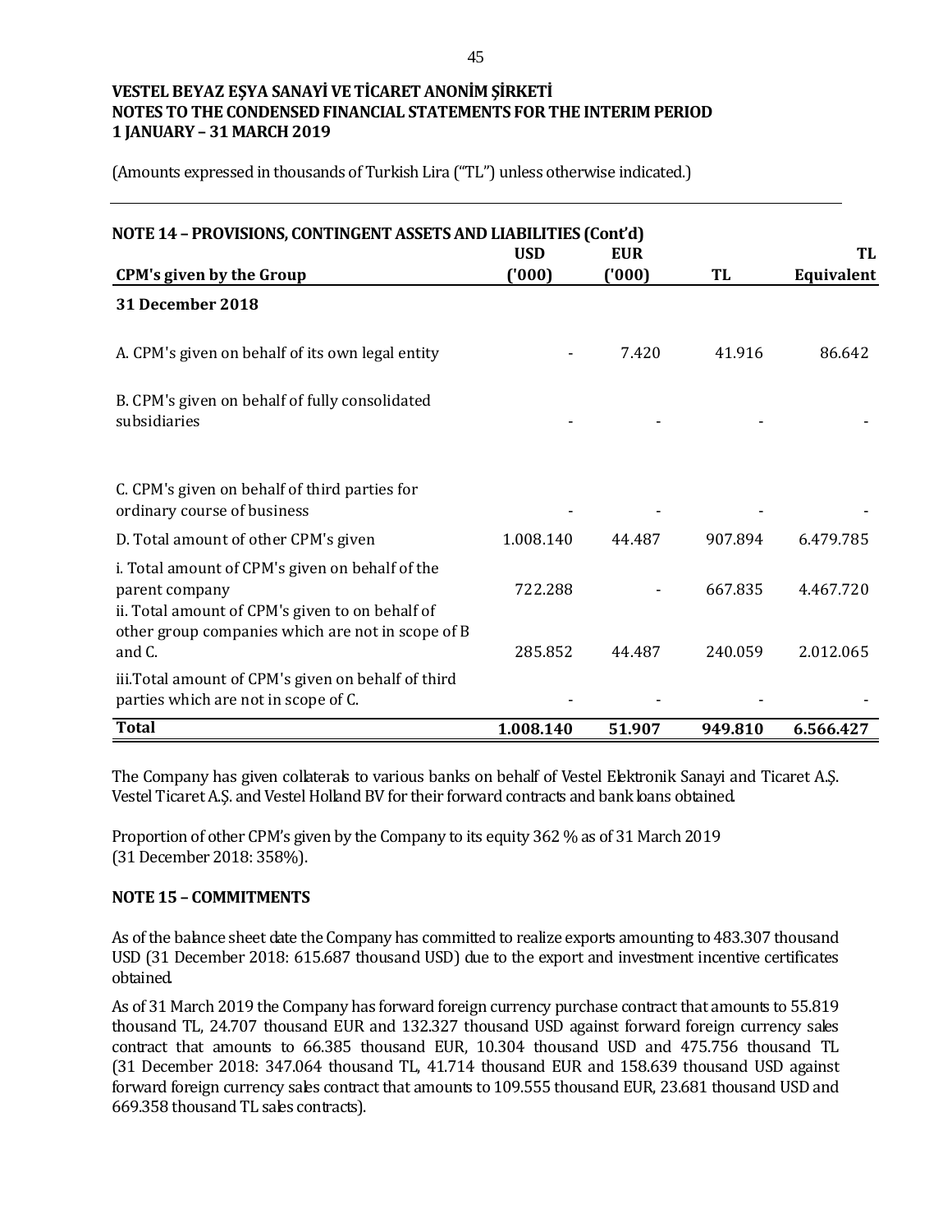**VESTEL BEYAZ EŞYA SANAYİ VE TİCARET ANONİM ŞİRKETİ**
**NOTES TO THE CONDENSED FINANCIAL STATEMENTS FOR THE INTERIM PERIOD**
**1 JANUARY – 31 MARCH 2019**

(Amounts expressed in thousands of Turkish Lira ("TL") unless otherwise indicated.)

## NOTE 14 – PROVISIONS, CONTINGENT ASSETS AND LIABILITIES (Cont'd)

| CPM's given by the Group | USD ('000) | EUR ('000) | TL | TL Equivalent |
|---|---|---|---|---|
| **31 December 2018** | | | | |
| A. CPM's given on behalf of its own legal entity | - | 7.420 | 41.916 | 86.642 |
| B. CPM's given on behalf of fully consolidated subsidiaries | - | - | - | - |
| C. CPM's given on behalf of third parties for ordinary course of business | - | - | - | - |
| D. Total amount of other CPM's given | 1.008.140 | 44.487 | 907.894 | 6.479.785 |
| i. Total amount of CPM's given on behalf of the parent company | 722.288 | - | 667.835 | 4.467.720 |
| ii. Total amount of CPM's given to on behalf of other group companies which are not in scope of B and C. | 285.852 | 44.487 | 240.059 | 2.012.065 |
| iii.Total amount of CPM's given on behalf of third parties which are not in scope of C. | - | - | - | - |
| **Total** | **1.008.140** | **51.907** | **949.810** | **6.566.427** |

The Company has given collaterals to various banks on behalf of Vestel Elektronik Sanayi and Ticaret A.Ş. Vestel Ticaret A.Ş. and Vestel Holland BV for their forward contracts and bank loans obtained.

Proportion of other CPM's given by the Company to its equity 362 % as of 31 March 2019 (31 December 2018: 358%).

## NOTE 15 – COMMITMENTS

As of the balance sheet date the Company has committed to realize exports amounting to 483.307 thousand USD (31 December 2018: 615.687 thousand USD) due to the export and investment incentive certificates obtained.

As of 31 March 2019 the Company has forward foreign currency purchase contract that amounts to 55.819 thousand TL, 24.707 thousand EUR and 132.327 thousand USD against forward foreign currency sales contract that amounts to 66.385 thousand EUR, 10.304 thousand USD and 475.756 thousand TL (31 December 2018: 347.064 thousand TL, 41.714 thousand EUR and 158.639 thousand USD against forward foreign currency sales contract that amounts to 109.555 thousand EUR, 23.681 thousand USD and 669.358 thousand TL sales contracts).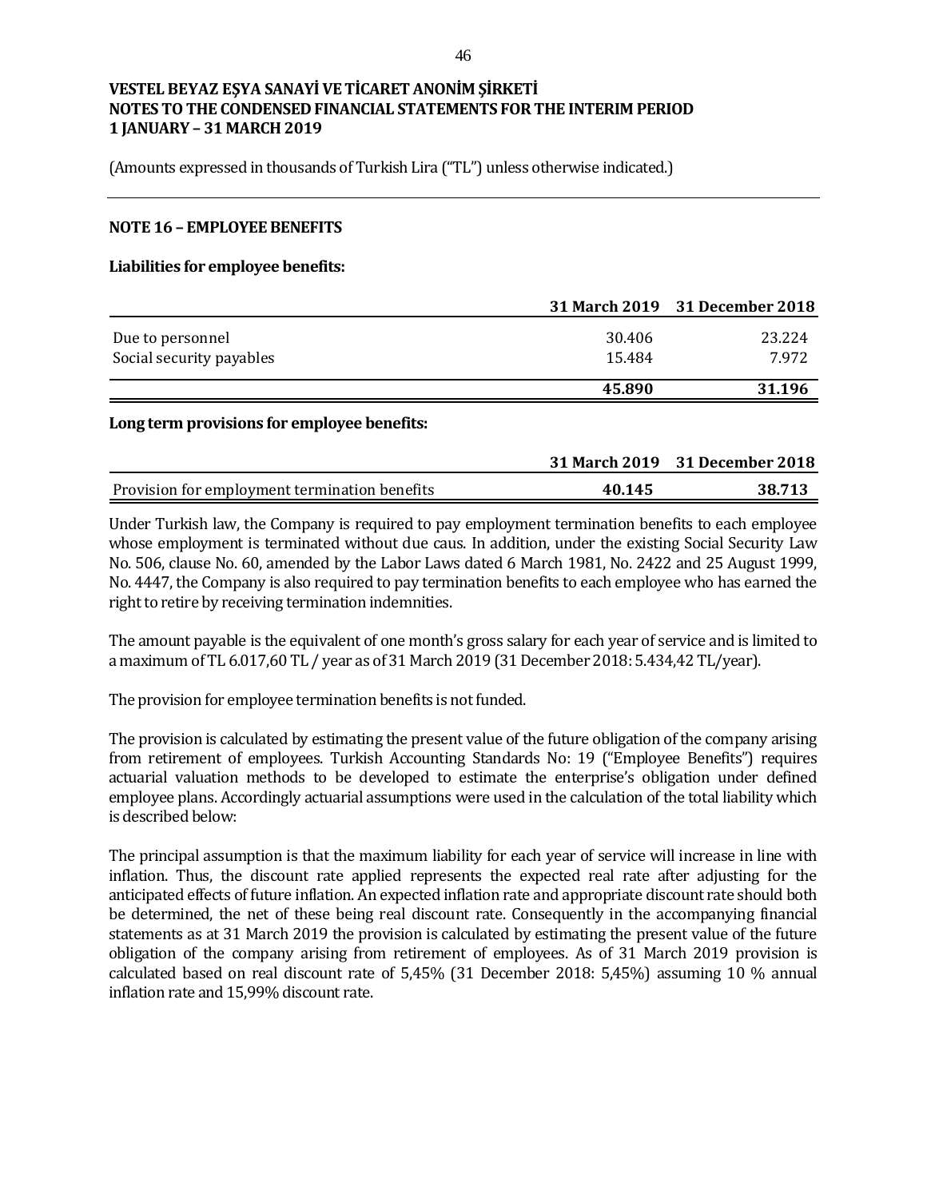**VESTEL BEYAZ EŞYA SANAYİ VE TİCARET ANONİM ŞİRKETİ**
**NOTES TO THE CONDENSED FINANCIAL STATEMENTS FOR THE INTERIM PERIOD**
**1 JANUARY – 31 MARCH 2019**

(Amounts expressed in thousands of Turkish Lira ("TL") unless otherwise indicated.)

## NOTE 16 – EMPLOYEE BENEFITS

### Liabilities for employee benefits:

| | 31 March 2019 | 31 December 2018 |
|---|---|---|
| Due to personnel | 30.406 | 23.224 |
| Social security payables | 15.484 | 7.972 |
| | **45.890** | **31.196** |

### Long term provisions for employee benefits:

| | 31 March 2019 | 31 December 2018 |
|---|---|---|
| Provision for employment termination benefits | **40.145** | **38.713** |

Under Turkish law, the Company is required to pay employment termination benefits to each employee whose employment is terminated without due caus. In addition, under the existing Social Security Law No. 506, clause No. 60, amended by the Labor Laws dated 6 March 1981, No. 2422 and 25 August 1999, No. 4447, the Company is also required to pay termination benefits to each employee who has earned the right to retire by receiving termination indemnities.

The amount payable is the equivalent of one month's gross salary for each year of service and is limited to a maximum of TL 6.017,60 TL / year as of 31 March 2019 (31 December 2018: 5.434,42 TL/year).

The provision for employee termination benefits is not funded.

The provision is calculated by estimating the present value of the future obligation of the company arising from retirement of employees. Turkish Accounting Standards No: 19 ("Employee Benefits") requires actuarial valuation methods to be developed to estimate the enterprise's obligation under defined employee plans. Accordingly actuarial assumptions were used in the calculation of the total liability which is described below:

The principal assumption is that the maximum liability for each year of service will increase in line with inflation. Thus, the discount rate applied represents the expected real rate after adjusting for the anticipated effects of future inflation. An expected inflation rate and appropriate discount rate should both be determined, the net of these being real discount rate. Consequently in the accompanying financial statements as at 31 March 2019 the provision is calculated by estimating the present value of the future obligation of the company arising from retirement of employees. As of 31 March 2019 provision is calculated based on real discount rate of 5,45% (31 December 2018: 5,45%) assuming 10 % annual inflation rate and 15,99% discount rate.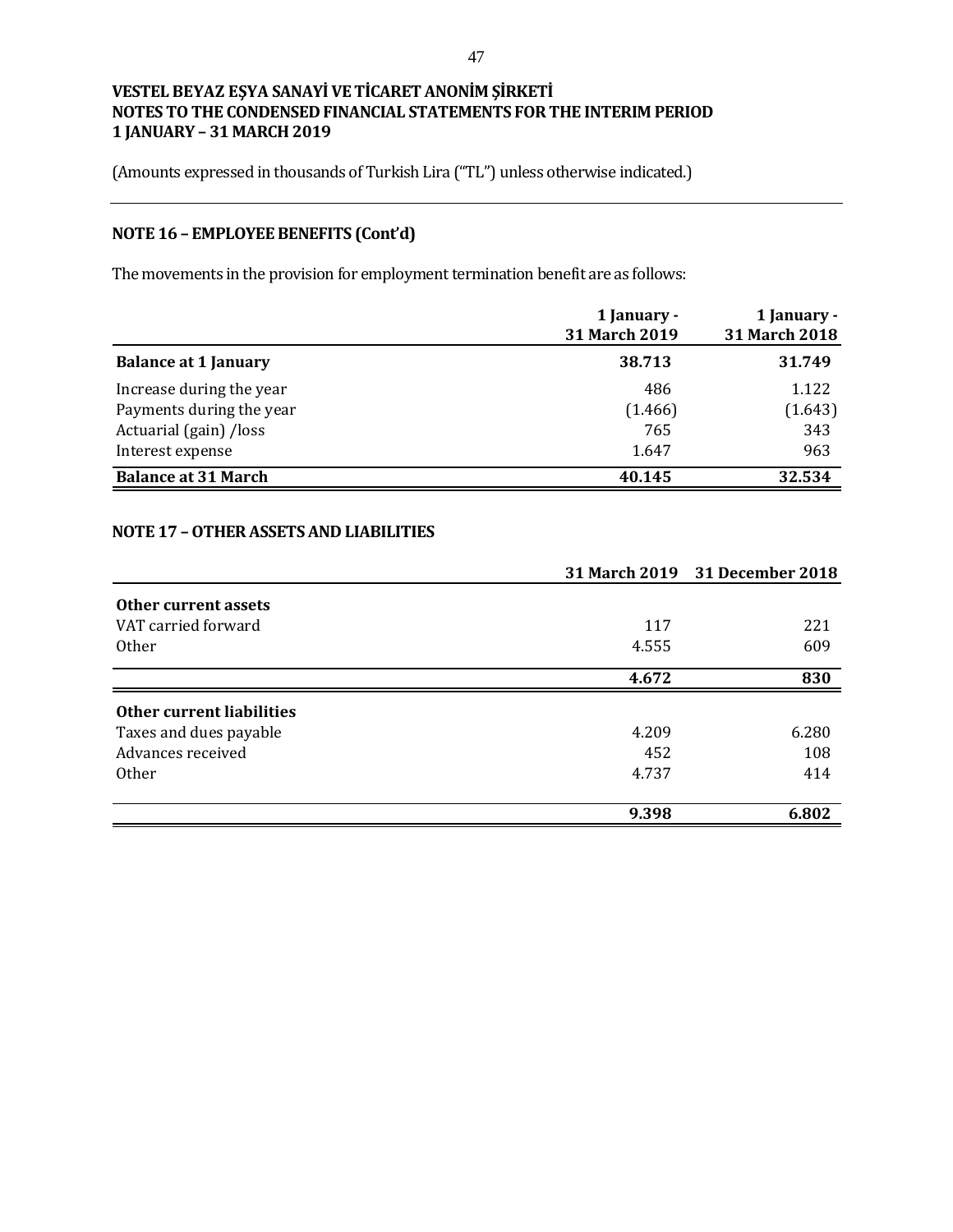# VESTEL BEYAZ EŞYA SANAYİ VE TİCARET ANONİM ŞİRKETİ
# NOTES TO THE CONDENSED FINANCIAL STATEMENTS FOR THE INTERIM PERIOD
# 1 JANUARY – 31 MARCH 2019

(Amounts expressed in thousands of Turkish Lira ("TL") unless otherwise indicated.)

## NOTE 16 – EMPLOYEE BENEFITS (Cont'd)

The movements in the provision for employment termination benefit are as follows:

| | 1 January - 31 March 2019 | 1 January - 31 March 2018 |
|---|---|---|
| **Balance at 1 January** | **38.713** | **31.749** |
| Increase during the year | 486 | 1.122 |
| Payments during the year | (1.466) | (1.643) |
| Actuarial (gain) /loss | 765 | 343 |
| Interest expense | 1.647 | 963 |
| **Balance at 31 March** | **40.145** | **32.534** |

## NOTE 17 – OTHER ASSETS AND LIABILITIES

| | 31 March 2019 | 31 December 2018 |
|---|---|---|
| **Other current assets** | | |
| VAT carried forward | 117 | 221 |
| Other | 4.555 | 609 |
| | **4.672** | **830** |
| **Other current liabilities** | | |
| Taxes and dues payable | 4.209 | 6.280 |
| Advances received | 452 | 108 |
| Other | 4.737 | 414 |
| | **9.398** | **6.802** |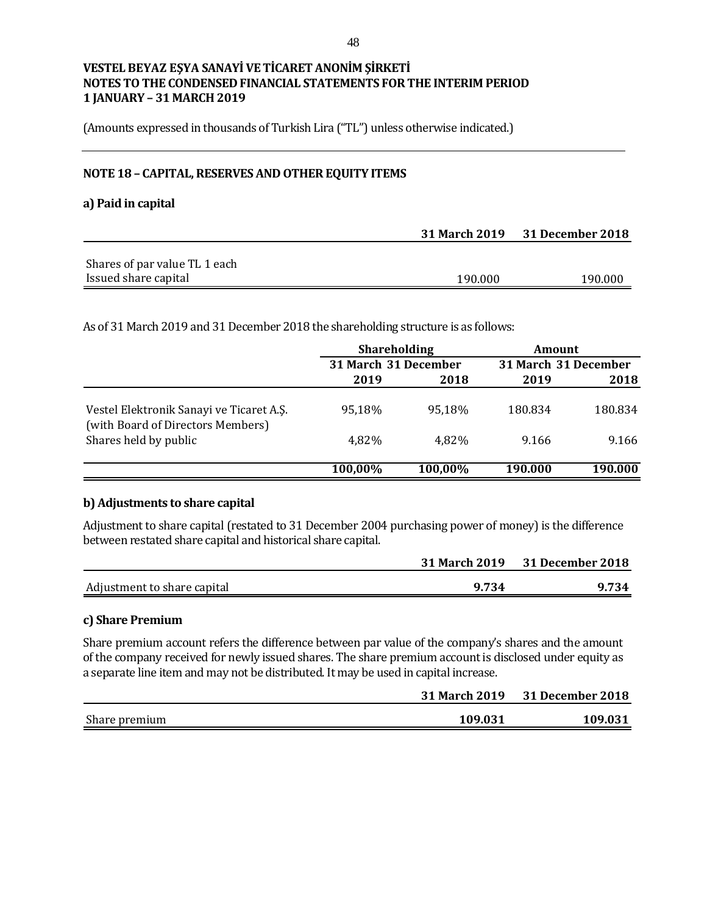VESTEL BEYAZ EŞYA SANAYİ VE TİCARET ANONİM ŞİRKETİ
NOTES TO THE CONDENSED FINANCIAL STATEMENTS FOR THE INTERIM PERIOD
1 JANUARY – 31 MARCH 2019

(Amounts expressed in thousands of Turkish Lira ("TL") unless otherwise indicated.)

## NOTE 18 – CAPITAL, RESERVES AND OTHER EQUITY ITEMS

### a) Paid in capital

| | 31 March 2019 | 31 December 2018 |
|---|---|---|
| Shares of par value TL 1 each | | |
| Issued share capital | 190.000 | 190.000 |

As of 31 March 2019 and 31 December 2018 the shareholding structure is as follows:

| | Shareholding | | Amount | |
|---|---|---|---|---|
| | 31 March 2019 | 31 December 2018 | 31 March 2019 | 31 December 2018 |
| Vestel Elektronik Sanayi ve Ticaret A.Ş. (with Board of Directors Members) | 95,18% | 95,18% | 180.834 | 180.834 |
| Shares held by public | 4,82% | 4,82% | 9.166 | 9.166 |
| | **100,00%** | **100,00%** | **190.000** | **190.000** |

### b) Adjustments to share capital

Adjustment to share capital (restated to 31 December 2004 purchasing power of money) is the difference between restated share capital and historical share capital.

| | 31 March 2019 | 31 December 2018 |
|---|---|---|
| Adjustment to share capital | **9.734** | **9.734** |

### c) Share Premium

Share premium account refers the difference between par value of the company's shares and the amount of the company received for newly issued shares. The share premium account is disclosed under equity as a separate line item and may not be distributed. It may be used in capital increase.

| | 31 March 2019 | 31 December 2018 |
|---|---|---|
| Share premium | **109.031** | **109.031** |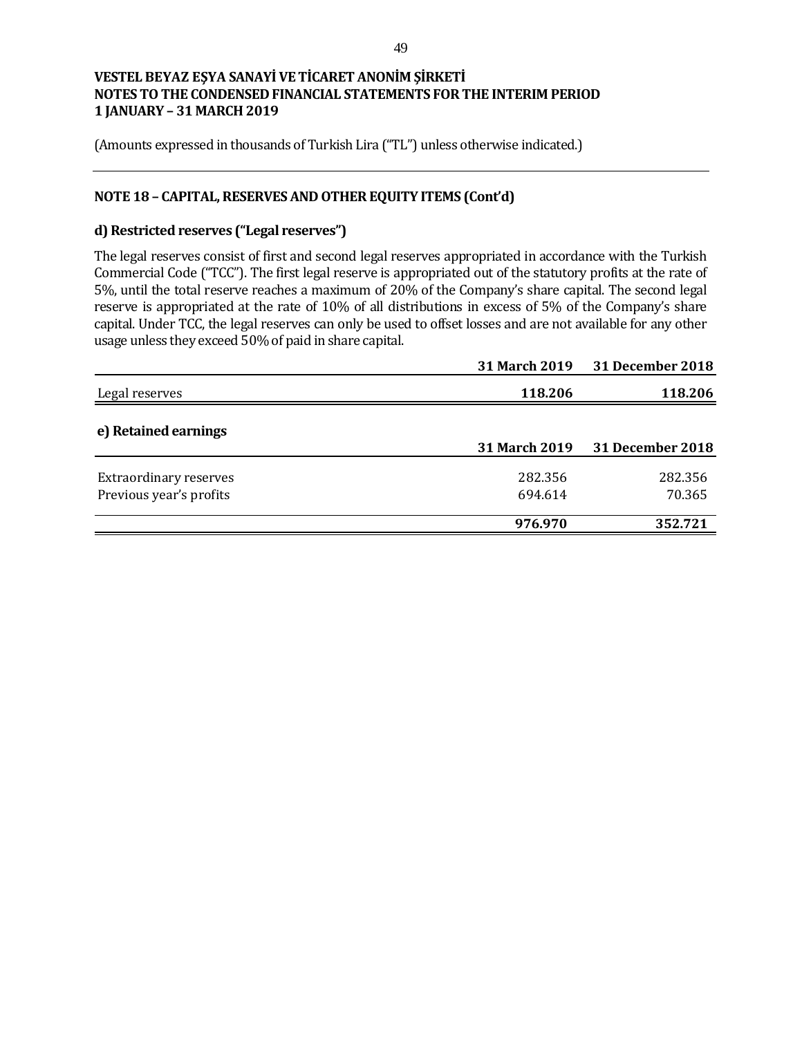VESTEL BEYAZ EŞYA SANAYİ VE TİCARET ANONİM ŞİRKETİ
NOTES TO THE CONDENSED FINANCIAL STATEMENTS FOR THE INTERIM PERIOD
1 JANUARY – 31 MARCH 2019

(Amounts expressed in thousands of Turkish Lira ("TL") unless otherwise indicated.)

## NOTE 18 – CAPITAL, RESERVES AND OTHER EQUITY ITEMS (Cont'd)

### d) Restricted reserves ("Legal reserves")

The legal reserves consist of first and second legal reserves appropriated in accordance with the Turkish Commercial Code ("TCC"). The first legal reserve is appropriated out of the statutory profits at the rate of 5%, until the total reserve reaches a maximum of 20% of the Company's share capital. The second legal reserve is appropriated at the rate of 10% of all distributions in excess of 5% of the Company's share capital. Under TCC, the legal reserves can only be used to offset losses and are not available for any other usage unless they exceed 50% of paid in share capital.

| | 31 March 2019 | 31 December 2018 |
|---|---|---|
| Legal reserves | **118.206** | **118.206** |

### e) Retained earnings

| | 31 March 2019 | 31 December 2018 |
|---|---|---|
| Extraordinary reserves | 282.356 | 282.356 |
| Previous year's profits | 694.614 | 70.365 |
| | **976.970** | **352.721** |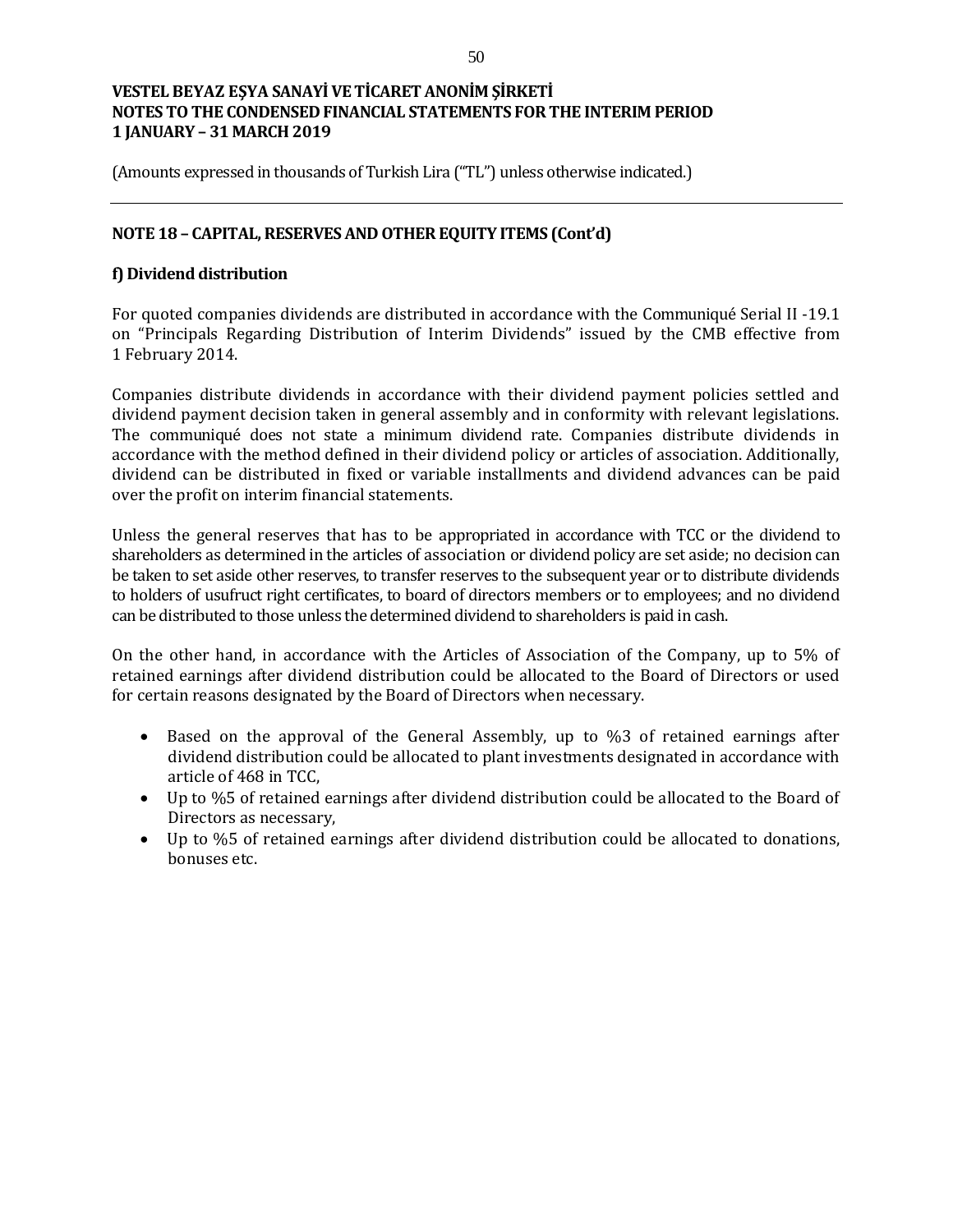**(Amounts expressed in thousands of Turkish Lira ("TL") unless otherwise indicated.)**

## NOTE 18 – CAPITAL, RESERVES AND OTHER EQUITY ITEMS (Cont'd)

### f) Dividend distribution

For quoted companies dividends are distributed in accordance with the Communiqué Serial II -19.1 on "Principals Regarding Distribution of Interim Dividends" issued by the CMB effective from 1 February 2014.

Companies distribute dividends in accordance with their dividend payment policies settled and dividend payment decision taken in general assembly and in conformity with relevant legislations. The communiqué does not state a minimum dividend rate. Companies distribute dividends in accordance with the method defined in their dividend policy or articles of association. Additionally, dividend can be distributed in fixed or variable installments and dividend advances can be paid over the profit on interim financial statements.

Unless the general reserves that has to be appropriated in accordance with TCC or the dividend to shareholders as determined in the articles of association or dividend policy are set aside; no decision can be taken to set aside other reserves, to transfer reserves to the subsequent year or to distribute dividends to holders of usufruct right certificates, to board of directors members or to employees; and no dividend can be distributed to those unless the determined dividend to shareholders is paid in cash.

On the other hand, in accordance with the Articles of Association of the Company, up to 5% of retained earnings after dividend distribution could be allocated to the Board of Directors or used for certain reasons designated by the Board of Directors when necessary.

- Based on the approval of the General Assembly, up to %3 of retained earnings after dividend distribution could be allocated to plant investments designated in accordance with article of 468 in TCC,
- Up to %5 of retained earnings after dividend distribution could be allocated to the Board of Directors as necessary,
- Up to %5 of retained earnings after dividend distribution could be allocated to donations, bonuses etc.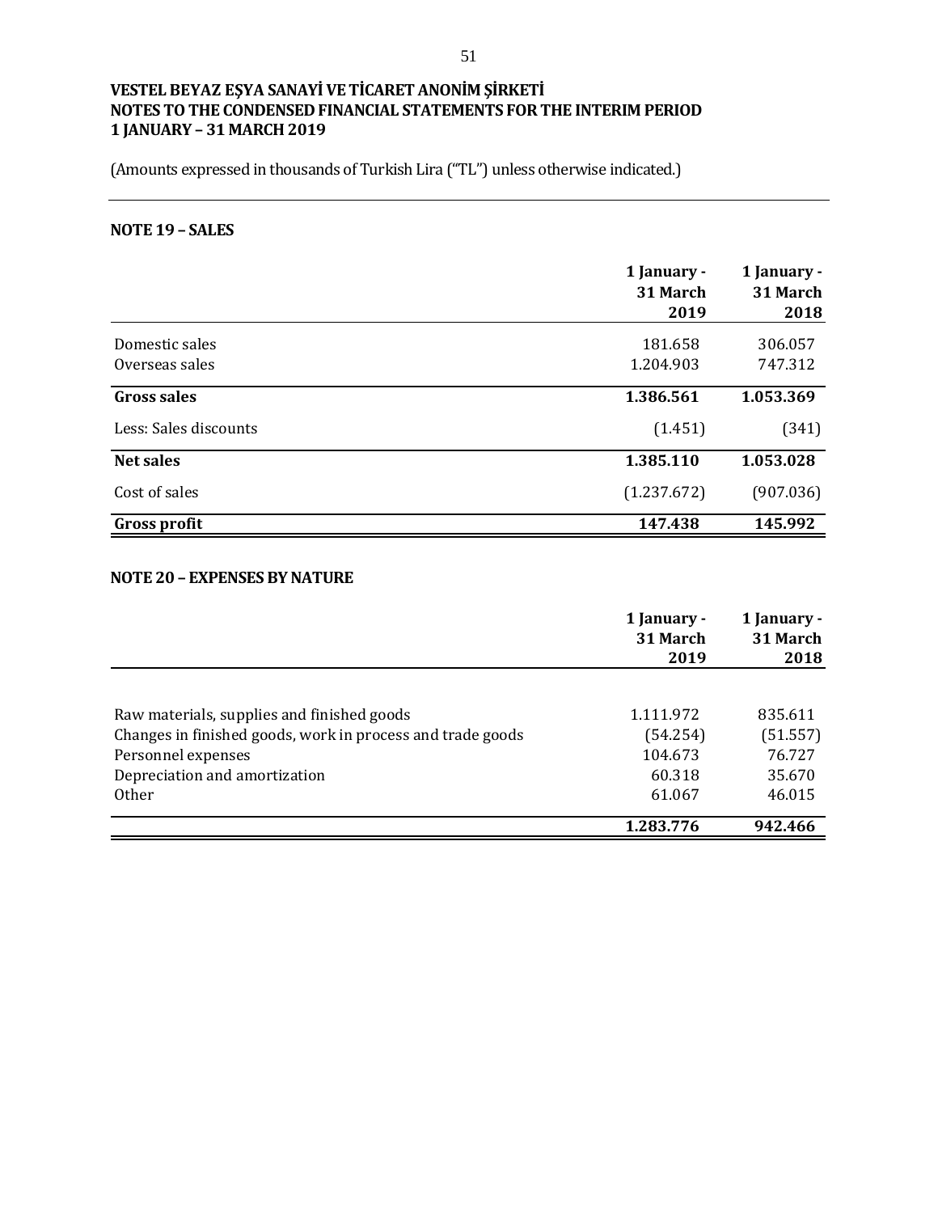**VESTEL BEYAZ EŞYA SANAYİ VE TİCARET ANONİM ŞİRKETİ**
**NOTES TO THE CONDENSED FINANCIAL STATEMENTS FOR THE INTERIM PERIOD**
**1 JANUARY – 31 MARCH 2019**

(Amounts expressed in thousands of Turkish Lira ("TL") unless otherwise indicated.)

## NOTE 19 – SALES

| | 1 January - 31 March 2019 | 1 January - 31 March 2018 |
|---|---|---|
| Domestic sales | 181.658 | 306.057 |
| Overseas sales | 1.204.903 | 747.312 |
| **Gross sales** | **1.386.561** | **1.053.369** |
| Less: Sales discounts | (1.451) | (341) |
| **Net sales** | **1.385.110** | **1.053.028** |
| Cost of sales | (1.237.672) | (907.036) |
| **Gross profit** | **147.438** | **145.992** |

## NOTE 20 – EXPENSES BY NATURE

| | 1 January - 31 March 2019 | 1 January - 31 March 2018 |
|---|---|---|
| Raw materials, supplies and finished goods | 1.111.972 | 835.611 |
| Changes in finished goods, work in process and trade goods | (54.254) | (51.557) |
| Personnel expenses | 104.673 | 76.727 |
| Depreciation and amortization | 60.318 | 35.670 |
| Other | 61.067 | 46.015 |
| | **1.283.776** | **942.466** |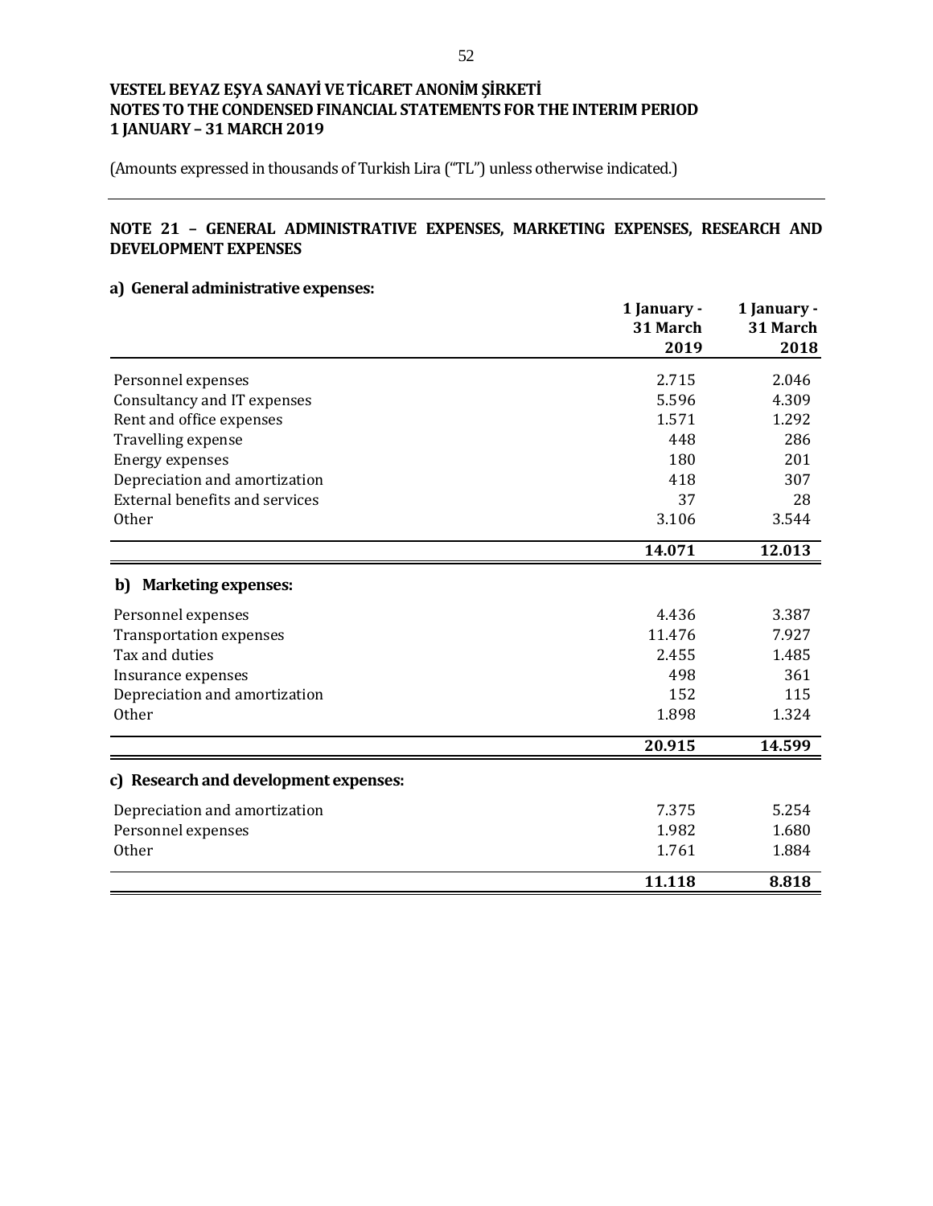# VESTEL BEYAZ EŞYA SANAYİ VE TİCARET ANONİM ŞİRKETİ
## NOTES TO THE CONDENSED FINANCIAL STATEMENTS FOR THE INTERIM PERIOD
## 1 JANUARY – 31 MARCH 2019

(Amounts expressed in thousands of Turkish Lira ("TL") unless otherwise indicated.)

## NOTE 21 – GENERAL ADMINISTRATIVE EXPENSES, MARKETING EXPENSES, RESEARCH AND DEVELOPMENT EXPENSES

### a) General administrative expenses:

| | 1 January - 31 March 2019 | 1 January - 31 March 2018 |
|---|---|---|
| Personnel expenses | 2.715 | 2.046 |
| Consultancy and IT expenses | 5.596 | 4.309 |
| Rent and office expenses | 1.571 | 1.292 |
| Travelling expense | 448 | 286 |
| Energy expenses | 180 | 201 |
| Depreciation and amortization | 418 | 307 |
| External benefits and services | 37 | 28 |
| Other | 3.106 | 3.544 |
| | **14.071** | **12.013** |

### b) Marketing expenses:

| | 1 January - 31 March 2019 | 1 January - 31 March 2018 |
|---|---|---|
| Personnel expenses | 4.436 | 3.387 |
| Transportation expenses | 11.476 | 7.927 |
| Tax and duties | 2.455 | 1.485 |
| Insurance expenses | 498 | 361 |
| Depreciation and amortization | 152 | 115 |
| Other | 1.898 | 1.324 |
| | **20.915** | **14.599** |

### c) Research and development expenses:

| | 1 January - 31 March 2019 | 1 January - 31 March 2018 |
|---|---|---|
| Depreciation and amortization | 7.375 | 5.254 |
| Personnel expenses | 1.982 | 1.680 |
| Other | 1.761 | 1.884 |
| | **11.118** | **8.818** |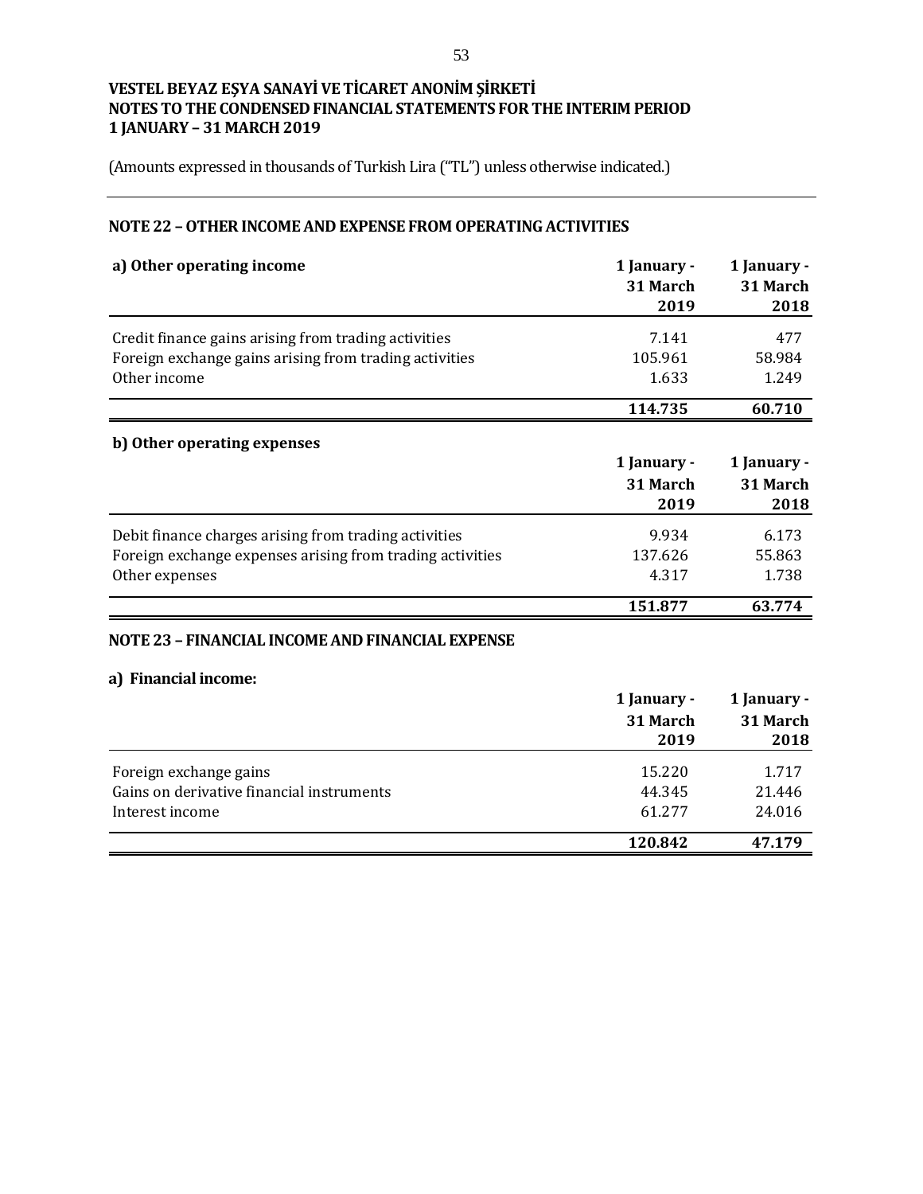**VESTEL BEYAZ EŞYA SANAYİ VE TİCARET ANONİM ŞİRKETİ**
**NOTES TO THE CONDENSED FINANCIAL STATEMENTS FOR THE INTERIM PERIOD**
**1 JANUARY – 31 MARCH 2019**

(Amounts expressed in thousands of Turkish Lira ("TL") unless otherwise indicated.)

## NOTE 22 – OTHER INCOME AND EXPENSE FROM OPERATING ACTIVITIES

| a) Other operating income | 1 January - 31 March 2019 | 1 January - 31 March 2018 |
|---|---|---|
| Credit finance gains arising from trading activities | 7.141 | 477 |
| Foreign exchange gains arising from trading activities | 105.961 | 58.984 |
| Other income | 1.633 | 1.249 |
| | **114.735** | **60.710** |

| b) Other operating expenses | 1 January - 31 March 2019 | 1 January - 31 March 2018 |
|---|---|---|
| Debit finance charges arising from trading activities | 9.934 | 6.173 |
| Foreign exchange expenses arising from trading activities | 137.626 | 55.863 |
| Other expenses | 4.317 | 1.738 |
| | **151.877** | **63.774** |

## NOTE 23 – FINANCIAL INCOME AND FINANCIAL EXPENSE

### a) Financial income:

| | 1 January - 31 March 2019 | 1 January - 31 March 2018 |
|---|---|---|
| Foreign exchange gains | 15.220 | 1.717 |
| Gains on derivative financial instruments | 44.345 | 21.446 |
| Interest income | 61.277 | 24.016 |
| | **120.842** | **47.179** |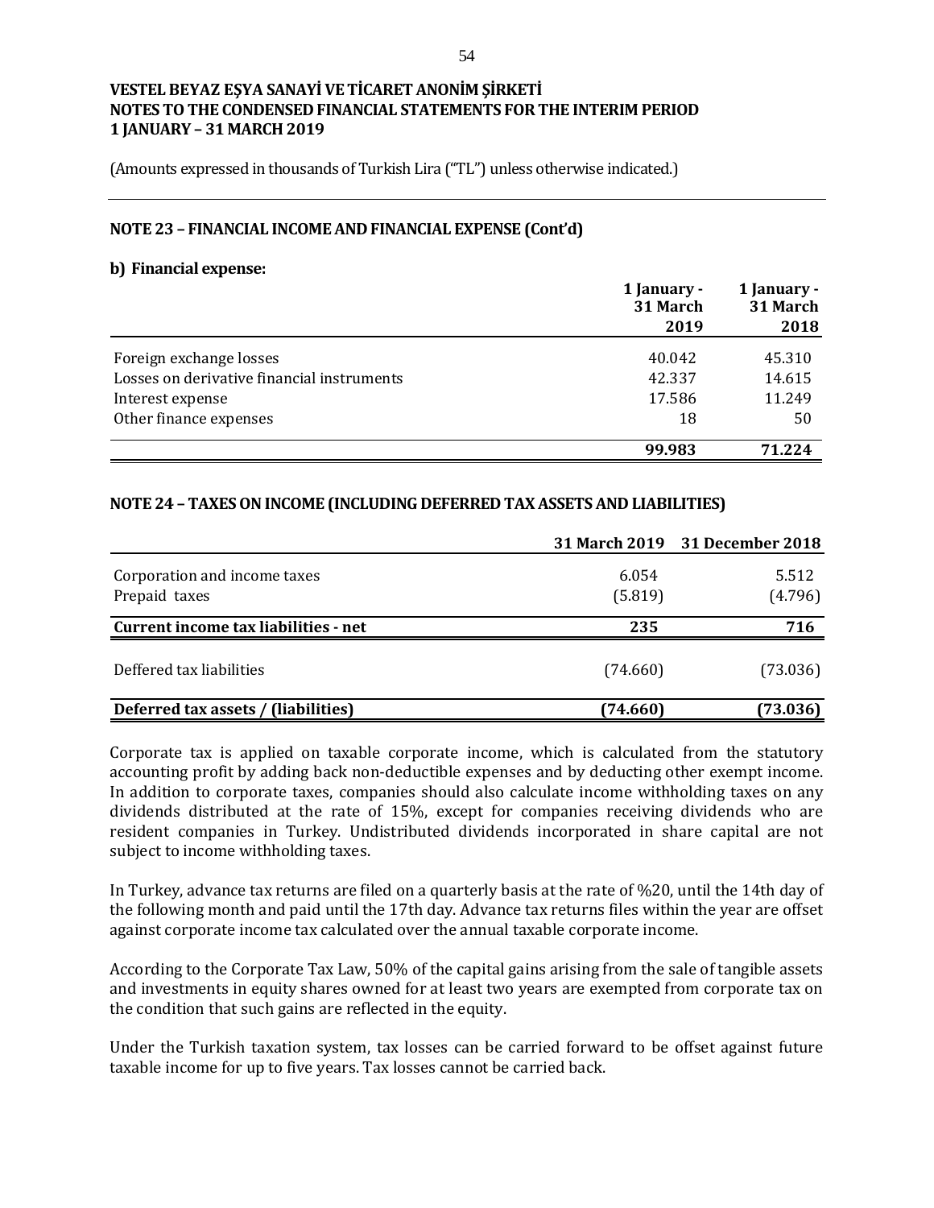**VESTEL BEYAZ EŞYA SANAYİ VE TİCARET ANONİM ŞİRKETİ**
**NOTES TO THE CONDENSED FINANCIAL STATEMENTS FOR THE INTERIM PERIOD**
**1 JANUARY – 31 MARCH 2019**

(Amounts expressed in thousands of Turkish Lira ("TL") unless otherwise indicated.)

## NOTE 23 – FINANCIAL INCOME AND FINANCIAL EXPENSE (Cont'd)

### b) Financial expense:

| | 1 January - 31 March 2019 | 1 January - 31 March 2018 |
|---|---|---|
| Foreign exchange losses | 40.042 | 45.310 |
| Losses on derivative financial instruments | 42.337 | 14.615 |
| Interest expense | 17.586 | 11.249 |
| Other finance expenses | 18 | 50 |
| | **99.983** | **71.224** |

## NOTE 24 – TAXES ON INCOME (INCLUDING DEFERRED TAX ASSETS AND LIABILITIES)

| | 31 March 2019 | 31 December 2018 |
|---|---|---|
| Corporation and income taxes | 6.054 | 5.512 |
| Prepaid taxes | (5.819) | (4.796) |
| **Current income tax liabilities - net** | **235** | **716** |
| Deffered tax liabilities | (74.660) | (73.036) |
| **Deferred tax assets / (liabilities)** | **(74.660)** | **(73.036)** |

Corporate tax is applied on taxable corporate income, which is calculated from the statutory accounting profit by adding back non-deductible expenses and by deducting other exempt income. In addition to corporate taxes, companies should also calculate income withholding taxes on any dividends distributed at the rate of 15%, except for companies receiving dividends who are resident companies in Turkey. Undistributed dividends incorporated in share capital are not subject to income withholding taxes.

In Turkey, advance tax returns are filed on a quarterly basis at the rate of %20, until the 14th day of the following month and paid until the 17th day. Advance tax returns files within the year are offset against corporate income tax calculated over the annual taxable corporate income.

According to the Corporate Tax Law, 50% of the capital gains arising from the sale of tangible assets and investments in equity shares owned for at least two years are exempted from corporate tax on the condition that such gains are reflected in the equity.

Under the Turkish taxation system, tax losses can be carried forward to be offset against future taxable income for up to five years. Tax losses cannot be carried back.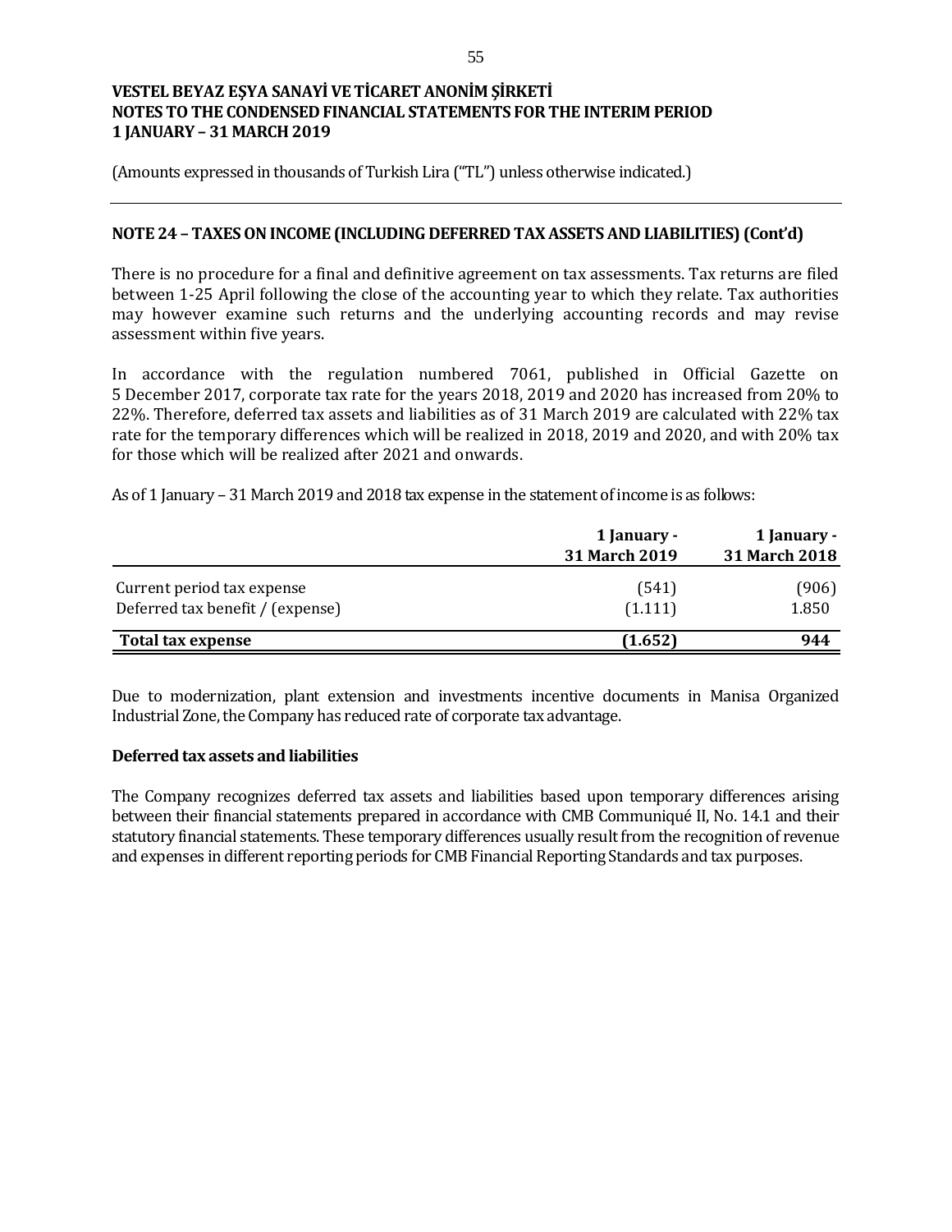VESTEL BEYAZ EŞYA SANAYİ VE TİCARET ANONİM ŞİRKETİ
NOTES TO THE CONDENSED FINANCIAL STATEMENTS FOR THE INTERIM PERIOD
1 JANUARY – 31 MARCH 2019

(Amounts expressed in thousands of Turkish Lira ("TL") unless otherwise indicated.)

## NOTE 24 – TAXES ON INCOME (INCLUDING DEFERRED TAX ASSETS AND LIABILITIES) (Cont'd)

There is no procedure for a final and definitive agreement on tax assessments. Tax returns are filed between 1-25 April following the close of the accounting year to which they relate. Tax authorities may however examine such returns and the underlying accounting records and may revise assessment within five years.

In accordance with the regulation numbered 7061, published in Official Gazette on 5 December 2017, corporate tax rate for the years 2018, 2019 and 2020 has increased from 20% to 22%. Therefore, deferred tax assets and liabilities as of 31 March 2019 are calculated with 22% tax rate for the temporary differences which will be realized in 2018, 2019 and 2020, and with 20% tax for those which will be realized after 2021 and onwards.

As of 1 January – 31 March 2019 and 2018 tax expense in the statement of income is as follows:

| | 1 January - 31 March 2019 | 1 January - 31 March 2018 |
|---|---|---|
| Current period tax expense | (541) | (906) |
| Deferred tax benefit / (expense) | (1.111) | 1.850 |
| **Total tax expense** | **(1.652)** | **944** |

Due to modernization, plant extension and investments incentive documents in Manisa Organized Industrial Zone, the Company has reduced rate of corporate tax advantage.

### Deferred tax assets and liabilities

The Company recognizes deferred tax assets and liabilities based upon temporary differences arising between their financial statements prepared in accordance with CMB Communiqué II, No. 14.1 and their statutory financial statements. These temporary differences usually result from the recognition of revenue and expenses in different reporting periods for CMB Financial Reporting Standards and tax purposes.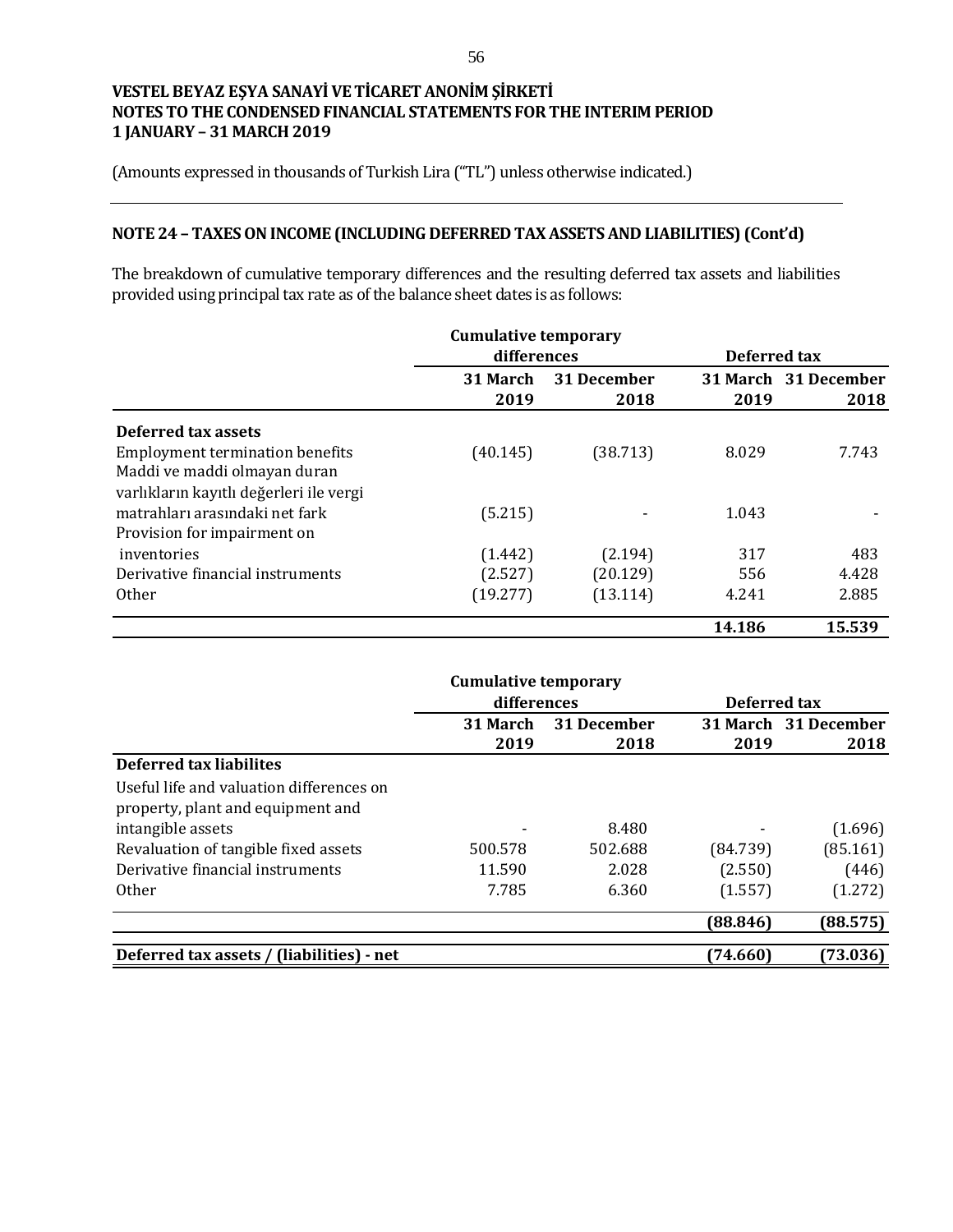**VESTEL BEYAZ EŞYA SANAYİ VE TİCARET ANONİM ŞİRKETİ**
**NOTES TO THE CONDENSED FINANCIAL STATEMENTS FOR THE INTERIM PERIOD**
**1 JANUARY – 31 MARCH 2019**

(Amounts expressed in thousands of Turkish Lira ("TL") unless otherwise indicated.)

## NOTE 24 – TAXES ON INCOME (INCLUDING DEFERRED TAX ASSETS AND LIABILITIES) (Cont'd)

The breakdown of cumulative temporary differences and the resulting deferred tax assets and liabilities provided using principal tax rate as of the balance sheet dates is as follows:

| | Cumulative temporary differences | | Deferred tax | |
|---|---|---|---|---|
| | 31 March 2019 | 31 December 2018 | 31 March 2019 | 31 December 2018 |
| **Deferred tax assets** | | | | |
| Employment termination benefits | (40.145) | (38.713) | 8.029 | 7.743 |
| Maddi ve maddi olmayan duran varlıkların kayıtlı değerleri ile vergi matrahları arasındaki net fark | (5.215) | - | 1.043 | - |
| Provision for impairment on inventories | (1.442) | (2.194) | 317 | 483 |
| Derivative financial instruments | (2.527) | (20.129) | 556 | 4.428 |
| Other | (19.277) | (13.114) | 4.241 | 2.885 |
| | | | **14.186** | **15.539** |

| | Cumulative temporary differences | | Deferred tax | |
|---|---|---|---|---|
| | 31 March 2019 | 31 December 2018 | 31 March 2019 | 31 December 2018 |
| **Deferred tax liabilites** | | | | |
| Useful life and valuation differences on property, plant and equipment and intangible assets | - | 8.480 | - | (1.696) |
| Revaluation of tangible fixed assets | 500.578 | 502.688 | (84.739) | (85.161) |
| Derivative financial instruments | 11.590 | 2.028 | (2.550) | (446) |
| Other | 7.785 | 6.360 | (1.557) | (1.272) |
| | | | **(88.846)** | **(88.575)** |
| **Deferred tax assets / (liabilities) - net** | | | **(74.660)** | **(73.036)** |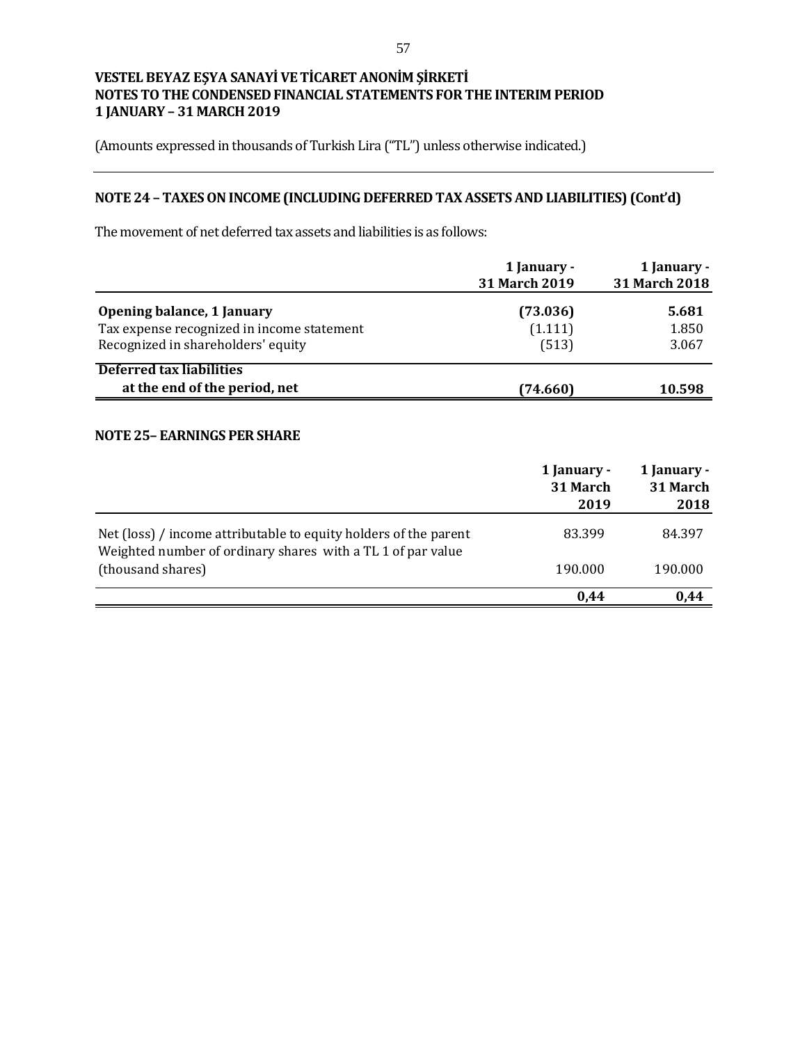# VESTEL BEYAZ EŞYA SANAYİ VE TİCARET ANONİM ŞİRKETİ
## NOTES TO THE CONDENSED FINANCIAL STATEMENTS FOR THE INTERIM PERIOD
## 1 JANUARY – 31 MARCH 2019

(Amounts expressed in thousands of Turkish Lira ("TL") unless otherwise indicated.)

### NOTE 24 – TAXES ON INCOME (INCLUDING DEFERRED TAX ASSETS AND LIABILITIES) (Cont'd)

The movement of net deferred tax assets and liabilities is as follows:

| | 1 January - 31 March 2019 | 1 January - 31 March 2018 |
|---|---|---|
| **Opening balance, 1 January** | **(73.036)** | **5.681** |
| Tax expense recognized in income statement | (1.111) | 1.850 |
| Recognized in shareholders' equity | (513) | 3.067 |
| **Deferred tax liabilities at the end of the period, net** | **(74.660)** | **10.598** |

### NOTE 25– EARNINGS PER SHARE

| | 1 January - 31 March 2019 | 1 January - 31 March 2018 |
|---|---|---|
| Net (loss) / income attributable to equity holders of the parent | 83.399 | 84.397 |
| Weighted number of ordinary shares with a TL 1 of par value (thousand shares) | 190.000 | 190.000 |
| | **0,44** | **0,44** |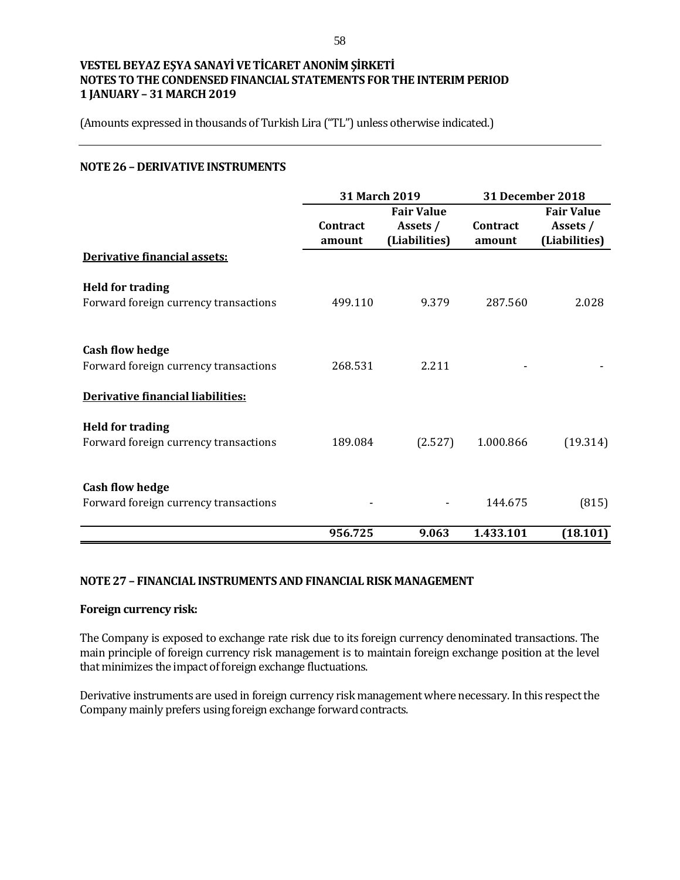**VESTEL BEYAZ EŞYA SANAYİ VE TİCARET ANONİM ŞİRKETİ**
**NOTES TO THE CONDENSED FINANCIAL STATEMENTS FOR THE INTERIM PERIOD**
**1 JANUARY – 31 MARCH 2019**

(Amounts expressed in thousands of Turkish Lira ("TL") unless otherwise indicated.)

## NOTE 26 – DERIVATIVE INSTRUMENTS

| | 31 March 2019 | | 31 December 2018 | |
|---|---|---|---|---|
| | Contract amount | Fair Value Assets / (Liabilities) | Contract amount | Fair Value Assets / (Liabilities) |
| **Derivative financial assets:** | | | | |
| **Held for trading** | | | | |
| Forward foreign currency transactions | 499.110 | 9.379 | 287.560 | 2.028 |
| **Cash flow hedge** | | | | |
| Forward foreign currency transactions | 268.531 | 2.211 | - | - |
| **Derivative financial liabilities:** | | | | |
| **Held for trading** | | | | |
| Forward foreign currency transactions | 189.084 | (2.527) | 1.000.866 | (19.314) |
| **Cash flow hedge** | | | | |
| Forward foreign currency transactions | - | - | 144.675 | (815) |
| | **956.725** | **9.063** | **1.433.101** | **(18.101)** |

## NOTE 27 – FINANCIAL INSTRUMENTS AND FINANCIAL RISK MANAGEMENT

**Foreign currency risk:**

The Company is exposed to exchange rate risk due to its foreign currency denominated transactions. The main principle of foreign currency risk management is to maintain foreign exchange position at the level that minimizes the impact of foreign exchange fluctuations.

Derivative instruments are used in foreign currency risk management where necessary. In this respect the Company mainly prefers using foreign exchange forward contracts.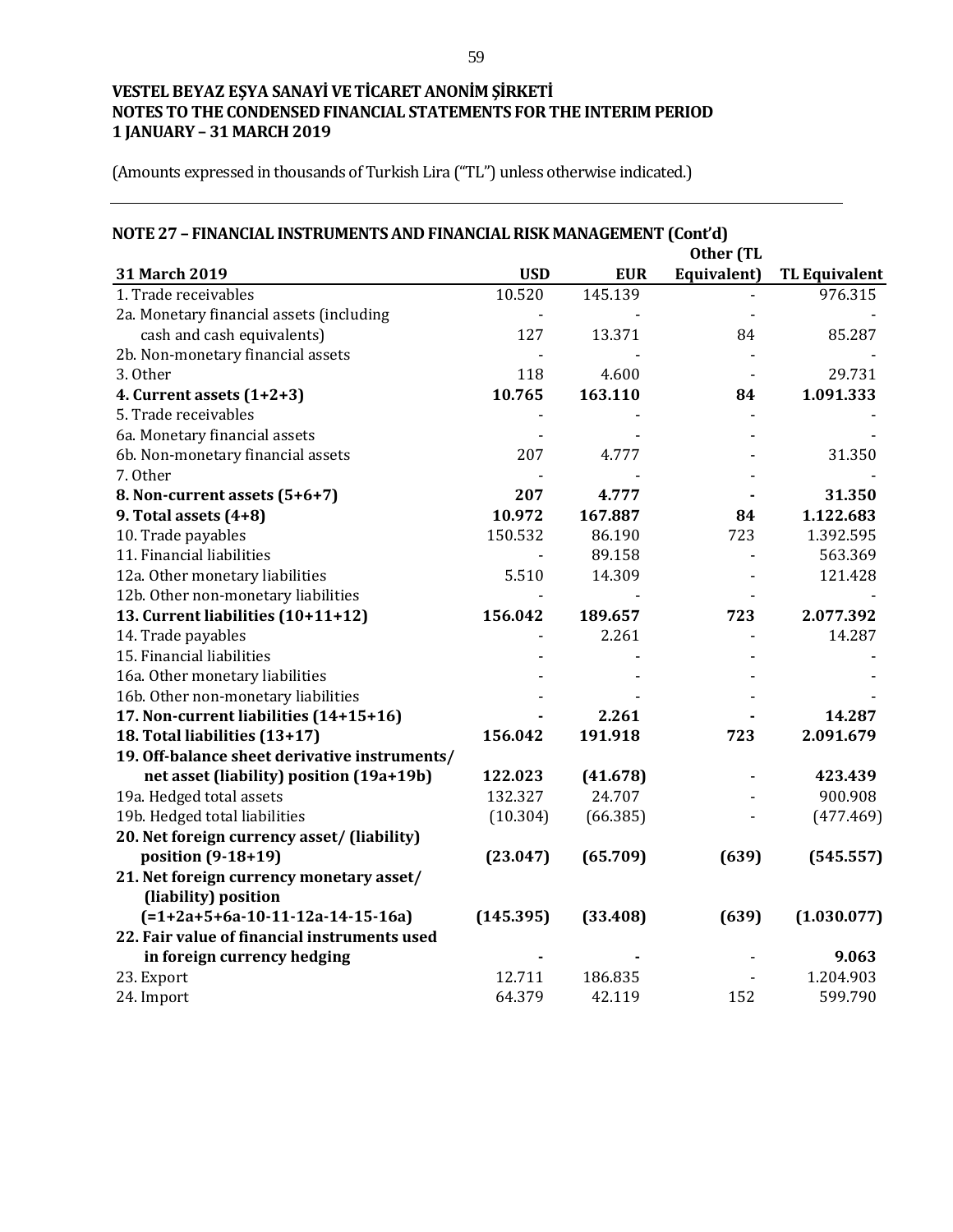# VESTEL BEYAZ EŞYA SANAYİ VE TİCARET ANONİM ŞİRKETİ
## NOTES TO THE CONDENSED FINANCIAL STATEMENTS FOR THE INTERIM PERIOD
## 1 JANUARY – 31 MARCH 2019

(Amounts expressed in thousands of Turkish Lira ("TL") unless otherwise indicated.)

### NOTE 27 – FINANCIAL INSTRUMENTS AND FINANCIAL RISK MANAGEMENT (Cont'd)

| 31 March 2019 | USD | EUR | Other (TL Equivalent) | TL Equivalent |
|---|---|---|---|---|
| 1. Trade receivables | 10.520 | 145.139 | - | 976.315 |
| 2a. Monetary financial assets (including | - | - | - | - |
| cash and cash equivalents) | 127 | 13.371 | 84 | 85.287 |
| 2b. Non-monetary financial assets | - | - | - | - |
| 3. Other | 118 | 4.600 | - | 29.731 |
| **4. Current assets (1+2+3)** | **10.765** | **163.110** | **84** | **1.091.333** |
| 5. Trade receivables | - | - | - | - |
| 6a. Monetary financial assets | - | - | - | - |
| 6b. Non-monetary financial assets | 207 | 4.777 | - | 31.350 |
| 7. Other | - | - | - | - |
| **8. Non-current assets (5+6+7)** | **207** | **4.777** | **-** | **31.350** |
| **9. Total assets (4+8)** | **10.972** | **167.887** | **84** | **1.122.683** |
| 10. Trade payables | 150.532 | 86.190 | 723 | 1.392.595 |
| 11. Financial liabilities | - | 89.158 | - | 563.369 |
| 12a. Other monetary liabilities | 5.510 | 14.309 | - | 121.428 |
| 12b. Other non-monetary liabilities | - | - | - | - |
| **13. Current liabilities (10+11+12)** | **156.042** | **189.657** | **723** | **2.077.392** |
| 14. Trade payables | - | 2.261 | - | 14.287 |
| 15. Financial liabilities | - | - | - | - |
| 16a. Other monetary liabilities | - | - | - | - |
| 16b. Other non-monetary liabilities | - | - | - | - |
| **17. Non-current liabilities (14+15+16)** | **-** | **2.261** | **-** | **14.287** |
| **18. Total liabilities (13+17)** | **156.042** | **191.918** | **723** | **2.091.679** |
| **19. Off-balance sheet derivative instruments/ net asset (liability) position (19a+19b)** | **122.023** | **(41.678)** | - | **423.439** |
| 19a. Hedged total assets | 132.327 | 24.707 | - | 900.908 |
| 19b. Hedged total liabilities | (10.304) | (66.385) | - | (477.469) |
| **20. Net foreign currency asset/ (liability) position (9-18+19)** | **(23.047)** | **(65.709)** | **(639)** | **(545.557)** |
| **21. Net foreign currency monetary asset/ (liability) position (=1+2a+5+6a-10-11-12a-14-15-16a)** | **(145.395)** | **(33.408)** | **(639)** | **(1.030.077)** |
| **22. Fair value of financial instruments used in foreign currency hedging** | **-** | **-** | - | **9.063** |
| 23. Export | 12.711 | 186.835 | - | 1.204.903 |
| 24. Import | 64.379 | 42.119 | 152 | 599.790 |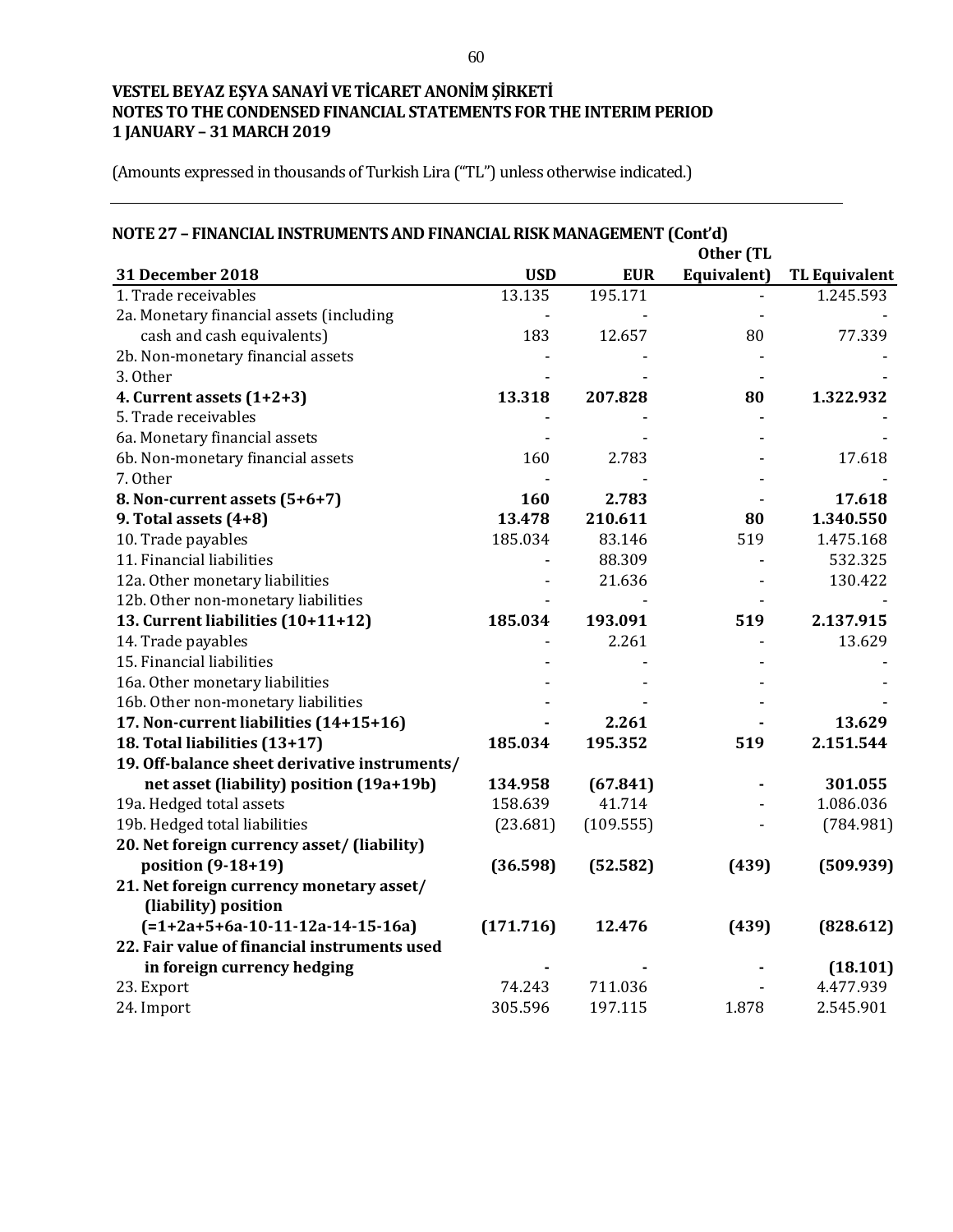VESTEL BEYAZ EŞYA SANAYİ VE TİCARET ANONİM ŞİRKETİ
NOTES TO THE CONDENSED FINANCIAL STATEMENTS FOR THE INTERIM PERIOD
1 JANUARY – 31 MARCH 2019

(Amounts expressed in thousands of Turkish Lira ("TL") unless otherwise indicated.)

## NOTE 27 – FINANCIAL INSTRUMENTS AND FINANCIAL RISK MANAGEMENT (Cont'd)

| 31 December 2018 | USD | EUR | Other (TL Equivalent) | TL Equivalent |
|---|---|---|---|---|
| 1. Trade receivables | 13.135 | 195.171 | - | 1.245.593 |
| 2a. Monetary financial assets (including cash and cash equivalents) | 183 | 12.657 | 80 | 77.339 |
| 2b. Non-monetary financial assets | - | - | - | - |
| 3. Other | - | - | - | - |
| **4. Current assets (1+2+3)** | **13.318** | **207.828** | **80** | **1.322.932** |
| 5. Trade receivables | - | - | - | - |
| 6a. Monetary financial assets | - | - | - | - |
| 6b. Non-monetary financial assets | 160 | 2.783 | - | 17.618 |
| 7. Other | - | - | - | - |
| **8. Non-current assets (5+6+7)** | **160** | **2.783** | - | **17.618** |
| **9. Total assets (4+8)** | **13.478** | **210.611** | **80** | **1.340.550** |
| 10. Trade payables | 185.034 | 83.146 | 519 | 1.475.168 |
| 11. Financial liabilities | - | 88.309 | - | 532.325 |
| 12a. Other monetary liabilities | - | 21.636 | - | 130.422 |
| 12b. Other non-monetary liabilities | - | - | - | - |
| **13. Current liabilities (10+11+12)** | **185.034** | **193.091** | **519** | **2.137.915** |
| 14. Trade payables | - | 2.261 | - | 13.629 |
| 15. Financial liabilities | - | - | - | - |
| 16a. Other monetary liabilities | - | - | - | - |
| 16b. Other non-monetary liabilities | - | - | - | - |
| **17. Non-current liabilities (14+15+16)** | **-** | **2.261** | **-** | **13.629** |
| **18. Total liabilities (13+17)** | **185.034** | **195.352** | **519** | **2.151.544** |
| **19. Off-balance sheet derivative instruments/ net asset (liability) position (19a+19b)** | **134.958** | **(67.841)** | **-** | **301.055** |
| 19a. Hedged total assets | 158.639 | 41.714 | - | 1.086.036 |
| 19b. Hedged total liabilities | (23.681) | (109.555) | - | (784.981) |
| **20. Net foreign currency asset/ (liability) position (9-18+19)** | **(36.598)** | **(52.582)** | **(439)** | **(509.939)** |
| **21. Net foreign currency monetary asset/ (liability) position (=1+2a+5+6a-10-11-12a-14-15-16a)** | **(171.716)** | **12.476** | **(439)** | **(828.612)** |
| **22. Fair value of financial instruments used in foreign currency hedging** | **-** | **-** | **-** | **(18.101)** |
| 23. Export | 74.243 | 711.036 | - | 4.477.939 |
| 24. Import | 305.596 | 197.115 | 1.878 | 2.545.901 |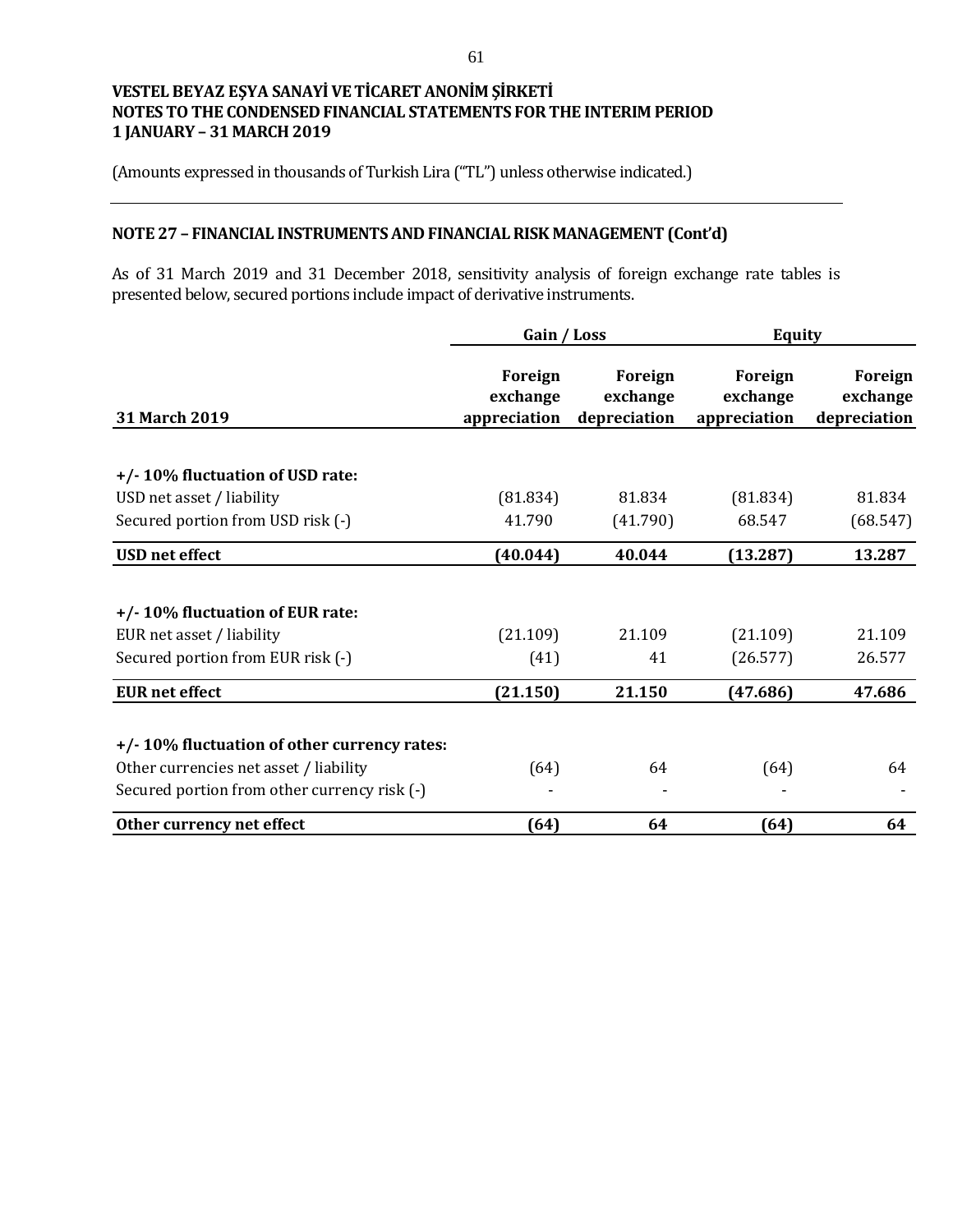## NOTE 27 – FINANCIAL INSTRUMENTS AND FINANCIAL RISK MANAGEMENT (Cont'd)

As of 31 March 2019 and 31 December 2018, sensitivity analysis of foreign exchange rate tables is presented below, secured portions include impact of derivative instruments.

| | Gain / Loss | | Equity | |
|---|---|---|---|---|
| **31 March 2019** | **Foreign exchange appreciation** | **Foreign exchange depreciation** | **Foreign exchange appreciation** | **Foreign exchange depreciation** |
| **+/- 10% fluctuation of USD rate:** | | | | |
| USD net asset / liability | (81.834) | 81.834 | (81.834) | 81.834 |
| Secured portion from USD risk (-) | 41.790 | (41.790) | 68.547 | (68.547) |
| **USD net effect** | **(40.044)** | **40.044** | **(13.287)** | **13.287** |
| **+/- 10% fluctuation of EUR rate:** | | | | |
| EUR net asset / liability | (21.109) | 21.109 | (21.109) | 21.109 |
| Secured portion from EUR risk (-) | (41) | 41 | (26.577) | 26.577 |
| **EUR net effect** | **(21.150)** | **21.150** | **(47.686)** | **47.686** |
| **+/- 10% fluctuation of other currency rates:** | | | | |
| Other currencies net asset / liability | (64) | 64 | (64) | 64 |
| Secured portion from other currency risk (-) | - | - | - | - |
| **Other currency net effect** | **(64)** | **64** | **(64)** | **64** |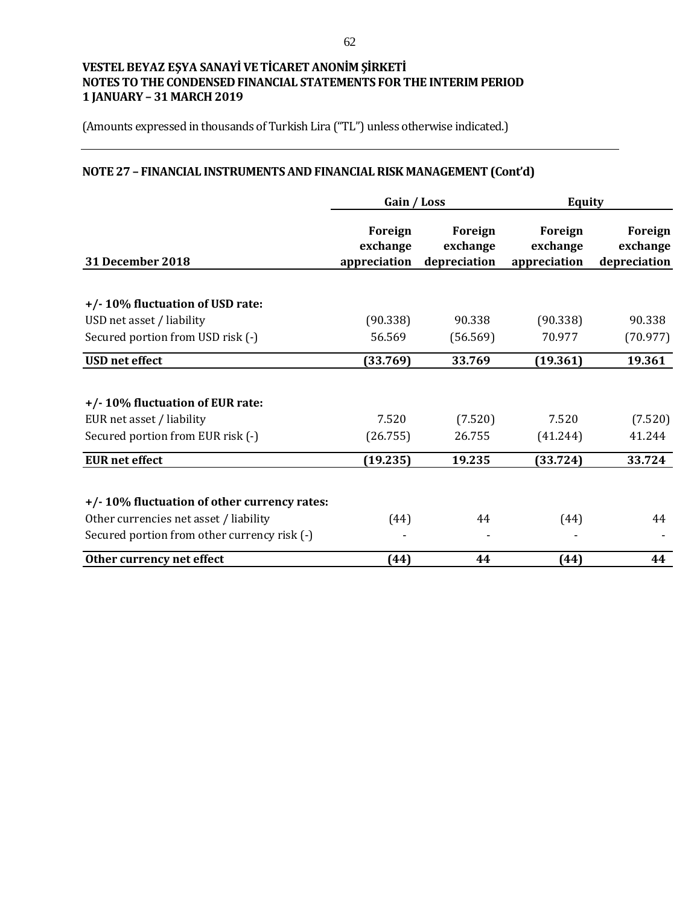**VESTEL BEYAZ EŞYA SANAYİ VE TİCARET ANONİM ŞİRKETİ**
**NOTES TO THE CONDENSED FINANCIAL STATEMENTS FOR THE INTERIM PERIOD**
**1 JANUARY – 31 MARCH 2019**

(Amounts expressed in thousands of Turkish Lira ("TL") unless otherwise indicated.)

## NOTE 27 – FINANCIAL INSTRUMENTS AND FINANCIAL RISK MANAGEMENT (Cont'd)

| | Gain / Loss | | Equity | |
|---|---|---|---|---|
| **31 December 2018** | **Foreign exchange appreciation** | **Foreign exchange depreciation** | **Foreign exchange appreciation** | **Foreign exchange depreciation** |
| **+/- 10% fluctuation of USD rate:** | | | | |
| USD net asset / liability | (90.338) | 90.338 | (90.338) | 90.338 |
| Secured portion from USD risk (-) | 56.569 | (56.569) | 70.977 | (70.977) |
| **USD net effect** | **(33.769)** | **33.769** | **(19.361)** | **19.361** |
| **+/- 10% fluctuation of EUR rate:** | | | | |
| EUR net asset / liability | 7.520 | (7.520) | 7.520 | (7.520) |
| Secured portion from EUR risk (-) | (26.755) | 26.755 | (41.244) | 41.244 |
| **EUR net effect** | **(19.235)** | **19.235** | **(33.724)** | **33.724** |
| **+/- 10% fluctuation of other currency rates:** | | | | |
| Other currencies net asset / liability | (44) | 44 | (44) | 44 |
| Secured portion from other currency risk (-) | - | - | - | - |
| **Other currency net effect** | **(44)** | **44** | **(44)** | **44** |